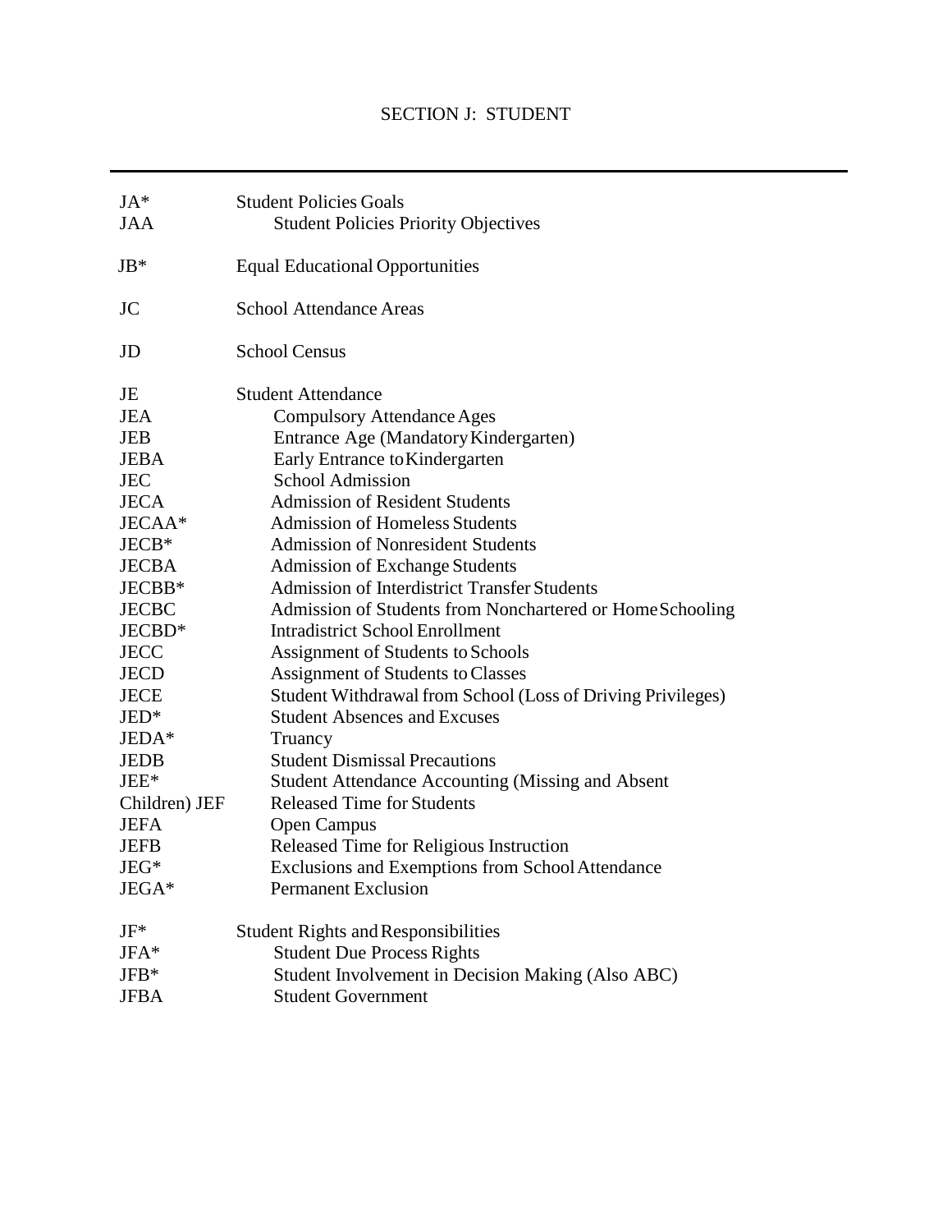# SECTION J: STUDENT

---

| | |
|---|---|
| JA* | Student Policies Goals |
| JAA | Student Policies Priority Objectives |
| JB* | Equal Educational Opportunities |
| JC | School Attendance Areas |
| JD | School Census |
| JE | Student Attendance |
| JEA | Compulsory Attendance Ages |
| JEB | Entrance Age (Mandatory Kindergarten) |
| JEBA | Early Entrance to Kindergarten |
| JEC | School Admission |
| JECA | Admission of Resident Students |
| JECAA* | Admission of Homeless Students |
| JECB* | Admission of Nonresident Students |
| JECBA | Admission of Exchange Students |
| JECBB* | Admission of Interdistrict Transfer Students |
| JECBC | Admission of Students from Nonchartered or Home Schooling |
| JECBD* | Intradistrict School Enrollment |
| JECC | Assignment of Students to Schools |
| JECD | Assignment of Students to Classes |
| JECE | Student Withdrawal from School (Loss of Driving Privileges) |
| JED* | Student Absences and Excuses |
| JEDA* | Truancy |
| JEDB | Student Dismissal Precautions |
| JEE* | Student Attendance Accounting (Missing and Absent |
| Children) JEF | Released Time for Students |
| JEFA | Open Campus |
| JEFB | Released Time for Religious Instruction |
| JEG* | Exclusions and Exemptions from School Attendance |
| JEGA* | Permanent Exclusion |
| JF* | Student Rights and Responsibilities |
| JFA* | Student Due Process Rights |
| JFB* | Student Involvement in Decision Making (Also ABC) |
| JFBA | Student Government |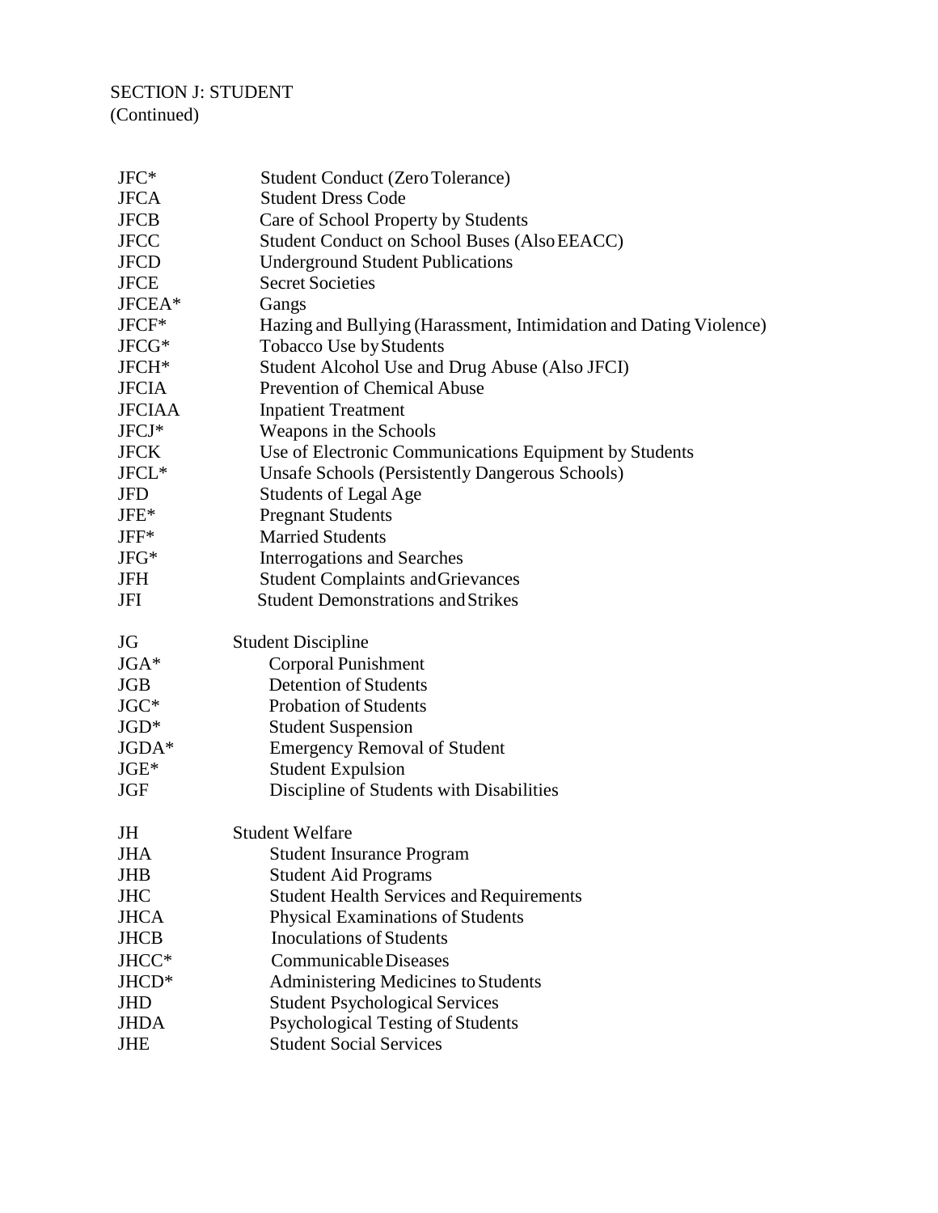SECTION J: STUDENT
(Continued)

| | |
|---|---|
| JFC* | Student Conduct (Zero Tolerance) |
| JFCA | Student Dress Code |
| JFCB | Care of School Property by Students |
| JFCC | Student Conduct on School Buses (Also EEACC) |
| JFCD | Underground Student Publications |
| JFCE | Secret Societies |
| JFCEA* | Gangs |
| JFCF* | Hazing and Bullying (Harassment, Intimidation and Dating Violence) |
| JFCG* | Tobacco Use by Students |
| JFCH* | Student Alcohol Use and Drug Abuse (Also JFCI) |
| JFCIA | Prevention of Chemical Abuse |
| JFCIAA | Inpatient Treatment |
| JFCJ* | Weapons in the Schools |
| JFCK | Use of Electronic Communications Equipment by Students |
| JFCL* | Unsafe Schools (Persistently Dangerous Schools) |
| JFD | Students of Legal Age |
| JFE* | Pregnant Students |
| JFF* | Married Students |
| JFG* | Interrogations and Searches |
| JFH | Student Complaints and Grievances |
| JFI | Student Demonstrations and Strikes |
| | |
| JG | Student Discipline |
| JGA* | Corporal Punishment |
| JGB | Detention of Students |
| JGC* | Probation of Students |
| JGD* | Student Suspension |
| JGDA* | Emergency Removal of Student |
| JGE* | Student Expulsion |
| JGF | Discipline of Students with Disabilities |
| | |
| JH | Student Welfare |
| JHA | Student Insurance Program |
| JHB | Student Aid Programs |
| JHC | Student Health Services and Requirements |
| JHCA | Physical Examinations of Students |
| JHCB | Inoculations of Students |
| JHCC* | Communicable Diseases |
| JHCD* | Administering Medicines to Students |
| JHD | Student Psychological Services |
| JHDA | Psychological Testing of Students |
| JHE | Student Social Services |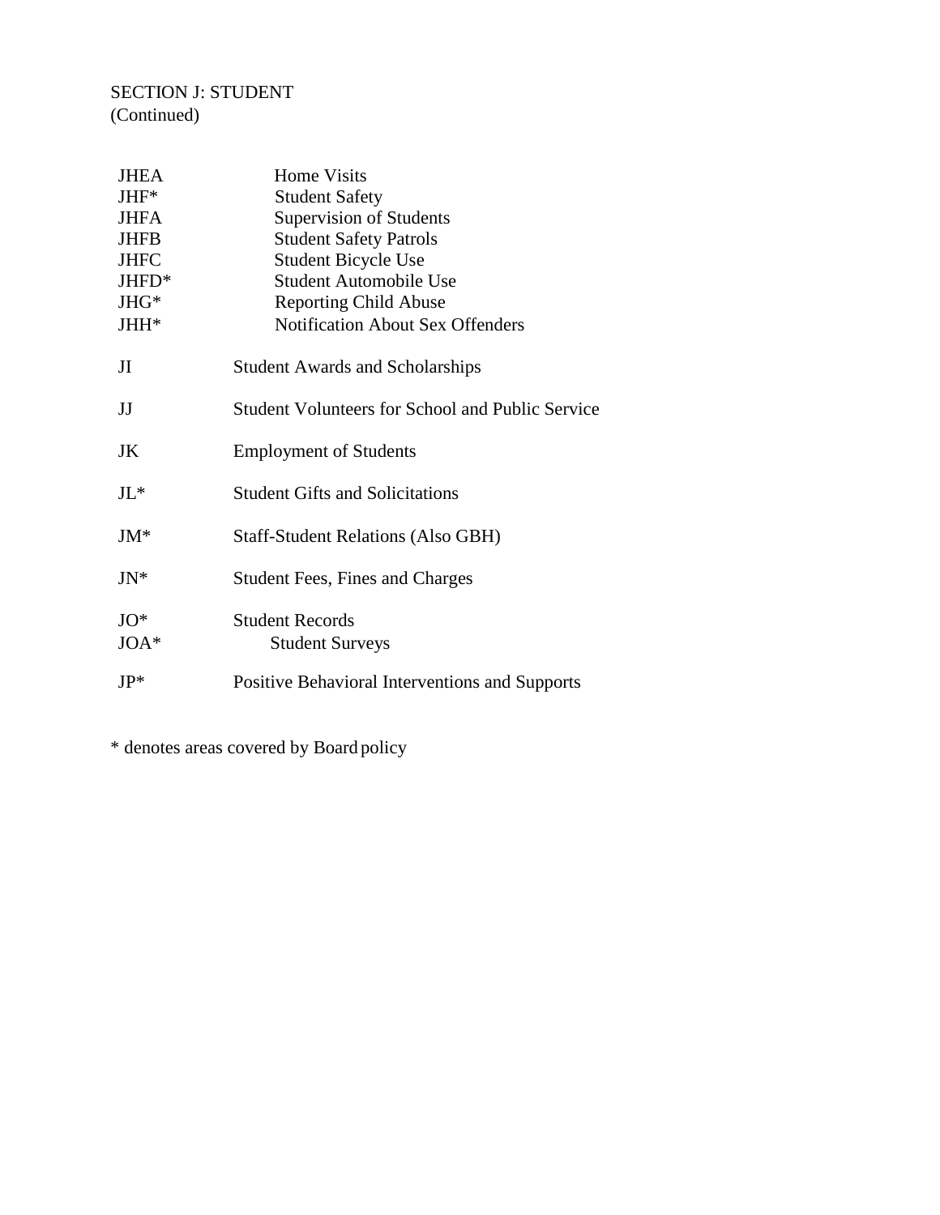SECTION J: STUDENT
(Continued)

| | |
|---|---|
| JHEA | Home Visits |
| JHF* | Student Safety |
| JHFA | Supervision of Students |
| JHFB | Student Safety Patrols |
| JHFC | Student Bicycle Use |
| JHFD* | Student Automobile Use |
| JHG* | Reporting Child Abuse |
| JHH* | Notification About Sex Offenders |
| JI | Student Awards and Scholarships |
| JJ | Student Volunteers for School and Public Service |
| JK | Employment of Students |
| JL* | Student Gifts and Solicitations |
| JM* | Staff-Student Relations (Also GBH) |
| JN* | Student Fees, Fines and Charges |
| JO* | Student Records |
| JOA* | Student Surveys |
| JP* | Positive Behavioral Interventions and Supports |

* denotes areas covered by Board policy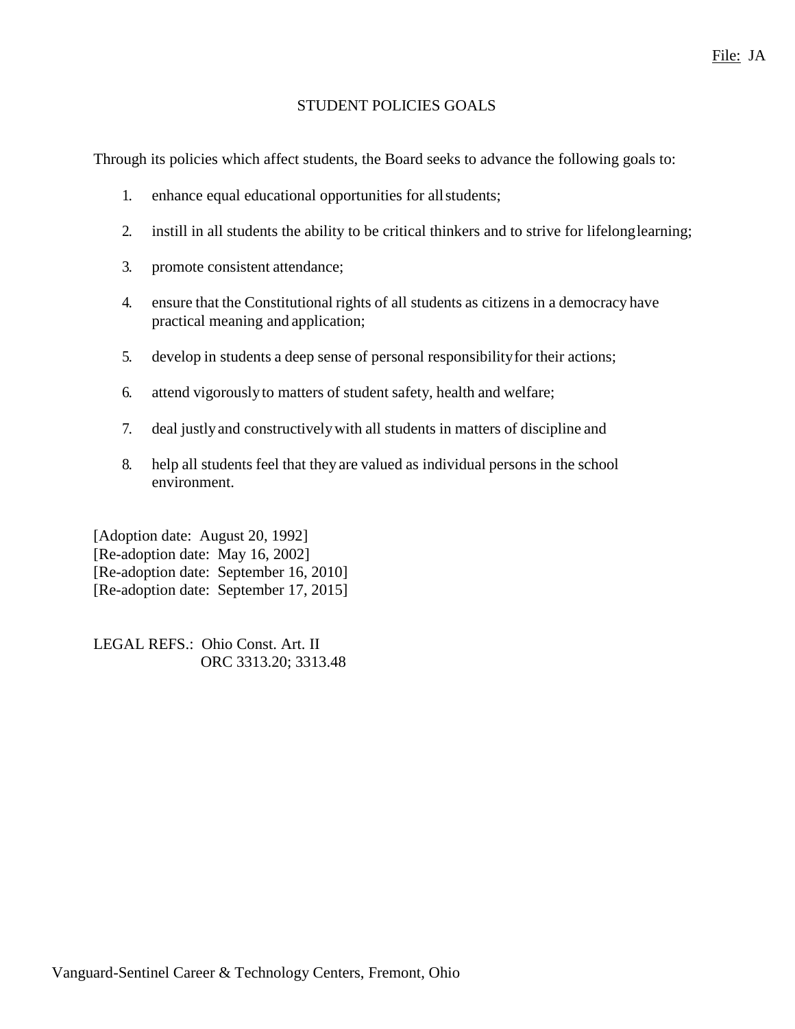File: JA

# STUDENT POLICIES GOALS

Through its policies which affect students, the Board seeks to advance the following goals to:

1. enhance equal educational opportunities for all students;
2. instill in all students the ability to be critical thinkers and to strive for lifelong learning;
3. promote consistent attendance;
4. ensure that the Constitutional rights of all students as citizens in a democracy have practical meaning and application;
5. develop in students a deep sense of personal responsibility for their actions;
6. attend vigorously to matters of student safety, health and welfare;
7. deal justly and constructively with all students in matters of discipline and
8. help all students feel that they are valued as individual persons in the school environment.

[Adoption date: August 20, 1992]
[Re-adoption date: May 16, 2002]
[Re-adoption date: September 16, 2010]
[Re-adoption date: September 17, 2015]

LEGAL REFS.: Ohio Const. Art. II
ORC 3313.20; 3313.48

Vanguard-Sentinel Career & Technology Centers, Fremont, Ohio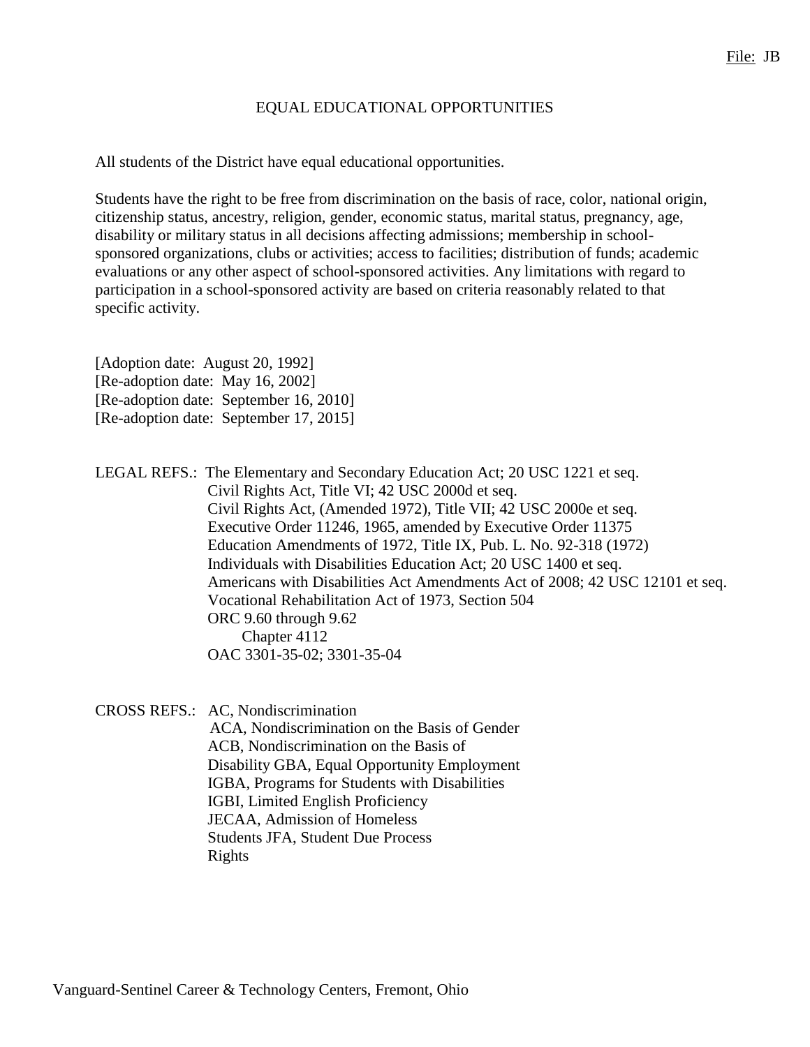File: JB

# EQUAL EDUCATIONAL OPPORTUNITIES

All students of the District have equal educational opportunities.

Students have the right to be free from discrimination on the basis of race, color, national origin, citizenship status, ancestry, religion, gender, economic status, marital status, pregnancy, age, disability or military status in all decisions affecting admissions; membership in school-sponsored organizations, clubs or activities; access to facilities; distribution of funds; academic evaluations or any other aspect of school-sponsored activities. Any limitations with regard to participation in a school-sponsored activity are based on criteria reasonably related to that specific activity.

[Adoption date: August 20, 1992]
[Re-adoption date: May 16, 2002]
[Re-adoption date: September 16, 2010]
[Re-adoption date: September 17, 2015]

LEGAL REFS.: The Elementary and Secondary Education Act; 20 USC 1221 et seq.
Civil Rights Act, Title VI; 42 USC 2000d et seq.
Civil Rights Act, (Amended 1972), Title VII; 42 USC 2000e et seq.
Executive Order 11246, 1965, amended by Executive Order 11375
Education Amendments of 1972, Title IX, Pub. L. No. 92-318 (1972)
Individuals with Disabilities Education Act; 20 USC 1400 et seq.
Americans with Disabilities Act Amendments Act of 2008; 42 USC 12101 et seq.
Vocational Rehabilitation Act of 1973, Section 504
ORC 9.60 through 9.62
Chapter 4112
OAC 3301-35-02; 3301-35-04

CROSS REFS.: AC, Nondiscrimination
ACA, Nondiscrimination on the Basis of Gender
ACB, Nondiscrimination on the Basis of Disability
GBA, Equal Opportunity Employment
IGBA, Programs for Students with Disabilities
IGBI, Limited English Proficiency
JECAA, Admission of Homeless Students
JFA, Student Due Process Rights

Vanguard-Sentinel Career & Technology Centers, Fremont, Ohio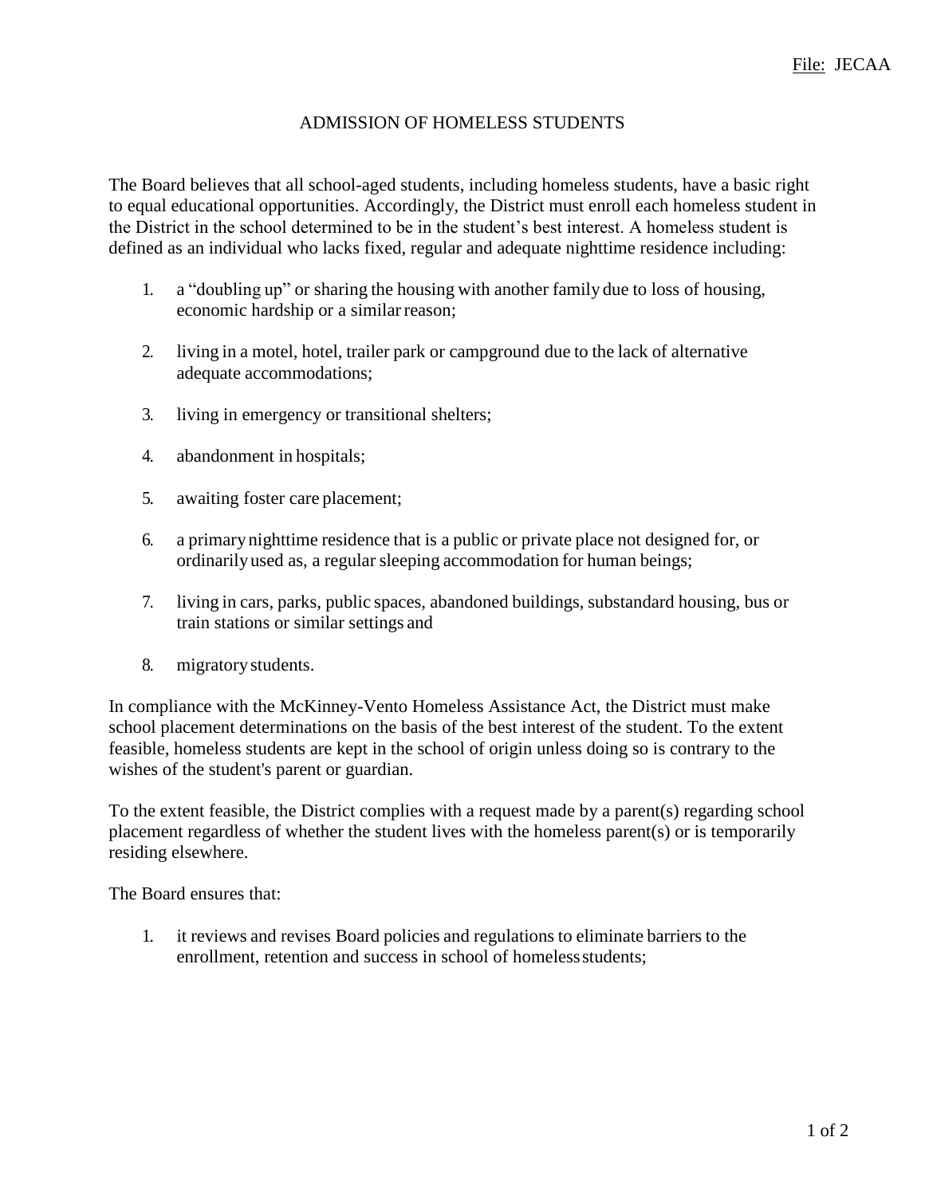File: JECAA

# ADMISSION OF HOMELESS STUDENTS

The Board believes that all school-aged students, including homeless students, have a basic right to equal educational opportunities. Accordingly, the District must enroll each homeless student in the District in the school determined to be in the student's best interest. A homeless student is defined as an individual who lacks fixed, regular and adequate nighttime residence including:

1. a "doubling up" or sharing the housing with another family due to loss of housing, economic hardship or a similar reason;
2. living in a motel, hotel, trailer park or campground due to the lack of alternative adequate accommodations;
3. living in emergency or transitional shelters;
4. abandonment in hospitals;
5. awaiting foster care placement;
6. a primary nighttime residence that is a public or private place not designed for, or ordinarily used as, a regular sleeping accommodation for human beings;
7. living in cars, parks, public spaces, abandoned buildings, substandard housing, bus or train stations or similar settings and
8. migratory students.

In compliance with the McKinney-Vento Homeless Assistance Act, the District must make school placement determinations on the basis of the best interest of the student. To the extent feasible, homeless students are kept in the school of origin unless doing so is contrary to the wishes of the student's parent or guardian.

To the extent feasible, the District complies with a request made by a parent(s) regarding school placement regardless of whether the student lives with the homeless parent(s) or is temporarily residing elsewhere.

The Board ensures that:

1. it reviews and revises Board policies and regulations to eliminate barriers to the enrollment, retention and success in school of homeless students;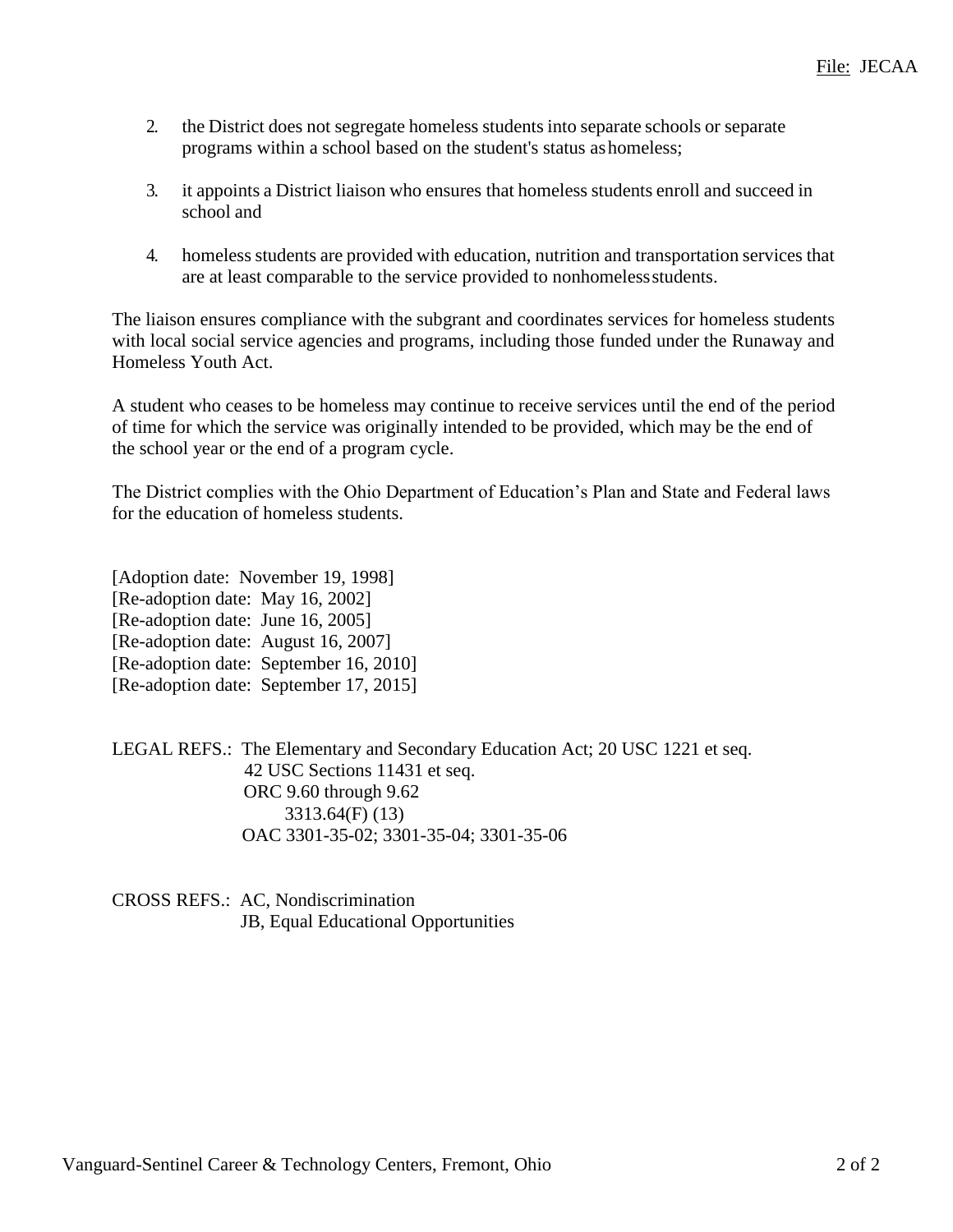2. the District does not segregate homeless students into separate schools or separate programs within a school based on the student's status as homeless;

3. it appoints a District liaison who ensures that homeless students enroll and succeed in school and

4. homeless students are provided with education, nutrition and transportation services that are at least comparable to the service provided to nonhomeless students.

The liaison ensures compliance with the subgrant and coordinates services for homeless students with local social service agencies and programs, including those funded under the Runaway and Homeless Youth Act.

A student who ceases to be homeless may continue to receive services until the end of the period of time for which the service was originally intended to be provided, which may be the end of the school year or the end of a program cycle.

The District complies with the Ohio Department of Education's Plan and State and Federal laws for the education of homeless students.

[Adoption date: November 19, 1998]
[Re-adoption date: May 16, 2002]
[Re-adoption date: June 16, 2005]
[Re-adoption date: August 16, 2007]
[Re-adoption date: September 16, 2010]
[Re-adoption date: September 17, 2015]

LEGAL REFS.: The Elementary and Secondary Education Act; 20 USC 1221 et seq.
42 USC Sections 11431 et seq.
ORC 9.60 through 9.62
3313.64(F) (13)
OAC 3301-35-02; 3301-35-04; 3301-35-06

CROSS REFS.: AC, Nondiscrimination
JB, Equal Educational Opportunities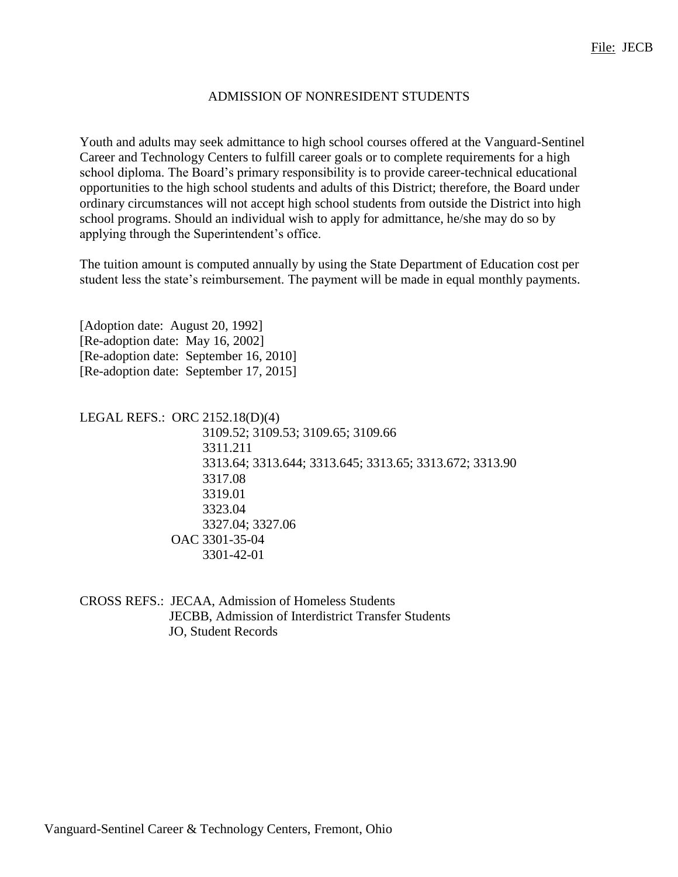File: JECB

# ADMISSION OF NONRESIDENT STUDENTS

Youth and adults may seek admittance to high school courses offered at the Vanguard-Sentinel Career and Technology Centers to fulfill career goals or to complete requirements for a high school diploma. The Board's primary responsibility is to provide career-technical educational opportunities to the high school students and adults of this District; therefore, the Board under ordinary circumstances will not accept high school students from outside the District into high school programs. Should an individual wish to apply for admittance, he/she may do so by applying through the Superintendent's office.

The tuition amount is computed annually by using the State Department of Education cost per student less the state's reimbursement. The payment will be made in equal monthly payments.

[Adoption date: August 20, 1992]
[Re-adoption date: May 16, 2002]
[Re-adoption date: September 16, 2010]
[Re-adoption date: September 17, 2015]

LEGAL REFS.: ORC 2152.18(D)(4)
3109.52; 3109.53; 3109.65; 3109.66
3311.211
3313.64; 3313.644; 3313.645; 3313.65; 3313.672; 3313.90
3317.08
3319.01
3323.04
3327.04; 3327.06
OAC 3301-35-04
3301-42-01

CROSS REFS.: JECAA, Admission of Homeless Students
JECBB, Admission of Interdistrict Transfer Students
JO, Student Records

Vanguard-Sentinel Career & Technology Centers, Fremont, Ohio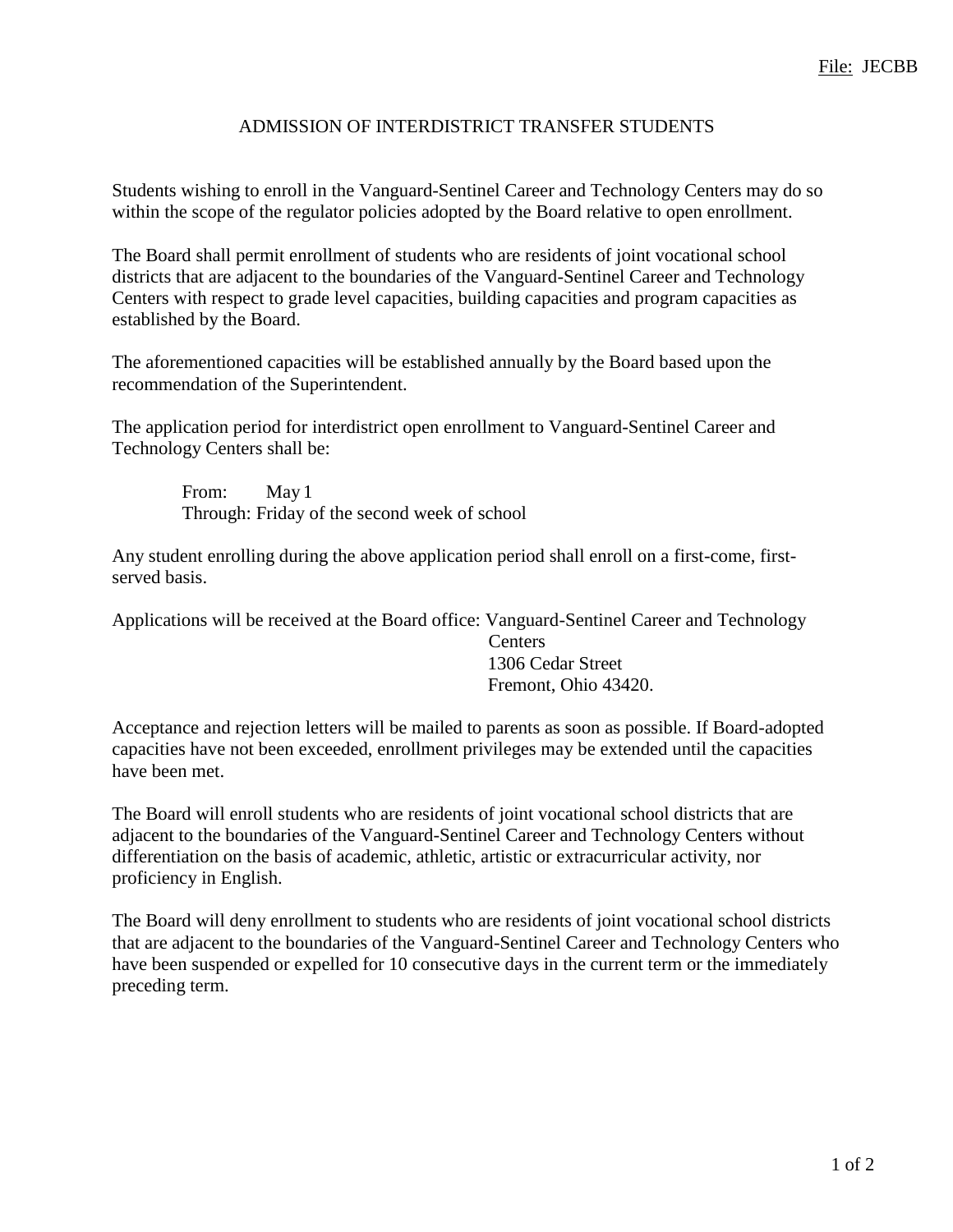File: JECBB

# ADMISSION OF INTERDISTRICT TRANSFER STUDENTS

Students wishing to enroll in the Vanguard-Sentinel Career and Technology Centers may do so within the scope of the regulator policies adopted by the Board relative to open enrollment.

The Board shall permit enrollment of students who are residents of joint vocational school districts that are adjacent to the boundaries of the Vanguard-Sentinel Career and Technology Centers with respect to grade level capacities, building capacities and program capacities as established by the Board.

The aforementioned capacities will be established annually by the Board based upon the recommendation of the Superintendent.

The application period for interdistrict open enrollment to Vanguard-Sentinel Career and Technology Centers shall be:

From: May 1
Through: Friday of the second week of school

Any student enrolling during the above application period shall enroll on a first-come, first-served basis.

Applications will be received at the Board office: Vanguard-Sentinel Career and Technology Centers
1306 Cedar Street
Fremont, Ohio 43420.

Acceptance and rejection letters will be mailed to parents as soon as possible. If Board-adopted capacities have not been exceeded, enrollment privileges may be extended until the capacities have been met.

The Board will enroll students who are residents of joint vocational school districts that are adjacent to the boundaries of the Vanguard-Sentinel Career and Technology Centers without differentiation on the basis of academic, athletic, artistic or extracurricular activity, nor proficiency in English.

The Board will deny enrollment to students who are residents of joint vocational school districts that are adjacent to the boundaries of the Vanguard-Sentinel Career and Technology Centers who have been suspended or expelled for 10 consecutive days in the current term or the immediately preceding term.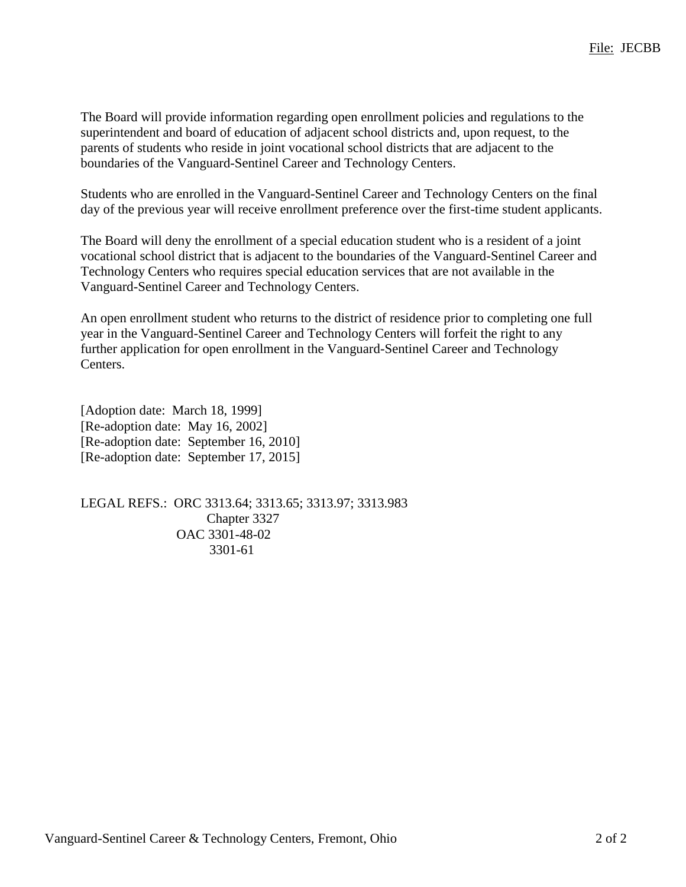The Board will provide information regarding open enrollment policies and regulations to the superintendent and board of education of adjacent school districts and, upon request, to the parents of students who reside in joint vocational school districts that are adjacent to the boundaries of the Vanguard-Sentinel Career and Technology Centers.

Students who are enrolled in the Vanguard-Sentinel Career and Technology Centers on the final day of the previous year will receive enrollment preference over the first-time student applicants.

The Board will deny the enrollment of a special education student who is a resident of a joint vocational school district that is adjacent to the boundaries of the Vanguard-Sentinel Career and Technology Centers who requires special education services that are not available in the Vanguard-Sentinel Career and Technology Centers.

An open enrollment student who returns to the district of residence prior to completing one full year in the Vanguard-Sentinel Career and Technology Centers will forfeit the right to any further application for open enrollment in the Vanguard-Sentinel Career and Technology Centers.

[Adoption date: March 18, 1999]
[Re-adoption date: May 16, 2002]
[Re-adoption date: September 16, 2010]
[Re-adoption date: September 17, 2015]

LEGAL REFS.: ORC 3313.64; 3313.65; 3313.97; 3313.983
Chapter 3327
OAC 3301-48-02
3301-61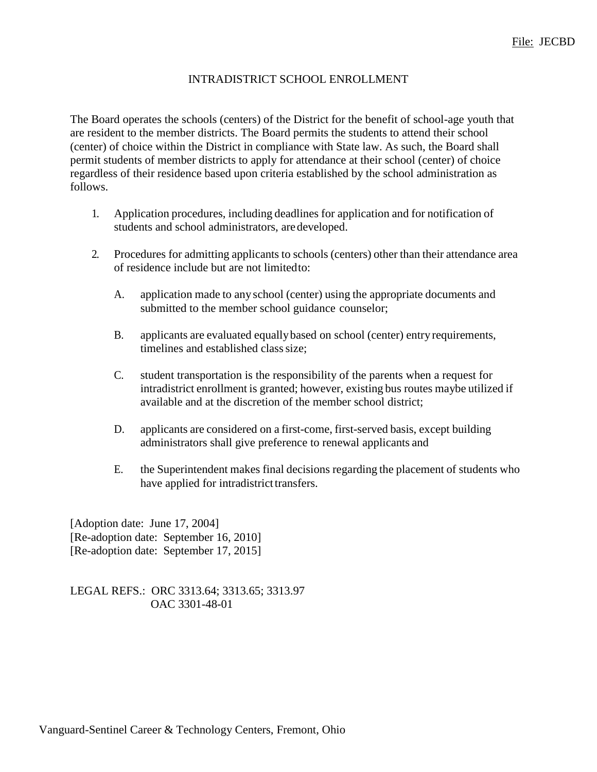File: JECBD

# INTRADISTRICT SCHOOL ENROLLMENT

The Board operates the schools (centers) of the District for the benefit of school-age youth that are resident to the member districts. The Board permits the students to attend their school (center) of choice within the District in compliance with State law. As such, the Board shall permit students of member districts to apply for attendance at their school (center) of choice regardless of their residence based upon criteria established by the school administration as follows.

1. Application procedures, including deadlines for application and for notification of students and school administrators, are developed.

2. Procedures for admitting applicants to schools (centers) other than their attendance area of residence include but are not limited to:

   A. application made to any school (center) using the appropriate documents and submitted to the member school guidance counselor;

   B. applicants are evaluated equally based on school (center) entry requirements, timelines and established class size;

   C. student transportation is the responsibility of the parents when a request for intradistrict enrollment is granted; however, existing bus routes maybe utilized if available and at the discretion of the member school district;

   D. applicants are considered on a first-come, first-served basis, except building administrators shall give preference to renewal applicants and

   E. the Superintendent makes final decisions regarding the placement of students who have applied for intradistrict transfers.

[Adoption date: June 17, 2004]
[Re-adoption date: September 16, 2010]
[Re-adoption date: September 17, 2015]

LEGAL REFS.: ORC 3313.64; 3313.65; 3313.97
OAC 3301-48-01

Vanguard-Sentinel Career & Technology Centers, Fremont, Ohio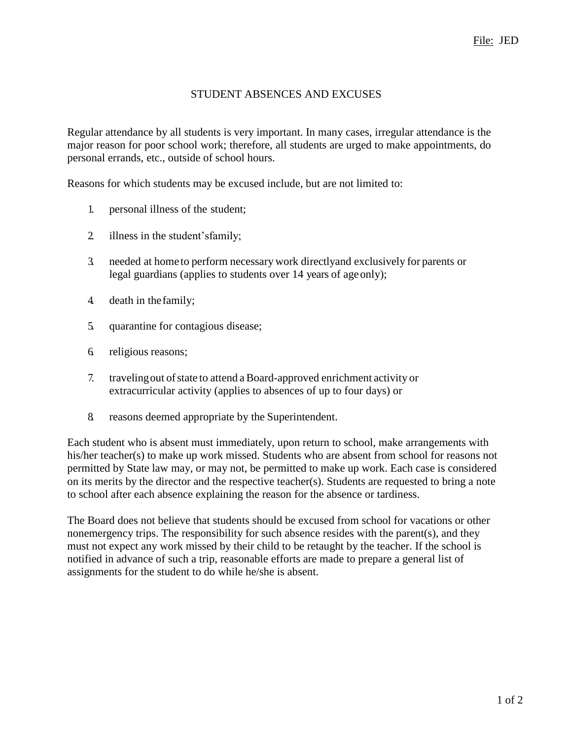File: JED

# STUDENT ABSENCES AND EXCUSES

Regular attendance by all students is very important. In many cases, irregular attendance is the major reason for poor school work; therefore, all students are urged to make appointments, do personal errands, etc., outside of school hours.

Reasons for which students may be excused include, but are not limited to:

1. personal illness of the student;
2. illness in the student's family;
3. needed at home to perform necessary work directly and exclusively for parents or legal guardians (applies to students over 14 years of age only);
4. death in the family;
5. quarantine for contagious disease;
6. religious reasons;
7. traveling out of state to attend a Board-approved enrichment activity or extracurricular activity (applies to absences of up to four days) or
8. reasons deemed appropriate by the Superintendent.

Each student who is absent must immediately, upon return to school, make arrangements with his/her teacher(s) to make up work missed. Students who are absent from school for reasons not permitted by State law may, or may not, be permitted to make up work. Each case is considered on its merits by the director and the respective teacher(s). Students are requested to bring a note to school after each absence explaining the reason for the absence or tardiness.

The Board does not believe that students should be excused from school for vacations or other nonemergency trips. The responsibility for such absence resides with the parent(s), and they must not expect any work missed by their child to be retaught by the teacher. If the school is notified in advance of such a trip, reasonable efforts are made to prepare a general list of assignments for the student to do while he/she is absent.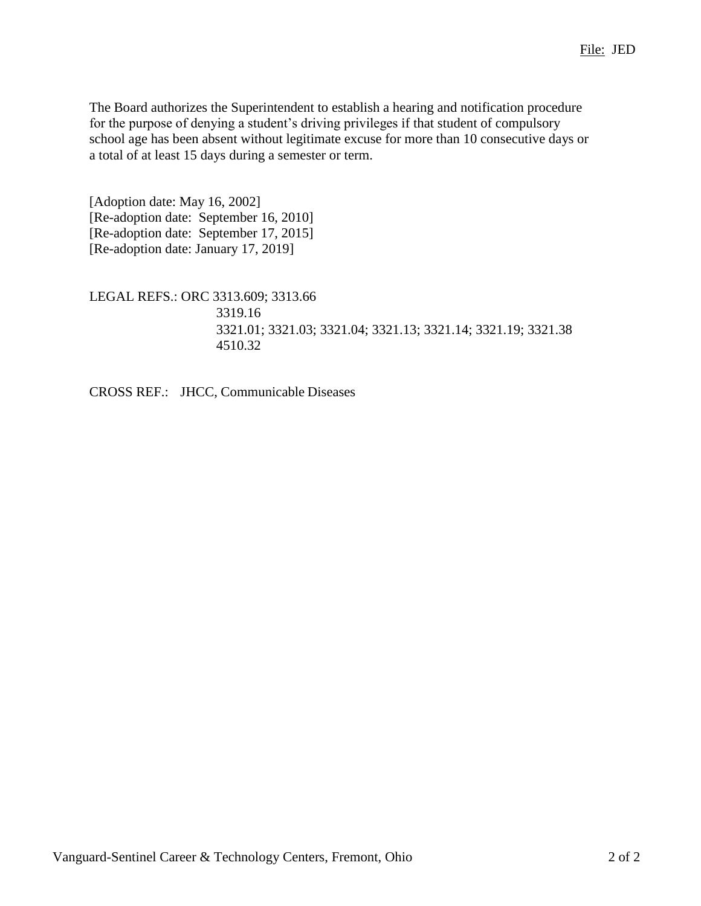The Board authorizes the Superintendent to establish a hearing and notification procedure for the purpose of denying a student's driving privileges if that student of compulsory school age has been absent without legitimate excuse for more than 10 consecutive days or a total of at least 15 days during a semester or term.

[Adoption date: May 16, 2002]
[Re-adoption date: September 16, 2010]
[Re-adoption date: September 17, 2015]
[Re-adoption date: January 17, 2019]

LEGAL REFS.: ORC 3313.609; 3313.66
3319.16
3321.01; 3321.03; 3321.04; 3321.13; 3321.14; 3321.19; 3321.38
4510.32

CROSS REF.: JHCC, Communicable Diseases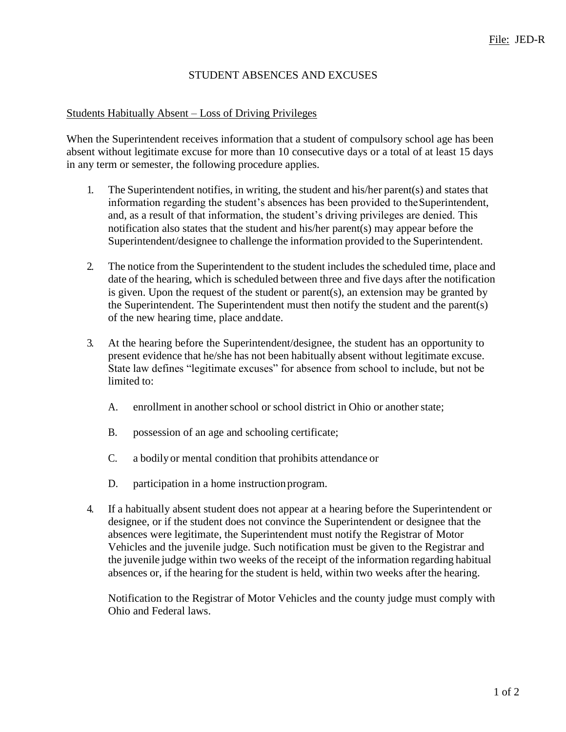File: JED-R

# STUDENT ABSENCES AND EXCUSES

## Students Habitually Absent – Loss of Driving Privileges

When the Superintendent receives information that a student of compulsory school age has been absent without legitimate excuse for more than 10 consecutive days or a total of at least 15 days in any term or semester, the following procedure applies.

1. The Superintendent notifies, in writing, the student and his/her parent(s) and states that information regarding the student's absences has been provided to the Superintendent, and, as a result of that information, the student's driving privileges are denied. This notification also states that the student and his/her parent(s) may appear before the Superintendent/designee to challenge the information provided to the Superintendent.

2. The notice from the Superintendent to the student includes the scheduled time, place and date of the hearing, which is scheduled between three and five days after the notification is given. Upon the request of the student or parent(s), an extension may be granted by the Superintendent. The Superintendent must then notify the student and the parent(s) of the new hearing time, place and date.

3. At the hearing before the Superintendent/designee, the student has an opportunity to present evidence that he/she has not been habitually absent without legitimate excuse. State law defines "legitimate excuses" for absence from school to include, but not be limited to:

   A. enrollment in another school or school district in Ohio or another state;

   B. possession of an age and schooling certificate;

   C. a bodily or mental condition that prohibits attendance or

   D. participation in a home instruction program.

4. If a habitually absent student does not appear at a hearing before the Superintendent or designee, or if the student does not convince the Superintendent or designee that the absences were legitimate, the Superintendent must notify the Registrar of Motor Vehicles and the juvenile judge. Such notification must be given to the Registrar and the juvenile judge within two weeks of the receipt of the information regarding habitual absences or, if the hearing for the student is held, within two weeks after the hearing.

   Notification to the Registrar of Motor Vehicles and the county judge must comply with Ohio and Federal laws.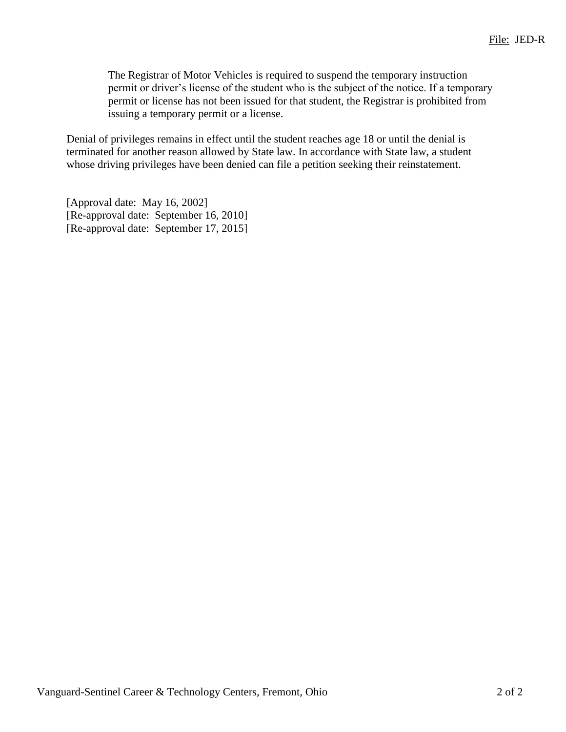The Registrar of Motor Vehicles is required to suspend the temporary instruction permit or driver's license of the student who is the subject of the notice. If a temporary permit or license has not been issued for that student, the Registrar is prohibited from issuing a temporary permit or a license.

Denial of privileges remains in effect until the student reaches age 18 or until the denial is terminated for another reason allowed by State law. In accordance with State law, a student whose driving privileges have been denied can file a petition seeking their reinstatement.

[Approval date: May 16, 2002]
[Re-approval date: September 16, 2010]
[Re-approval date: September 17, 2015]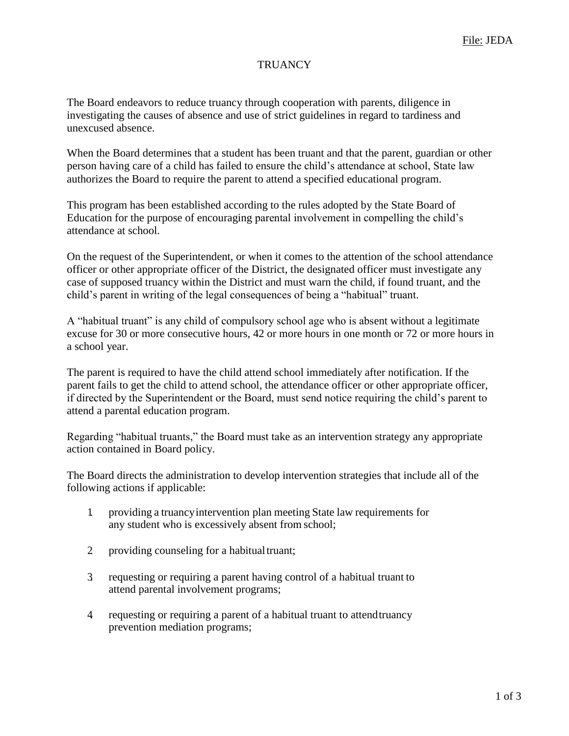File: JEDA

# TRUANCY

The Board endeavors to reduce truancy through cooperation with parents, diligence in investigating the causes of absence and use of strict guidelines in regard to tardiness and unexcused absence.

When the Board determines that a student has been truant and that the parent, guardian or other person having care of a child has failed to ensure the child's attendance at school, State law authorizes the Board to require the parent to attend a specified educational program.

This program has been established according to the rules adopted by the State Board of Education for the purpose of encouraging parental involvement in compelling the child's attendance at school.

On the request of the Superintendent, or when it comes to the attention of the school attendance officer or other appropriate officer of the District, the designated officer must investigate any case of supposed truancy within the District and must warn the child, if found truant, and the child's parent in writing of the legal consequences of being a "habitual" truant.

A "habitual truant" is any child of compulsory school age who is absent without a legitimate excuse for 30 or more consecutive hours, 42 or more hours in one month or 72 or more hours in a school year.

The parent is required to have the child attend school immediately after notification. If the parent fails to get the child to attend school, the attendance officer or other appropriate officer, if directed by the Superintendent or the Board, must send notice requiring the child's parent to attend a parental education program.

Regarding "habitual truants," the Board must take as an intervention strategy any appropriate action contained in Board policy.

The Board directs the administration to develop intervention strategies that include all of the following actions if applicable:

1. providing a truancy intervention plan meeting State law requirements for any student who is excessively absent from school;
2. providing counseling for a habitual truant;
3. requesting or requiring a parent having control of a habitual truant to attend parental involvement programs;
4. requesting or requiring a parent of a habitual truant to attend truancy prevention mediation programs;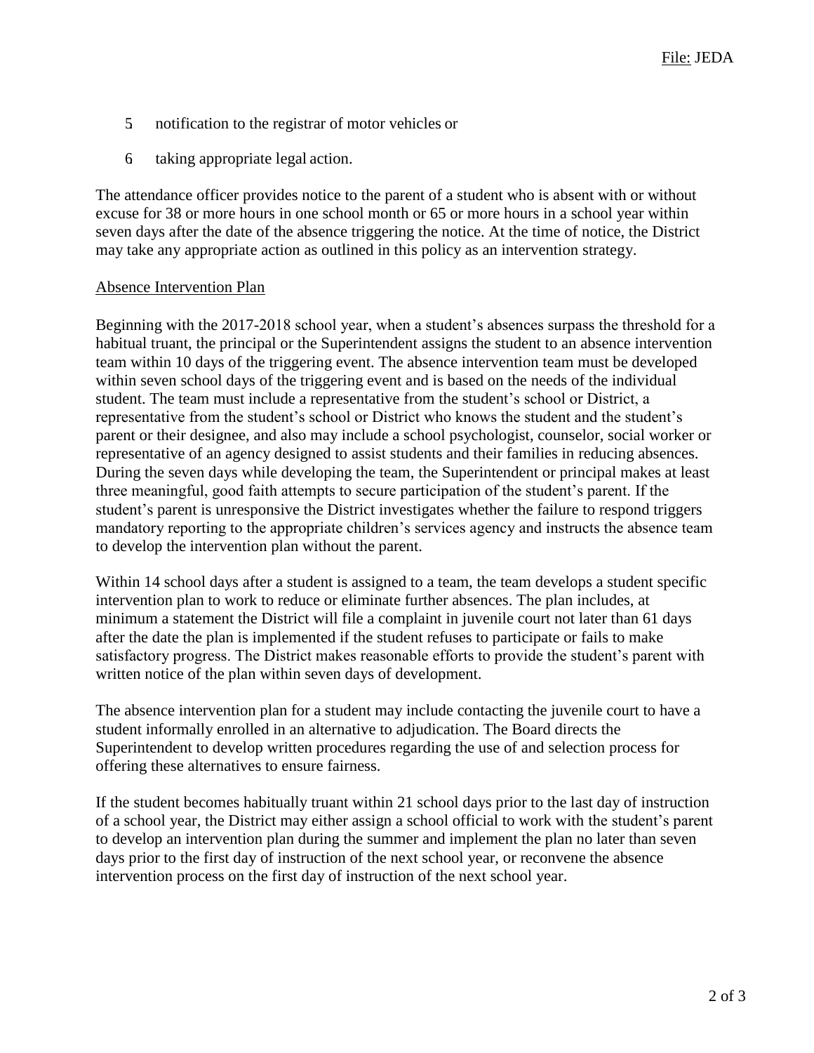5. notification to the registrar of motor vehicles or
6. taking appropriate legal action.

The attendance officer provides notice to the parent of a student who is absent with or without excuse for 38 or more hours in one school month or 65 or more hours in a school year within seven days after the date of the absence triggering the notice. At the time of notice, the District may take any appropriate action as outlined in this policy as an intervention strategy.

## Absence Intervention Plan

Beginning with the 2017-2018 school year, when a student's absences surpass the threshold for a habitual truant, the principal or the Superintendent assigns the student to an absence intervention team within 10 days of the triggering event. The absence intervention team must be developed within seven school days of the triggering event and is based on the needs of the individual student. The team must include a representative from the student's school or District, a representative from the student's school or District who knows the student and the student's parent or their designee, and also may include a school psychologist, counselor, social worker or representative of an agency designed to assist students and their families in reducing absences. During the seven days while developing the team, the Superintendent or principal makes at least three meaningful, good faith attempts to secure participation of the student's parent. If the student's parent is unresponsive the District investigates whether the failure to respond triggers mandatory reporting to the appropriate children's services agency and instructs the absence team to develop the intervention plan without the parent.

Within 14 school days after a student is assigned to a team, the team develops a student specific intervention plan to work to reduce or eliminate further absences. The plan includes, at minimum a statement the District will file a complaint in juvenile court not later than 61 days after the date the plan is implemented if the student refuses to participate or fails to make satisfactory progress. The District makes reasonable efforts to provide the student's parent with written notice of the plan within seven days of development.

The absence intervention plan for a student may include contacting the juvenile court to have a student informally enrolled in an alternative to adjudication. The Board directs the Superintendent to develop written procedures regarding the use of and selection process for offering these alternatives to ensure fairness.

If the student becomes habitually truant within 21 school days prior to the last day of instruction of a school year, the District may either assign a school official to work with the student's parent to develop an intervention plan during the summer and implement the plan no later than seven days prior to the first day of instruction of the next school year, or reconvene the absence intervention process on the first day of instruction of the next school year.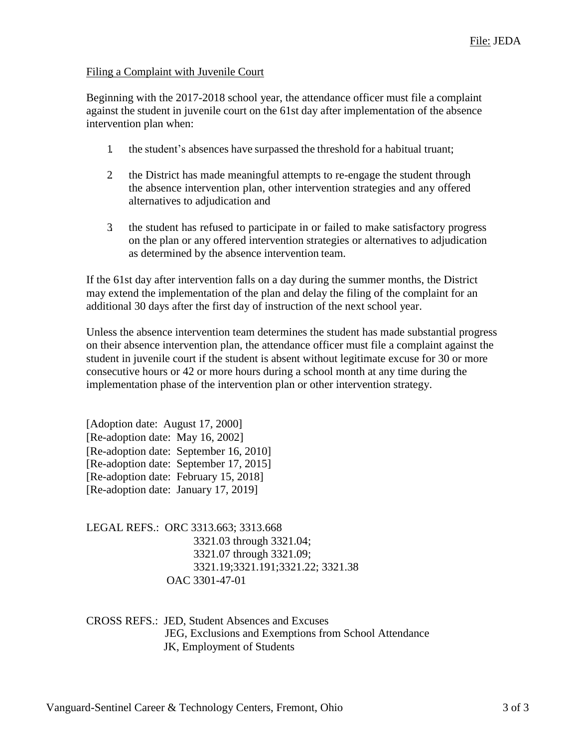File: JEDA

Filing a Complaint with Juvenile Court

Beginning with the 2017-2018 school year, the attendance officer must file a complaint against the student in juvenile court on the 61st day after implementation of the absence intervention plan when:

1. the student's absences have surpassed the threshold for a habitual truant;
2. the District has made meaningful attempts to re-engage the student through the absence intervention plan, other intervention strategies and any offered alternatives to adjudication and
3. the student has refused to participate in or failed to make satisfactory progress on the plan or any offered intervention strategies or alternatives to adjudication as determined by the absence intervention team.

If the 61st day after intervention falls on a day during the summer months, the District may extend the implementation of the plan and delay the filing of the complaint for an additional 30 days after the first day of instruction of the next school year.

Unless the absence intervention team determines the student has made substantial progress on their absence intervention plan, the attendance officer must file a complaint against the student in juvenile court if the student is absent without legitimate excuse for 30 or more consecutive hours or 42 or more hours during a school month at any time during the implementation phase of the intervention plan or other intervention strategy.

[Adoption date: August 17, 2000]
[Re-adoption date: May 16, 2002]
[Re-adoption date: September 16, 2010]
[Re-adoption date: September 17, 2015]
[Re-adoption date: February 15, 2018]
[Re-adoption date: January 17, 2019]

LEGAL REFS.: ORC 3313.663; 3313.668
3321.03 through 3321.04;
3321.07 through 3321.09;
3321.19;3321.191;3321.22; 3321.38
OAC 3301-47-01

CROSS REFS.: JED, Student Absences and Excuses
JEG, Exclusions and Exemptions from School Attendance
JK, Employment of Students

Vanguard-Sentinel Career & Technology Centers, Fremont, Ohio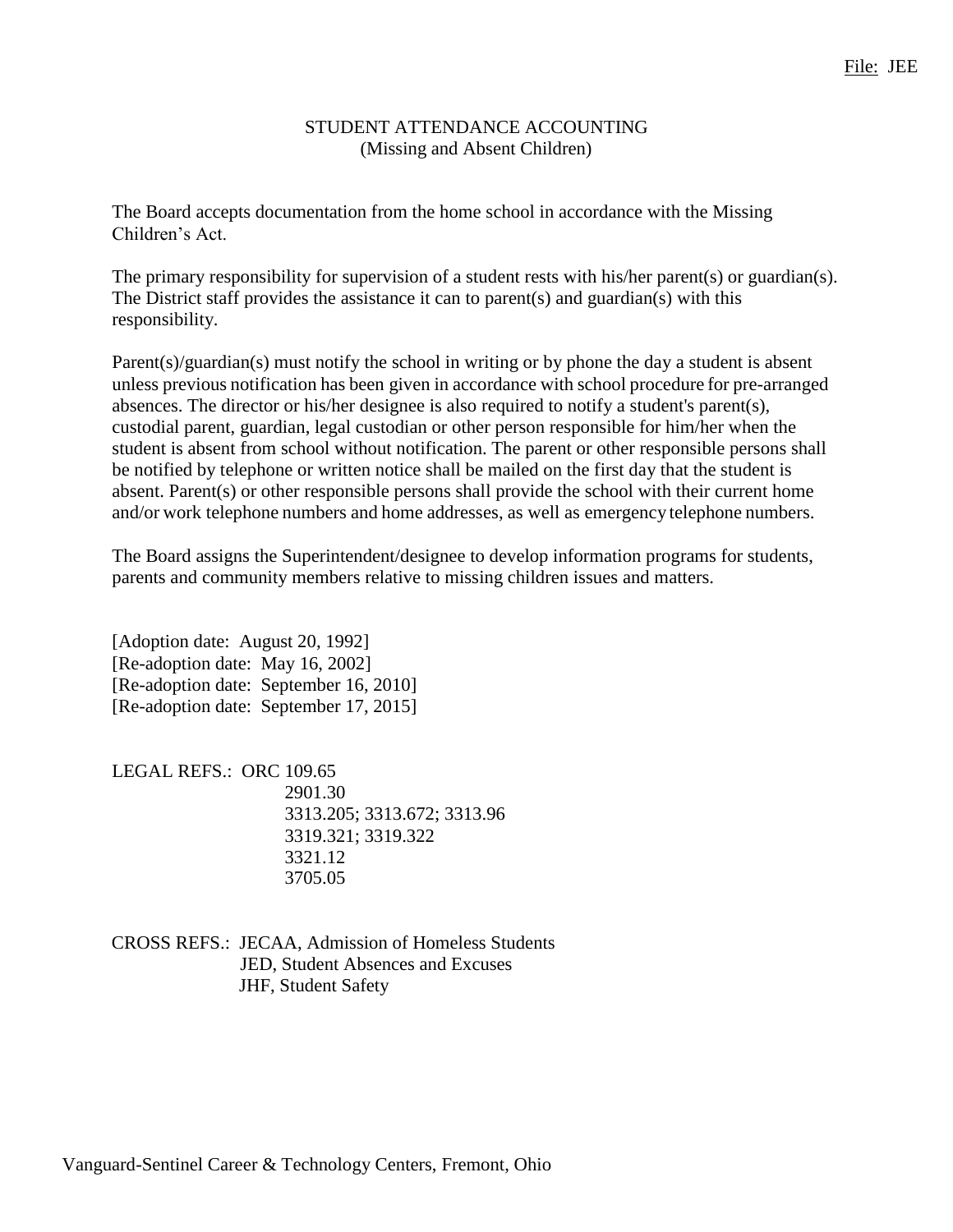File: JEE

# STUDENT ATTENDANCE ACCOUNTING
## (Missing and Absent Children)

The Board accepts documentation from the home school in accordance with the Missing Children's Act.

The primary responsibility for supervision of a student rests with his/her parent(s) or guardian(s). The District staff provides the assistance it can to parent(s) and guardian(s) with this responsibility.

Parent(s)/guardian(s) must notify the school in writing or by phone the day a student is absent unless previous notification has been given in accordance with school procedure for pre-arranged absences. The director or his/her designee is also required to notify a student's parent(s), custodial parent, guardian, legal custodian or other person responsible for him/her when the student is absent from school without notification. The parent or other responsible persons shall be notified by telephone or written notice shall be mailed on the first day that the student is absent. Parent(s) or other responsible persons shall provide the school with their current home and/or work telephone numbers and home addresses, as well as emergency telephone numbers.

The Board assigns the Superintendent/designee to develop information programs for students, parents and community members relative to missing children issues and matters.

[Adoption date: August 20, 1992]
[Re-adoption date: May 16, 2002]
[Re-adoption date: September 16, 2010]
[Re-adoption date: September 17, 2015]

LEGAL REFS.: ORC 109.65
2901.30
3313.205; 3313.672; 3313.96
3319.321; 3319.322
3321.12
3705.05

CROSS REFS.: JECAA, Admission of Homeless Students
JED, Student Absences and Excuses
JHF, Student Safety

Vanguard-Sentinel Career & Technology Centers, Fremont, Ohio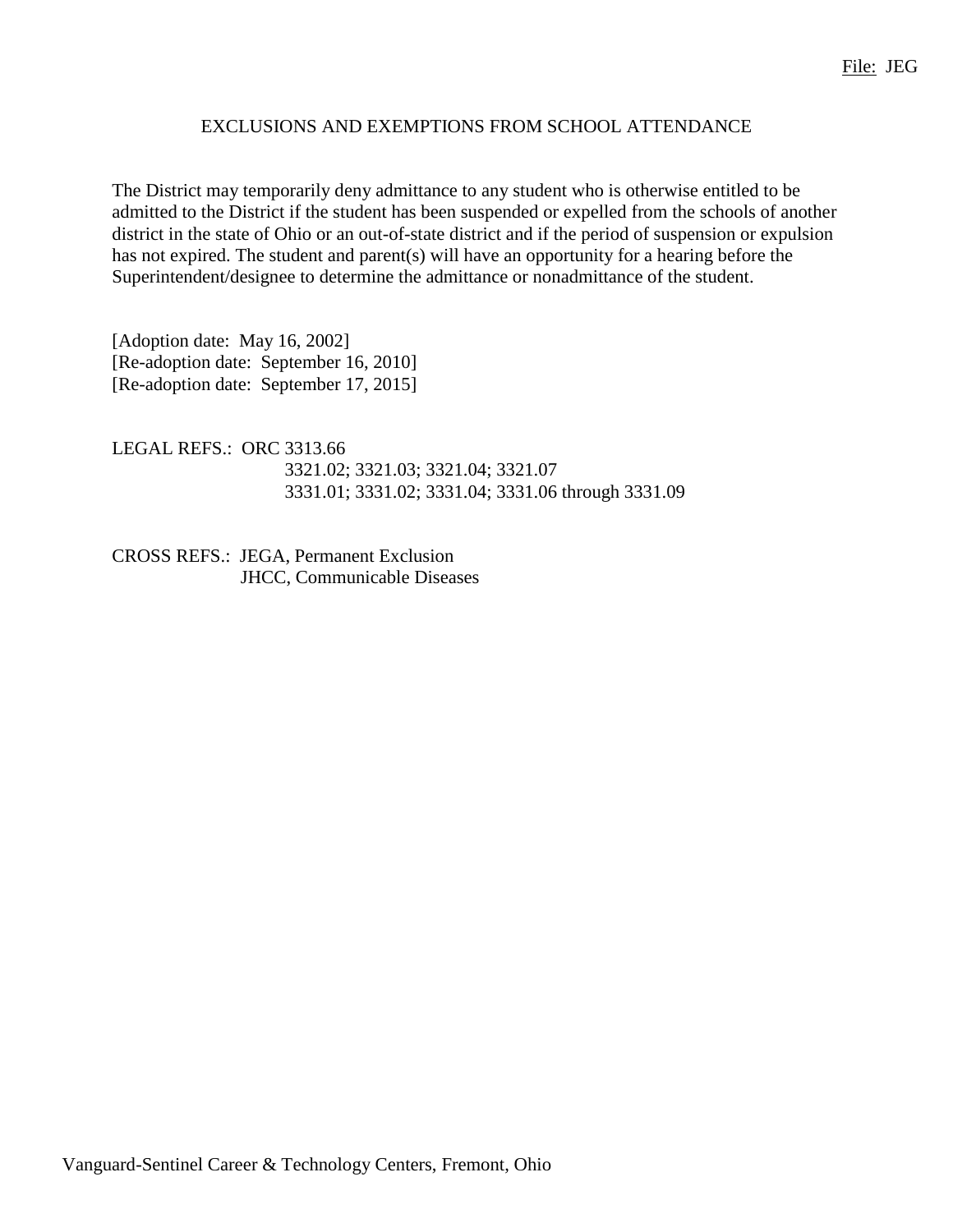File: JEG

# EXCLUSIONS AND EXEMPTIONS FROM SCHOOL ATTENDANCE

The District may temporarily deny admittance to any student who is otherwise entitled to be admitted to the District if the student has been suspended or expelled from the schools of another district in the state of Ohio or an out-of-state district and if the period of suspension or expulsion has not expired. The student and parent(s) will have an opportunity for a hearing before the Superintendent/designee to determine the admittance or nonadmittance of the student.

[Adoption date: May 16, 2002]
[Re-adoption date: September 16, 2010]
[Re-adoption date: September 17, 2015]

LEGAL REFS.: ORC 3313.66
3321.02; 3321.03; 3321.04; 3321.07
3331.01; 3331.02; 3331.04; 3331.06 through 3331.09

CROSS REFS.: JEGA, Permanent Exclusion
JHCC, Communicable Diseases

Vanguard-Sentinel Career & Technology Centers, Fremont, Ohio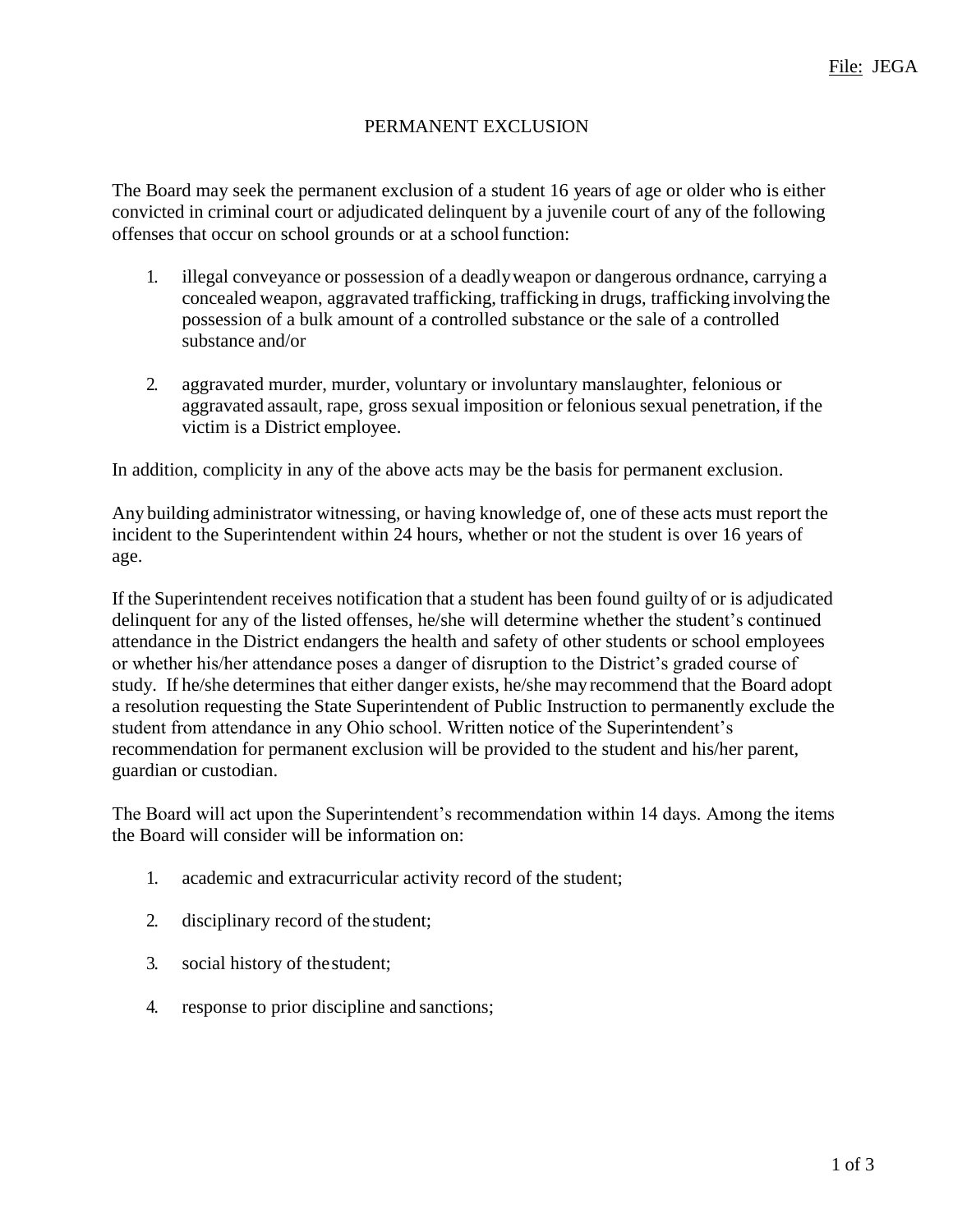File: JEGA

# PERMANENT EXCLUSION

The Board may seek the permanent exclusion of a student 16 years of age or older who is either convicted in criminal court or adjudicated delinquent by a juvenile court of any of the following offenses that occur on school grounds or at a school function:

1. illegal conveyance or possession of a deadly weapon or dangerous ordnance, carrying a concealed weapon, aggravated trafficking, trafficking in drugs, trafficking involving the possession of a bulk amount of a controlled substance or the sale of a controlled substance and/or

2. aggravated murder, murder, voluntary or involuntary manslaughter, felonious or aggravated assault, rape, gross sexual imposition or felonious sexual penetration, if the victim is a District employee.

In addition, complicity in any of the above acts may be the basis for permanent exclusion.

Any building administrator witnessing, or having knowledge of, one of these acts must report the incident to the Superintendent within 24 hours, whether or not the student is over 16 years of age.

If the Superintendent receives notification that a student has been found guilty of or is adjudicated delinquent for any of the listed offenses, he/she will determine whether the student's continued attendance in the District endangers the health and safety of other students or school employees or whether his/her attendance poses a danger of disruption to the District's graded course of study. If he/she determines that either danger exists, he/she may recommend that the Board adopt a resolution requesting the State Superintendent of Public Instruction to permanently exclude the student from attendance in any Ohio school. Written notice of the Superintendent's recommendation for permanent exclusion will be provided to the student and his/her parent, guardian or custodian.

The Board will act upon the Superintendent's recommendation within 14 days. Among the items the Board will consider will be information on:

1. academic and extracurricular activity record of the student;

2. disciplinary record of the student;

3. social history of the student;

4. response to prior discipline and sanctions;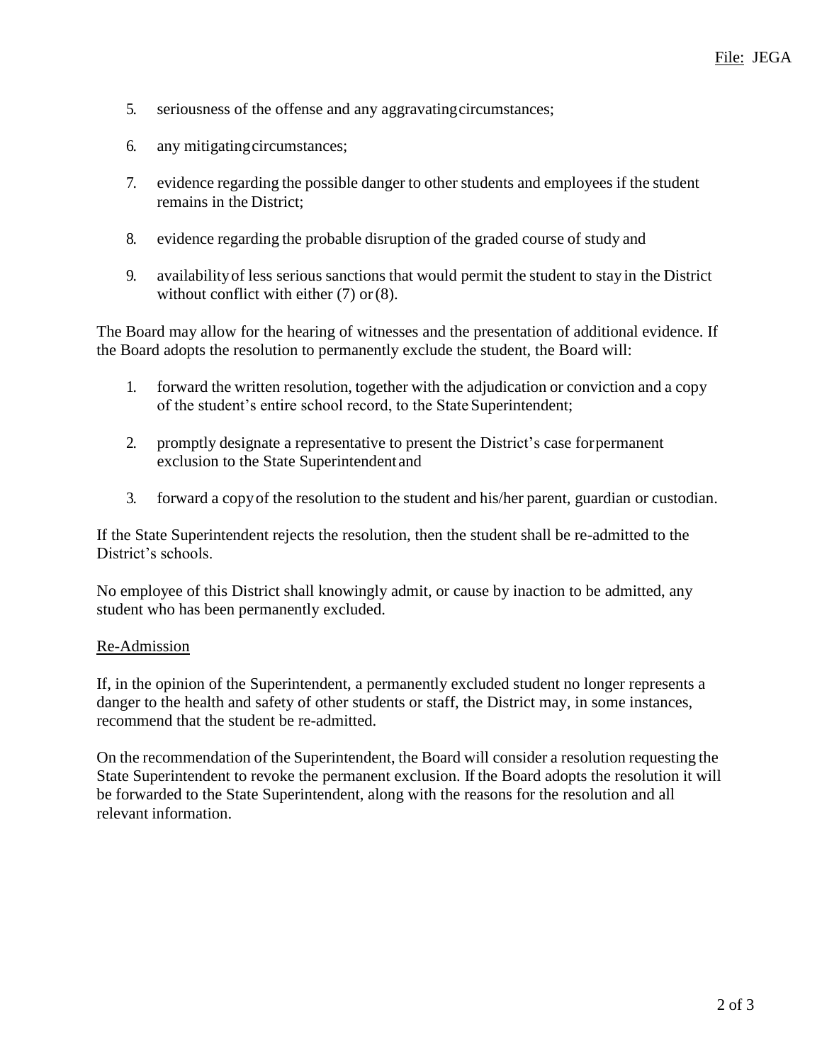5. seriousness of the offense and any aggravating circumstances;

6. any mitigating circumstances;

7. evidence regarding the possible danger to other students and employees if the student remains in the District;

8. evidence regarding the probable disruption of the graded course of study and

9. availability of less serious sanctions that would permit the student to stay in the District without conflict with either (7) or (8).

The Board may allow for the hearing of witnesses and the presentation of additional evidence. If the Board adopts the resolution to permanently exclude the student, the Board will:

1. forward the written resolution, together with the adjudication or conviction and a copy of the student's entire school record, to the State Superintendent;

2. promptly designate a representative to present the District's case for permanent exclusion to the State Superintendent and

3. forward a copy of the resolution to the student and his/her parent, guardian or custodian.

If the State Superintendent rejects the resolution, then the student shall be re-admitted to the District's schools.

No employee of this District shall knowingly admit, or cause by inaction to be admitted, any student who has been permanently excluded.

## Re-Admission

If, in the opinion of the Superintendent, a permanently excluded student no longer represents a danger to the health and safety of other students or staff, the District may, in some instances, recommend that the student be re-admitted.

On the recommendation of the Superintendent, the Board will consider a resolution requesting the State Superintendent to revoke the permanent exclusion. If the Board adopts the resolution it will be forwarded to the State Superintendent, along with the reasons for the resolution and all relevant information.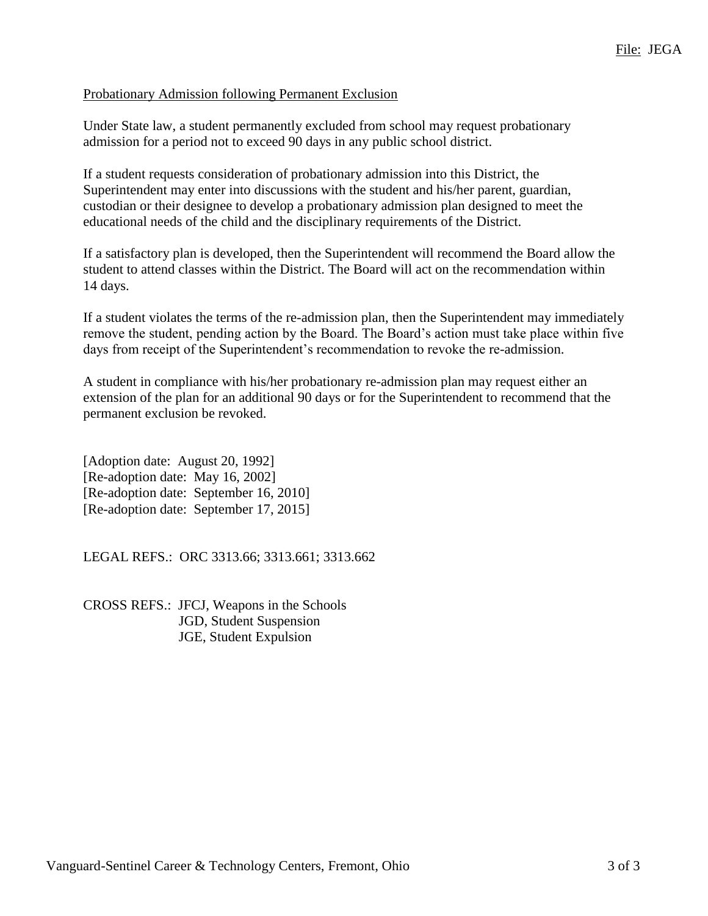Probationary Admission following Permanent Exclusion

Under State law, a student permanently excluded from school may request probationary admission for a period not to exceed 90 days in any public school district.

If a student requests consideration of probationary admission into this District, the Superintendent may enter into discussions with the student and his/her parent, guardian, custodian or their designee to develop a probationary admission plan designed to meet the educational needs of the child and the disciplinary requirements of the District.

If a satisfactory plan is developed, then the Superintendent will recommend the Board allow the student to attend classes within the District. The Board will act on the recommendation within 14 days.

If a student violates the terms of the re-admission plan, then the Superintendent may immediately remove the student, pending action by the Board. The Board's action must take place within five days from receipt of the Superintendent's recommendation to revoke the re-admission.

A student in compliance with his/her probationary re-admission plan may request either an extension of the plan for an additional 90 days or for the Superintendent to recommend that the permanent exclusion be revoked.

[Adoption date: August 20, 1992]
[Re-adoption date: May 16, 2002]
[Re-adoption date: September 16, 2010]
[Re-adoption date: September 17, 2015]

LEGAL REFS.: ORC 3313.66; 3313.661; 3313.662

CROSS REFS.: JFCJ, Weapons in the Schools
JGD, Student Suspension
JGE, Student Expulsion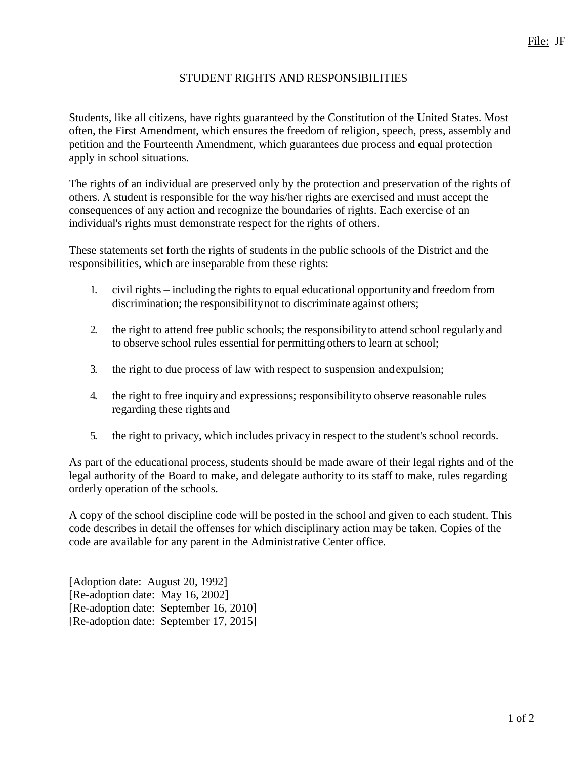File: JF

# STUDENT RIGHTS AND RESPONSIBILITIES

Students, like all citizens, have rights guaranteed by the Constitution of the United States. Most often, the First Amendment, which ensures the freedom of religion, speech, press, assembly and petition and the Fourteenth Amendment, which guarantees due process and equal protection apply in school situations.

The rights of an individual are preserved only by the protection and preservation of the rights of others. A student is responsible for the way his/her rights are exercised and must accept the consequences of any action and recognize the boundaries of rights. Each exercise of an individual's rights must demonstrate respect for the rights of others.

These statements set forth the rights of students in the public schools of the District and the responsibilities, which are inseparable from these rights:

1. civil rights – including the rights to equal educational opportunity and freedom from discrimination; the responsibility not to discriminate against others;

2. the right to attend free public schools; the responsibility to attend school regularly and to observe school rules essential for permitting others to learn at school;

3. the right to due process of law with respect to suspension and expulsion;

4. the right to free inquiry and expressions; responsibility to observe reasonable rules regarding these rights and

5. the right to privacy, which includes privacy in respect to the student's school records.

As part of the educational process, students should be made aware of their legal rights and of the legal authority of the Board to make, and delegate authority to its staff to make, rules regarding orderly operation of the schools.

A copy of the school discipline code will be posted in the school and given to each student. This code describes in detail the offenses for which disciplinary action may be taken. Copies of the code are available for any parent in the Administrative Center office.

[Adoption date: August 20, 1992]
[Re-adoption date: May 16, 2002]
[Re-adoption date: September 16, 2010]
[Re-adoption date: September 17, 2015]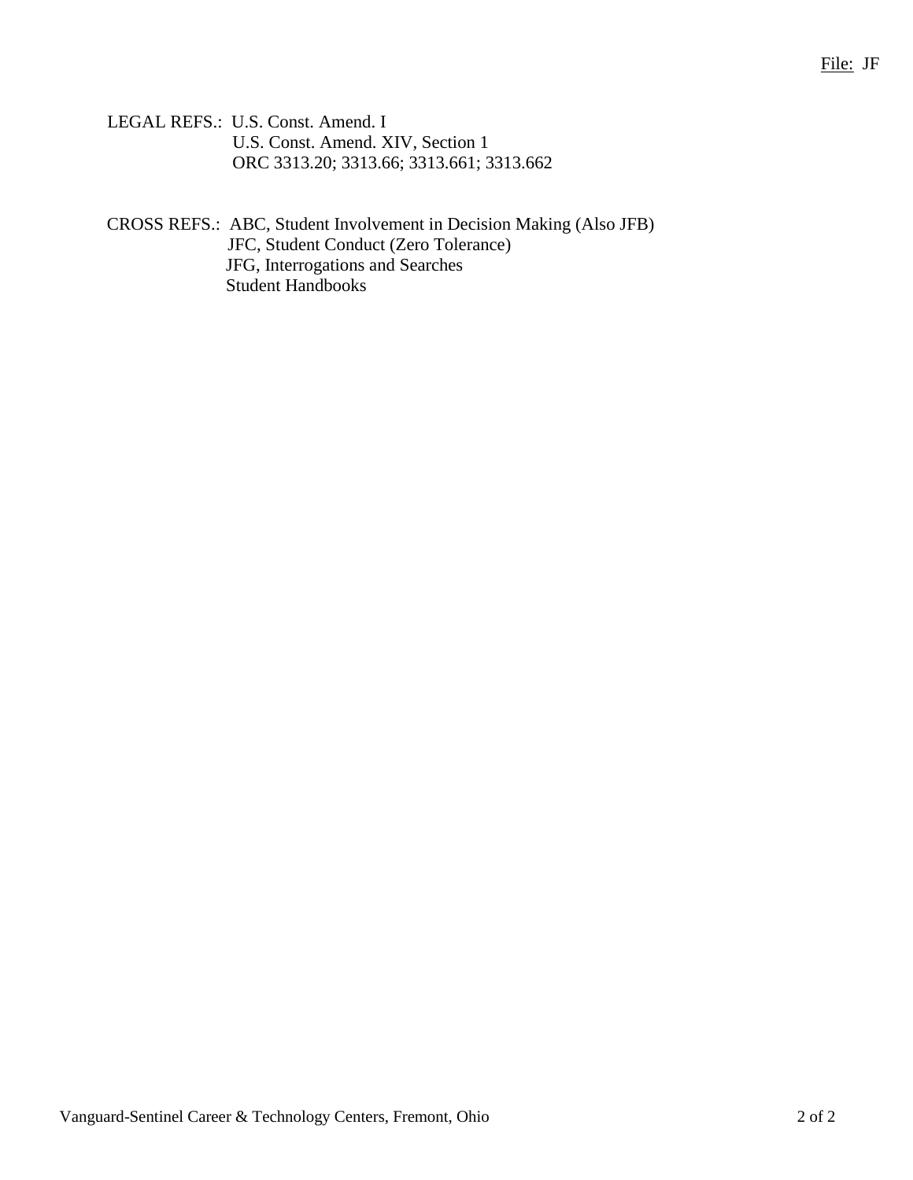LEGAL REFS.: U.S. Const. Amend. I
U.S. Const. Amend. XIV, Section 1
ORC 3313.20; 3313.66; 3313.661; 3313.662

CROSS REFS.: ABC, Student Involvement in Decision Making (Also JFB)
JFC, Student Conduct (Zero Tolerance)
JFG, Interrogations and Searches
Student Handbooks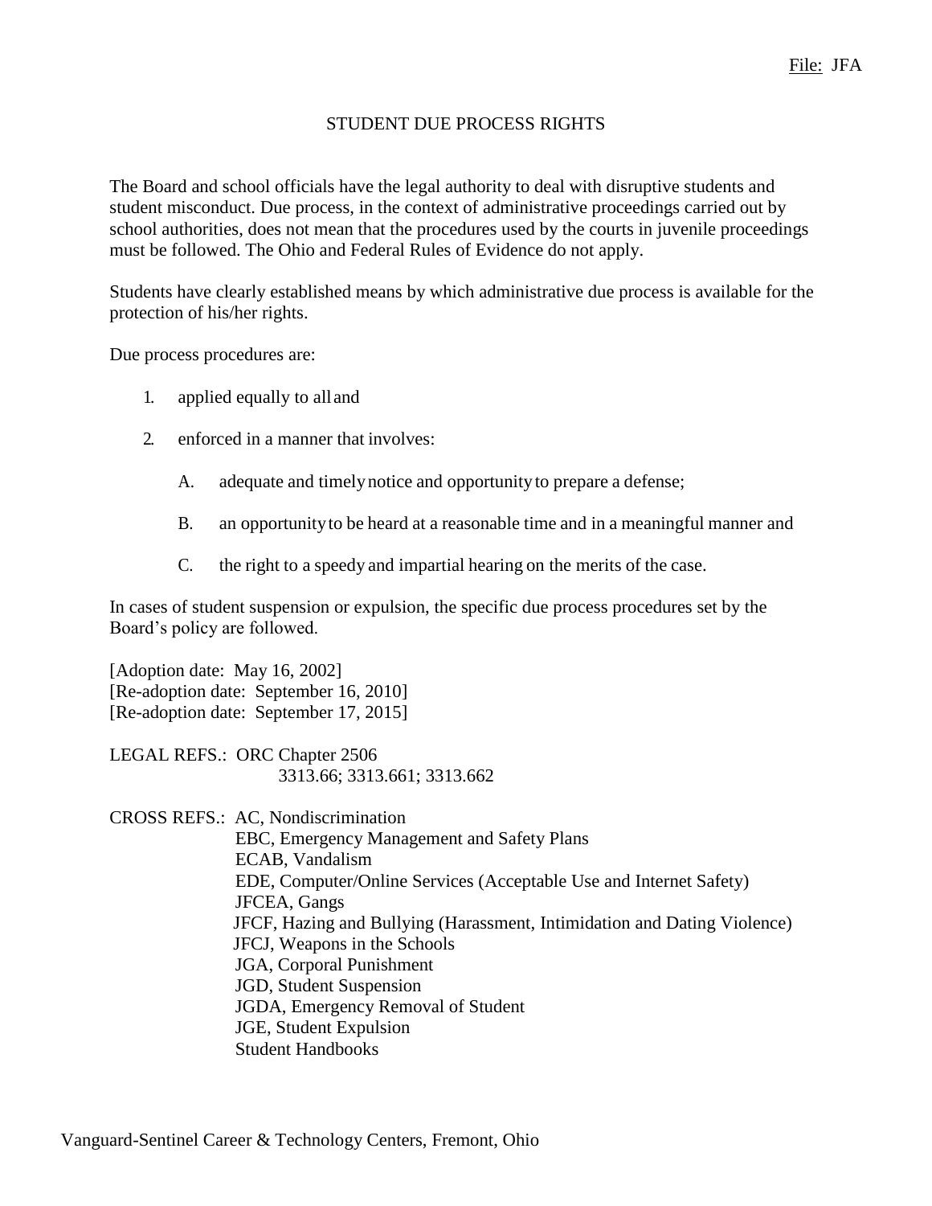File: JFA

# STUDENT DUE PROCESS RIGHTS

The Board and school officials have the legal authority to deal with disruptive students and student misconduct. Due process, in the context of administrative proceedings carried out by school authorities, does not mean that the procedures used by the courts in juvenile proceedings must be followed. The Ohio and Federal Rules of Evidence do not apply.

Students have clearly established means by which administrative due process is available for the protection of his/her rights.

Due process procedures are:

1. applied equally to all and

2. enforced in a manner that involves:

   A. adequate and timely notice and opportunity to prepare a defense;

   B. an opportunity to be heard at a reasonable time and in a meaningful manner and

   C. the right to a speedy and impartial hearing on the merits of the case.

In cases of student suspension or expulsion, the specific due process procedures set by the Board's policy are followed.

[Adoption date: May 16, 2002]
[Re-adoption date: September 16, 2010]
[Re-adoption date: September 17, 2015]

LEGAL REFS.: ORC Chapter 2506
3313.66; 3313.661; 3313.662

CROSS REFS.: AC, Nondiscrimination
EBC, Emergency Management and Safety Plans
ECAB, Vandalism
EDE, Computer/Online Services (Acceptable Use and Internet Safety)
JFCEA, Gangs
JFCF, Hazing and Bullying (Harassment, Intimidation and Dating Violence)
JFCJ, Weapons in the Schools
JGA, Corporal Punishment
JGD, Student Suspension
JGDA, Emergency Removal of Student
JGE, Student Expulsion
Student Handbooks

Vanguard-Sentinel Career & Technology Centers, Fremont, Ohio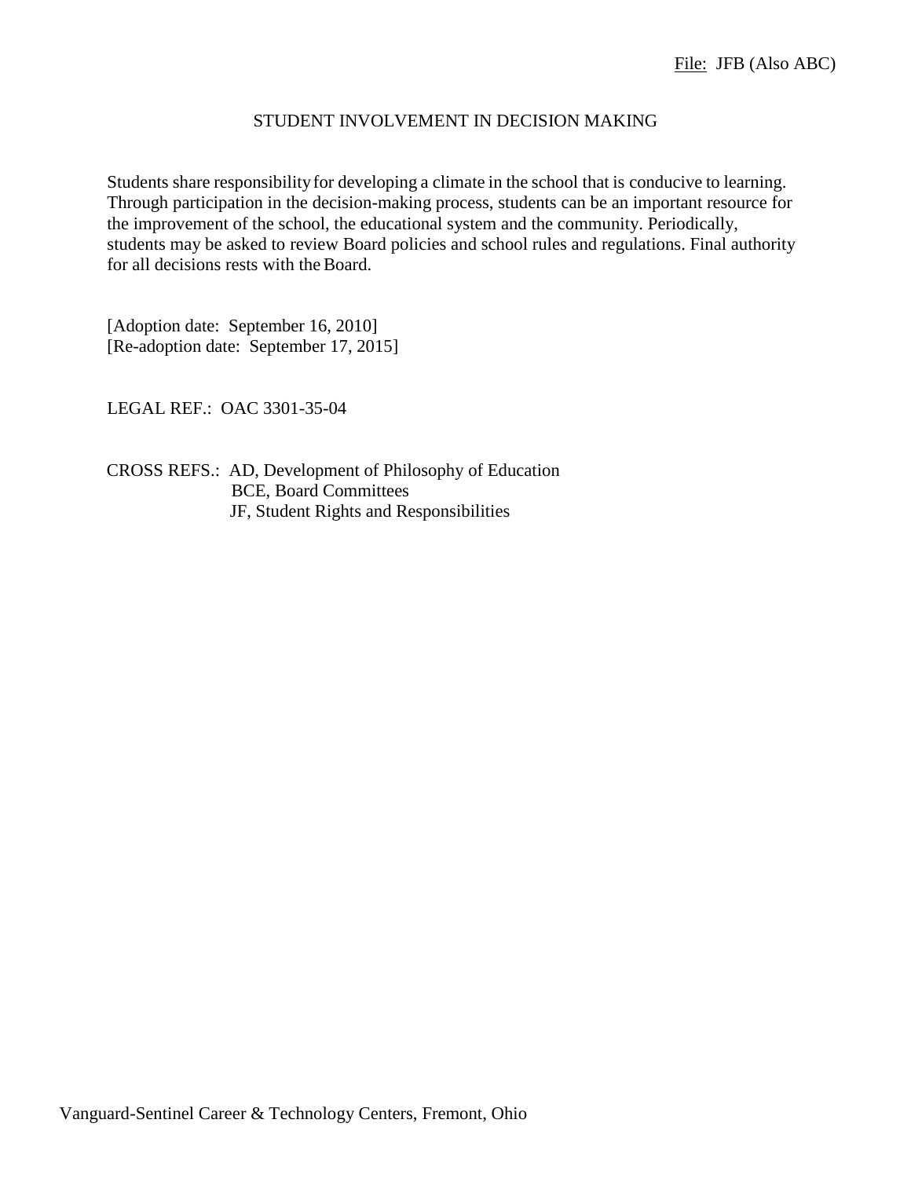File: JFB (Also ABC)

# STUDENT INVOLVEMENT IN DECISION MAKING

Students share responsibility for developing a climate in the school that is conducive to learning. Through participation in the decision-making process, students can be an important resource for the improvement of the school, the educational system and the community. Periodically, students may be asked to review Board policies and school rules and regulations. Final authority for all decisions rests with the Board.

[Adoption date: September 16, 2010]
[Re-adoption date: September 17, 2015]

LEGAL REF.: OAC 3301-35-04

CROSS REFS.: AD, Development of Philosophy of Education
BCE, Board Committees
JF, Student Rights and Responsibilities

Vanguard-Sentinel Career & Technology Centers, Fremont, Ohio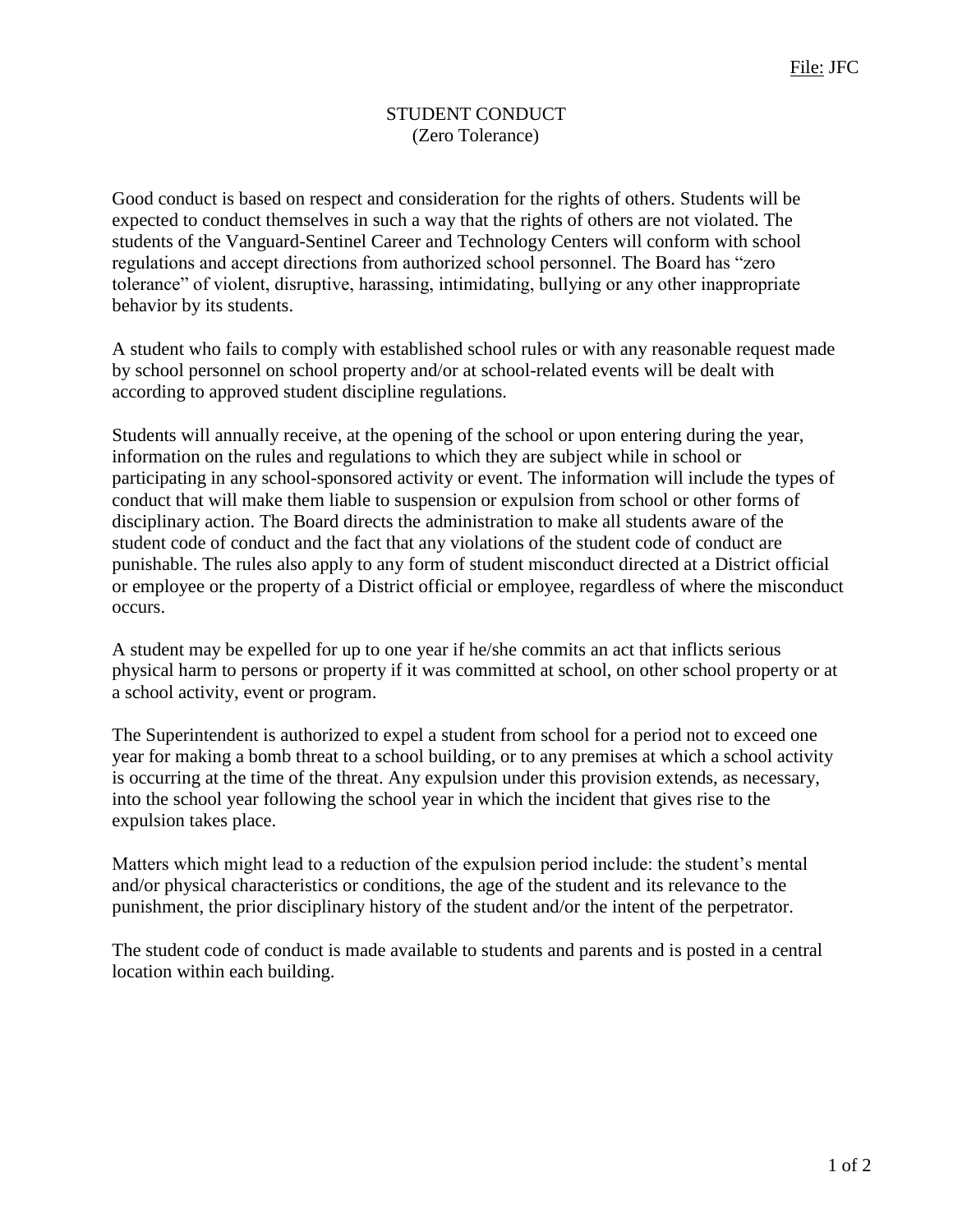File: JFC

# STUDENT CONDUCT
(Zero Tolerance)

Good conduct is based on respect and consideration for the rights of others. Students will be expected to conduct themselves in such a way that the rights of others are not violated. The students of the Vanguard-Sentinel Career and Technology Centers will conform with school regulations and accept directions from authorized school personnel. The Board has "zero tolerance" of violent, disruptive, harassing, intimidating, bullying or any other inappropriate behavior by its students.

A student who fails to comply with established school rules or with any reasonable request made by school personnel on school property and/or at school-related events will be dealt with according to approved student discipline regulations.

Students will annually receive, at the opening of the school or upon entering during the year, information on the rules and regulations to which they are subject while in school or participating in any school-sponsored activity or event. The information will include the types of conduct that will make them liable to suspension or expulsion from school or other forms of disciplinary action. The Board directs the administration to make all students aware of the student code of conduct and the fact that any violations of the student code of conduct are punishable. The rules also apply to any form of student misconduct directed at a District official or employee or the property of a District official or employee, regardless of where the misconduct occurs.

A student may be expelled for up to one year if he/she commits an act that inflicts serious physical harm to persons or property if it was committed at school, on other school property or at a school activity, event or program.

The Superintendent is authorized to expel a student from school for a period not to exceed one year for making a bomb threat to a school building, or to any premises at which a school activity is occurring at the time of the threat. Any expulsion under this provision extends, as necessary, into the school year following the school year in which the incident that gives rise to the expulsion takes place.

Matters which might lead to a reduction of the expulsion period include: the student's mental and/or physical characteristics or conditions, the age of the student and its relevance to the punishment, the prior disciplinary history of the student and/or the intent of the perpetrator.

The student code of conduct is made available to students and parents and is posted in a central location within each building.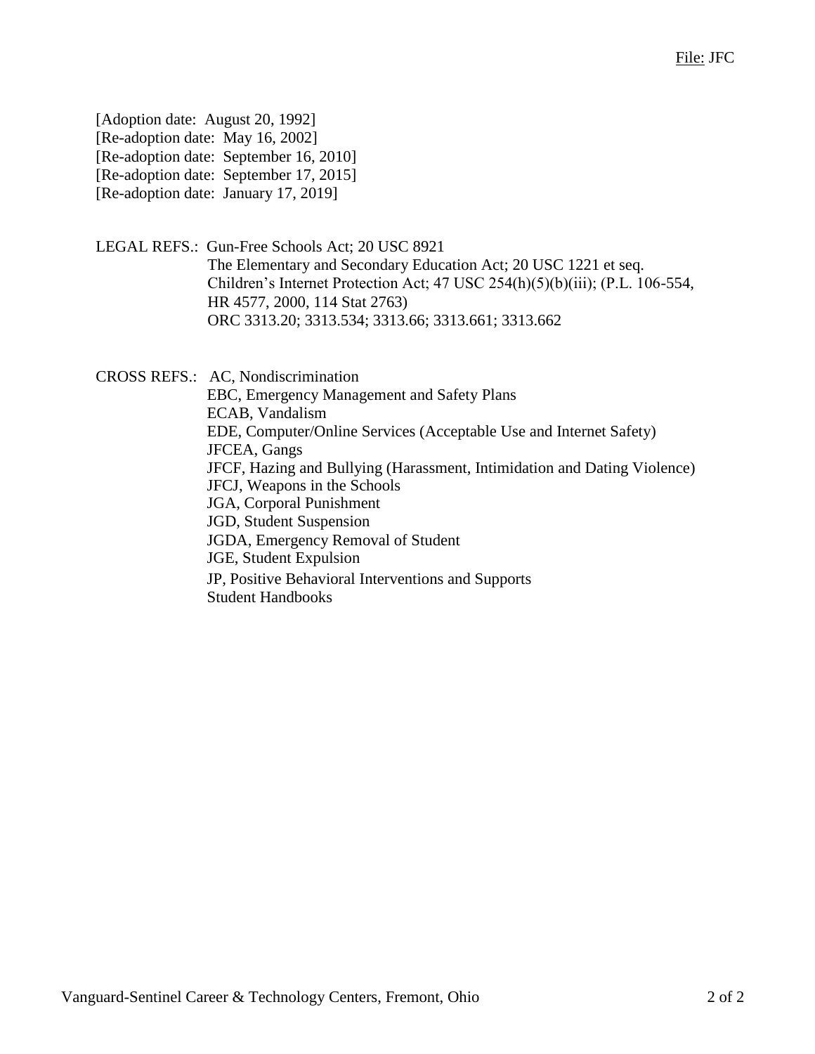File: JFC

[Adoption date: August 20, 1992]
[Re-adoption date: May 16, 2002]
[Re-adoption date: September 16, 2010]
[Re-adoption date: September 17, 2015]
[Re-adoption date: January 17, 2019]

LEGAL REFS.: Gun-Free Schools Act; 20 USC 8921
The Elementary and Secondary Education Act; 20 USC 1221 et seq.
Children's Internet Protection Act; 47 USC 254(h)(5)(b)(iii); (P.L. 106-554, HR 4577, 2000, 114 Stat 2763)
ORC 3313.20; 3313.534; 3313.66; 3313.661; 3313.662

CROSS REFS.: AC, Nondiscrimination
EBC, Emergency Management and Safety Plans
ECAB, Vandalism
EDE, Computer/Online Services (Acceptable Use and Internet Safety)
JFCEA, Gangs
JFCF, Hazing and Bullying (Harassment, Intimidation and Dating Violence)
JFCJ, Weapons in the Schools
JGA, Corporal Punishment
JGD, Student Suspension
JGDA, Emergency Removal of Student
JGE, Student Expulsion
JP, Positive Behavioral Interventions and Supports
Student Handbooks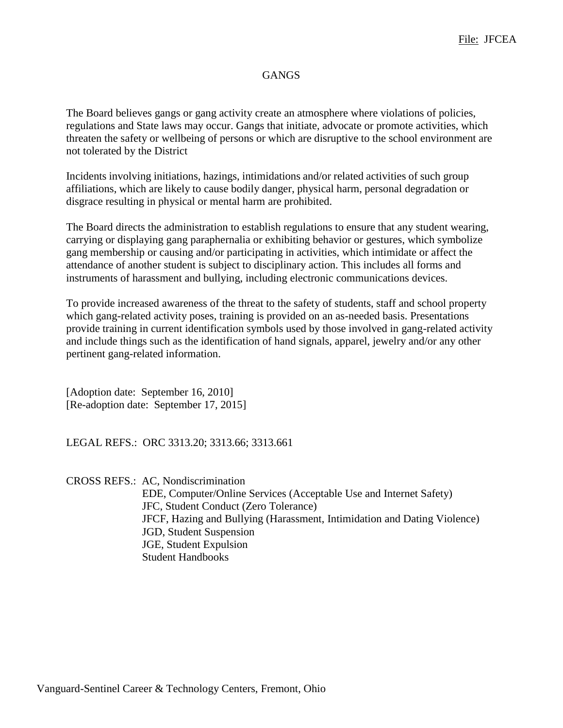File: JFCEA

# GANGS

The Board believes gangs or gang activity create an atmosphere where violations of policies, regulations and State laws may occur. Gangs that initiate, advocate or promote activities, which threaten the safety or wellbeing of persons or which are disruptive to the school environment are not tolerated by the District

Incidents involving initiations, hazings, intimidations and/or related activities of such group affiliations, which are likely to cause bodily danger, physical harm, personal degradation or disgrace resulting in physical or mental harm are prohibited.

The Board directs the administration to establish regulations to ensure that any student wearing, carrying or displaying gang paraphernalia or exhibiting behavior or gestures, which symbolize gang membership or causing and/or participating in activities, which intimidate or affect the attendance of another student is subject to disciplinary action. This includes all forms and instruments of harassment and bullying, including electronic communications devices.

To provide increased awareness of the threat to the safety of students, staff and school property which gang-related activity poses, training is provided on an as-needed basis. Presentations provide training in current identification symbols used by those involved in gang-related activity and include things such as the identification of hand signals, apparel, jewelry and/or any other pertinent gang-related information.

[Adoption date: September 16, 2010]
[Re-adoption date: September 17, 2015]

LEGAL REFS.: ORC 3313.20; 3313.66; 3313.661

CROSS REFS.: AC, Nondiscrimination
EDE, Computer/Online Services (Acceptable Use and Internet Safety)
JFC, Student Conduct (Zero Tolerance)
JFCF, Hazing and Bullying (Harassment, Intimidation and Dating Violence)
JGD, Student Suspension
JGE, Student Expulsion
Student Handbooks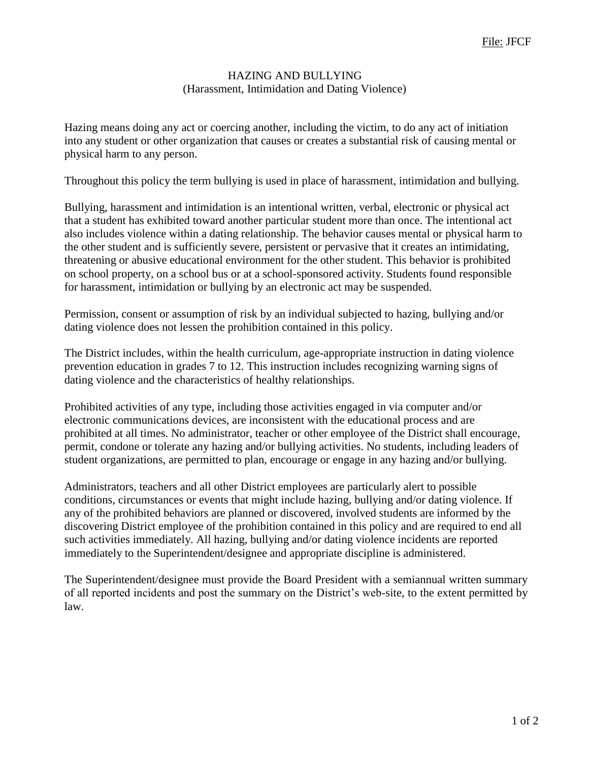File: JFCF

# HAZING AND BULLYING
## (Harassment, Intimidation and Dating Violence)

Hazing means doing any act or coercing another, including the victim, to do any act of initiation into any student or other organization that causes or creates a substantial risk of causing mental or physical harm to any person.

Throughout this policy the term bullying is used in place of harassment, intimidation and bullying.

Bullying, harassment and intimidation is an intentional written, verbal, electronic or physical act that a student has exhibited toward another particular student more than once. The intentional act also includes violence within a dating relationship. The behavior causes mental or physical harm to the other student and is sufficiently severe, persistent or pervasive that it creates an intimidating, threatening or abusive educational environment for the other student. This behavior is prohibited on school property, on a school bus or at a school-sponsored activity. Students found responsible for harassment, intimidation or bullying by an electronic act may be suspended.

Permission, consent or assumption of risk by an individual subjected to hazing, bullying and/or dating violence does not lessen the prohibition contained in this policy.

The District includes, within the health curriculum, age-appropriate instruction in dating violence prevention education in grades 7 to 12. This instruction includes recognizing warning signs of dating violence and the characteristics of healthy relationships.

Prohibited activities of any type, including those activities engaged in via computer and/or electronic communications devices, are inconsistent with the educational process and are prohibited at all times. No administrator, teacher or other employee of the District shall encourage, permit, condone or tolerate any hazing and/or bullying activities. No students, including leaders of student organizations, are permitted to plan, encourage or engage in any hazing and/or bullying.

Administrators, teachers and all other District employees are particularly alert to possible conditions, circumstances or events that might include hazing, bullying and/or dating violence. If any of the prohibited behaviors are planned or discovered, involved students are informed by the discovering District employee of the prohibition contained in this policy and are required to end all such activities immediately. All hazing, bullying and/or dating violence incidents are reported immediately to the Superintendent/designee and appropriate discipline is administered.

The Superintendent/designee must provide the Board President with a semiannual written summary of all reported incidents and post the summary on the District's web-site, to the extent permitted by law.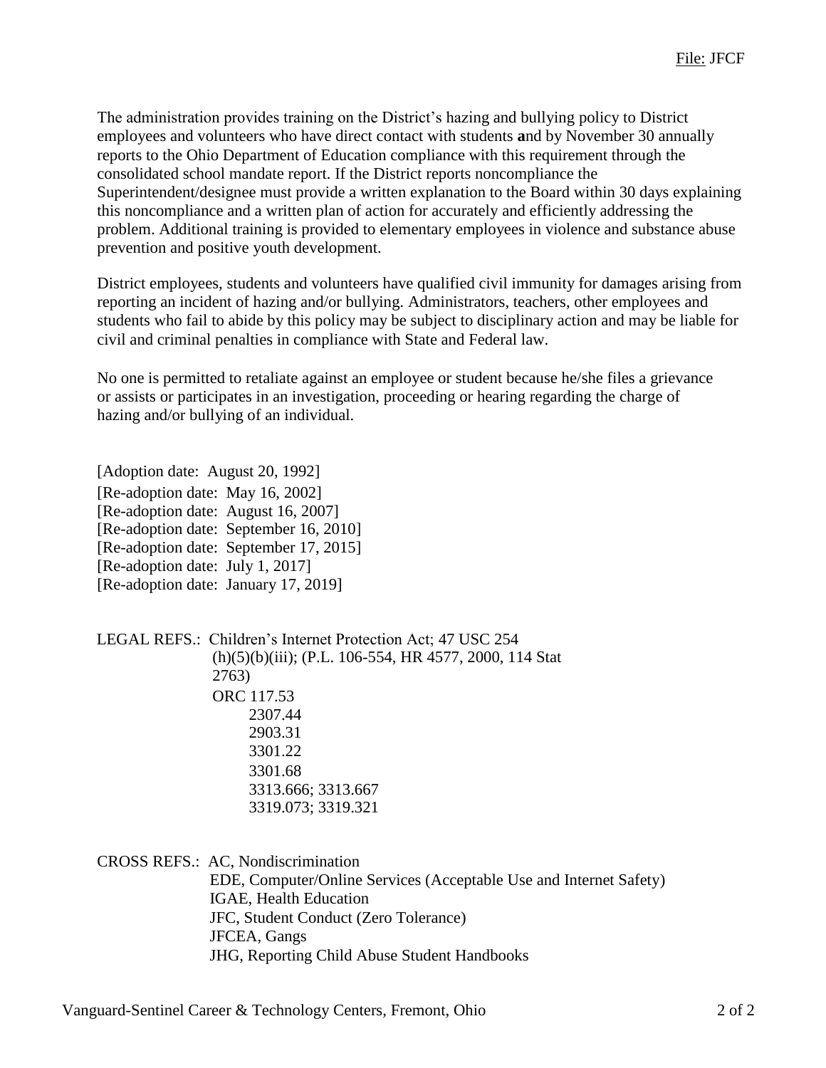The administration provides training on the District's hazing and bullying policy to District employees and volunteers who have direct contact with students **a**nd by November 30 annually reports to the Ohio Department of Education compliance with this requirement through the consolidated school mandate report. If the District reports noncompliance the Superintendent/designee must provide a written explanation to the Board within 30 days explaining this noncompliance and a written plan of action for accurately and efficiently addressing the problem. Additional training is provided to elementary employees in violence and substance abuse prevention and positive youth development.

District employees, students and volunteers have qualified civil immunity for damages arising from reporting an incident of hazing and/or bullying. Administrators, teachers, other employees and students who fail to abide by this policy may be subject to disciplinary action and may be liable for civil and criminal penalties in compliance with State and Federal law.

No one is permitted to retaliate against an employee or student because he/she files a grievance or assists or participates in an investigation, proceeding or hearing regarding the charge of hazing and/or bullying of an individual.

[Adoption date: August 20, 1992]
[Re-adoption date: May 16, 2002]
[Re-adoption date: August 16, 2007]
[Re-adoption date: September 16, 2010]
[Re-adoption date: September 17, 2015]
[Re-adoption date: July 1, 2017]
[Re-adoption date: January 17, 2019]

LEGAL REFS.: Children's Internet Protection Act; 47 USC 254 (h)(5)(b)(iii); (P.L. 106-554, HR 4577, 2000, 114 Stat 2763)
ORC 117.53
2307.44
2903.31
3301.22
3301.68
3313.666; 3313.667
3319.073; 3319.321

CROSS REFS.: AC, Nondiscrimination
EDE, Computer/Online Services (Acceptable Use and Internet Safety)
IGAE, Health Education
JFC, Student Conduct (Zero Tolerance)
JFCEA, Gangs
JHG, Reporting Child Abuse Student Handbooks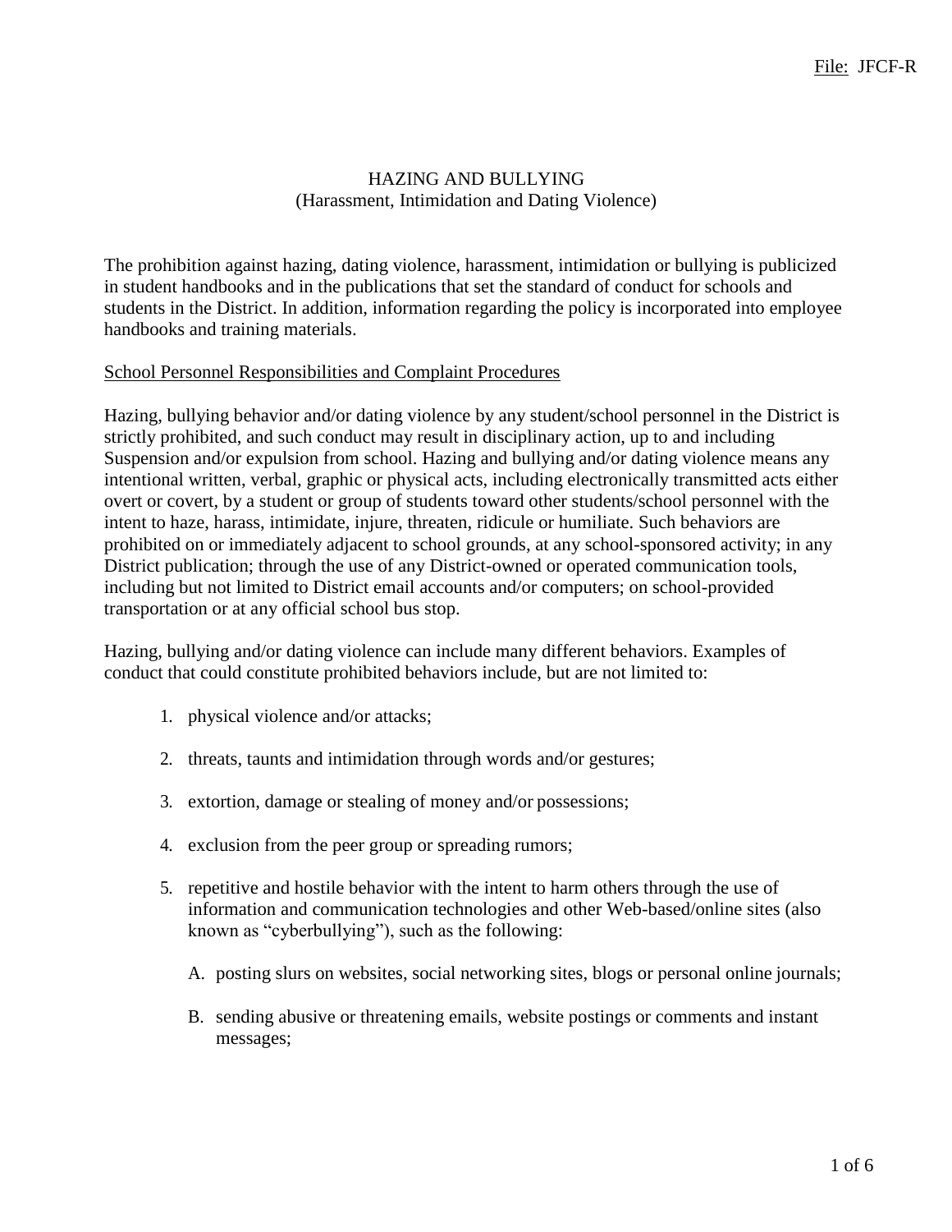File: JFCF-R

# HAZING AND BULLYING
## (Harassment, Intimidation and Dating Violence)

The prohibition against hazing, dating violence, harassment, intimidation or bullying is publicized in student handbooks and in the publications that set the standard of conduct for schools and students in the District. In addition, information regarding the policy is incorporated into employee handbooks and training materials.

<u>School Personnel Responsibilities and Complaint Procedures</u>

Hazing, bullying behavior and/or dating violence by any student/school personnel in the District is strictly prohibited, and such conduct may result in disciplinary action, up to and including Suspension and/or expulsion from school. Hazing and bullying and/or dating violence means any intentional written, verbal, graphic or physical acts, including electronically transmitted acts either overt or covert, by a student or group of students toward other students/school personnel with the intent to haze, harass, intimidate, injure, threaten, ridicule or humiliate. Such behaviors are prohibited on or immediately adjacent to school grounds, at any school-sponsored activity; in any District publication; through the use of any District-owned or operated communication tools, including but not limited to District email accounts and/or computers; on school-provided transportation or at any official school bus stop.

Hazing, bullying and/or dating violence can include many different behaviors. Examples of conduct that could constitute prohibited behaviors include, but are not limited to:

1. physical violence and/or attacks;
2. threats, taunts and intimidation through words and/or gestures;
3. extortion, damage or stealing of money and/or possessions;
4. exclusion from the peer group or spreading rumors;
5. repetitive and hostile behavior with the intent to harm others through the use of information and communication technologies and other Web-based/online sites (also known as "cyberbullying"), such as the following:
   A. posting slurs on websites, social networking sites, blogs or personal online journals;
   B. sending abusive or threatening emails, website postings or comments and instant messages;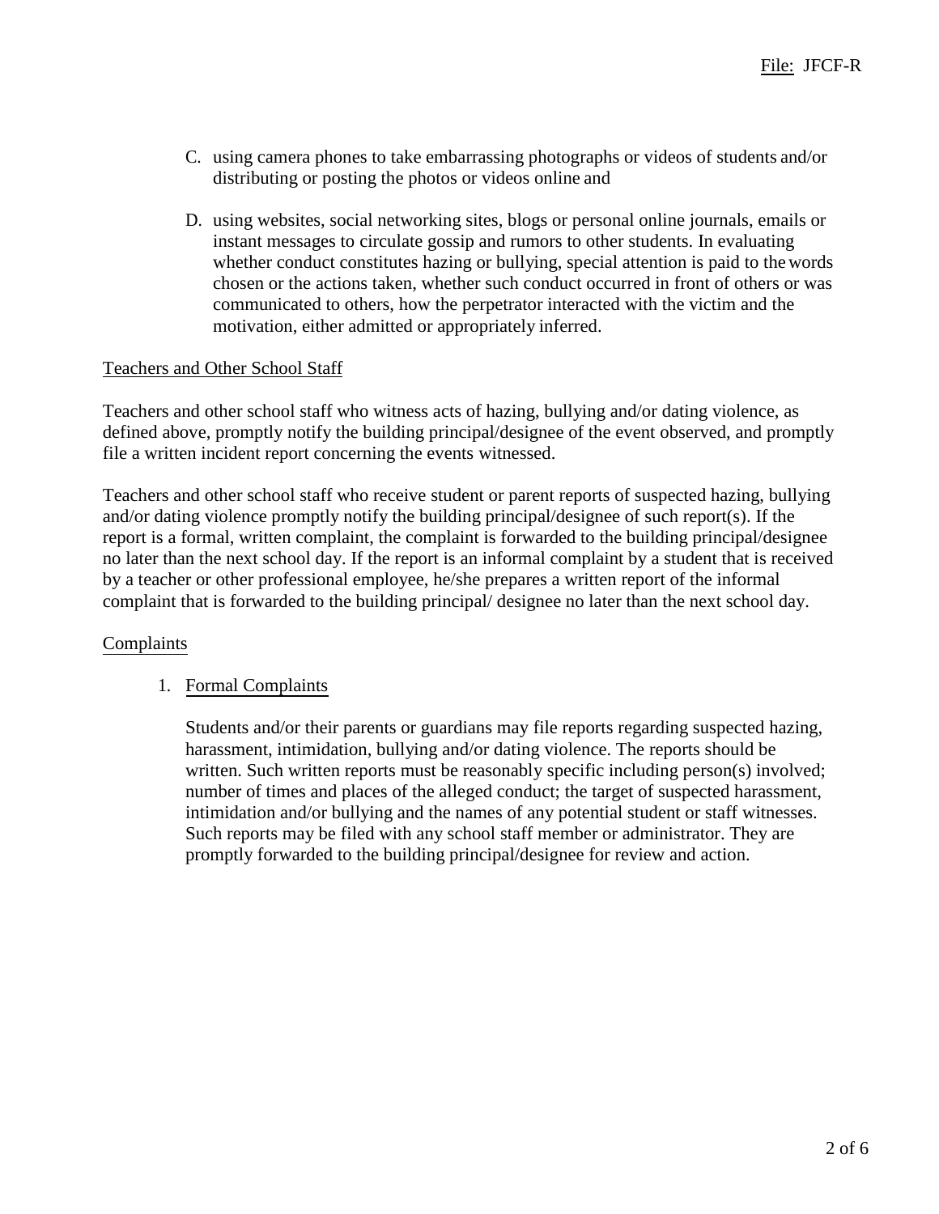C. using camera phones to take embarrassing photographs or videos of students and/or distributing or posting the photos or videos online and

D. using websites, social networking sites, blogs or personal online journals, emails or instant messages to circulate gossip and rumors to other students. In evaluating whether conduct constitutes hazing or bullying, special attention is paid to the words chosen or the actions taken, whether such conduct occurred in front of others or was communicated to others, how the perpetrator interacted with the victim and the motivation, either admitted or appropriately inferred.

Teachers and Other School Staff

Teachers and other school staff who witness acts of hazing, bullying and/or dating violence, as defined above, promptly notify the building principal/designee of the event observed, and promptly file a written incident report concerning the events witnessed.

Teachers and other school staff who receive student or parent reports of suspected hazing, bullying and/or dating violence promptly notify the building principal/designee of such report(s). If the report is a formal, written complaint, the complaint is forwarded to the building principal/designee no later than the next school day. If the report is an informal complaint by a student that is received by a teacher or other professional employee, he/she prepares a written report of the informal complaint that is forwarded to the building principal/ designee no later than the next school day.

Complaints

1. Formal Complaints

   Students and/or their parents or guardians may file reports regarding suspected hazing, harassment, intimidation, bullying and/or dating violence. The reports should be written. Such written reports must be reasonably specific including person(s) involved; number of times and places of the alleged conduct; the target of suspected harassment, intimidation and/or bullying and the names of any potential student or staff witnesses. Such reports may be filed with any school staff member or administrator. They are promptly forwarded to the building principal/designee for review and action.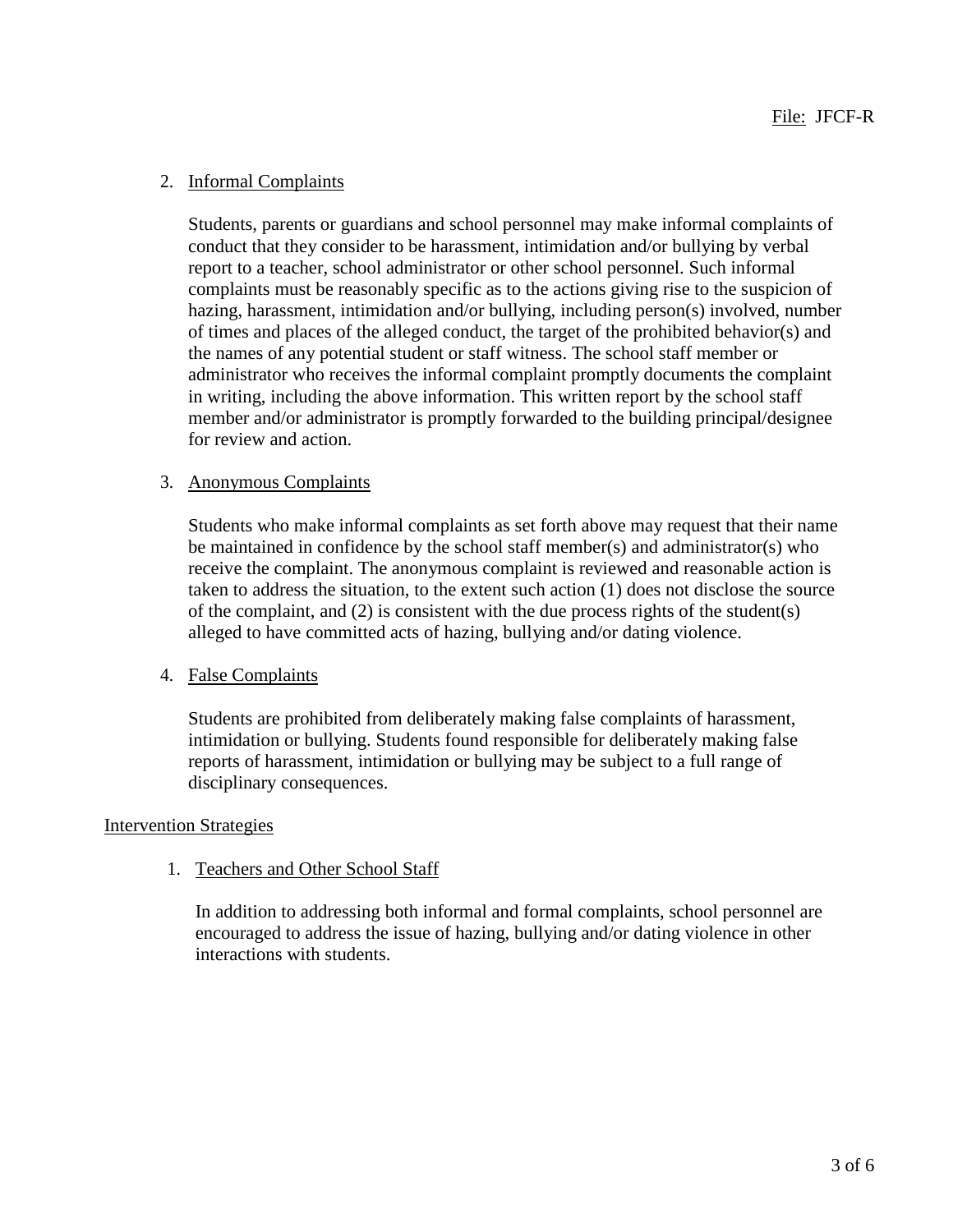2. Informal Complaints

   Students, parents or guardians and school personnel may make informal complaints of conduct that they consider to be harassment, intimidation and/or bullying by verbal report to a teacher, school administrator or other school personnel. Such informal complaints must be reasonably specific as to the actions giving rise to the suspicion of hazing, harassment, intimidation and/or bullying, including person(s) involved, number of times and places of the alleged conduct, the target of the prohibited behavior(s) and the names of any potential student or staff witness. The school staff member or administrator who receives the informal complaint promptly documents the complaint in writing, including the above information. This written report by the school staff member and/or administrator is promptly forwarded to the building principal/designee for review and action.

3. Anonymous Complaints

   Students who make informal complaints as set forth above may request that their name be maintained in confidence by the school staff member(s) and administrator(s) who receive the complaint. The anonymous complaint is reviewed and reasonable action is taken to address the situation, to the extent such action (1) does not disclose the source of the complaint, and (2) is consistent with the due process rights of the student(s) alleged to have committed acts of hazing, bullying and/or dating violence.

4. False Complaints

   Students are prohibited from deliberately making false complaints of harassment, intimidation or bullying. Students found responsible for deliberately making false reports of harassment, intimidation or bullying may be subject to a full range of disciplinary consequences.

Intervention Strategies

1. Teachers and Other School Staff

   In addition to addressing both informal and formal complaints, school personnel are encouraged to address the issue of hazing, bullying and/or dating violence in other interactions with students.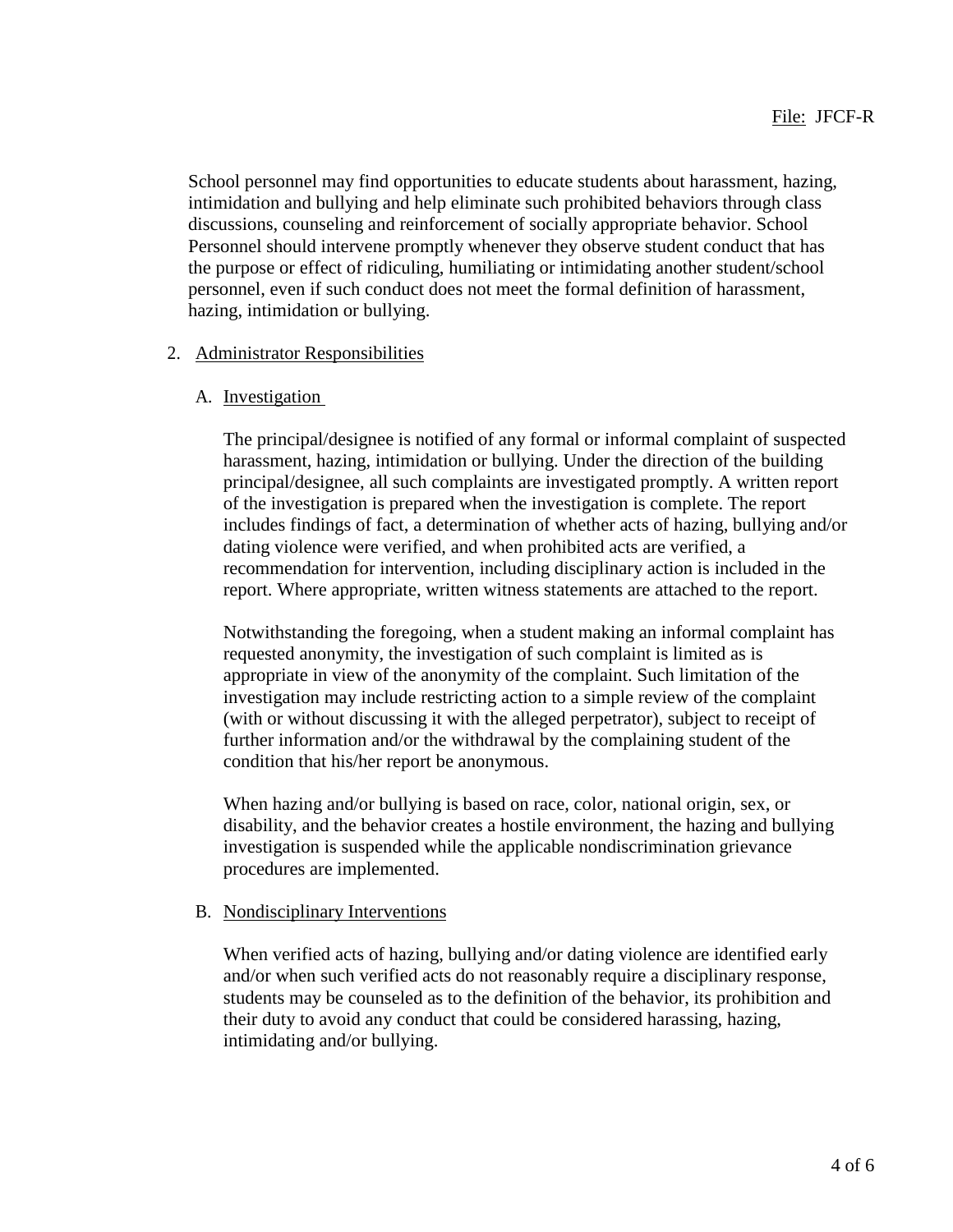School personnel may find opportunities to educate students about harassment, hazing, intimidation and bullying and help eliminate such prohibited behaviors through class discussions, counseling and reinforcement of socially appropriate behavior. School Personnel should intervene promptly whenever they observe student conduct that has the purpose or effect of ridiculing, humiliating or intimidating another student/school personnel, even if such conduct does not meet the formal definition of harassment, hazing, intimidation or bullying.

2. Administrator Responsibilities

   A. Investigation

      The principal/designee is notified of any formal or informal complaint of suspected harassment, hazing, intimidation or bullying. Under the direction of the building principal/designee, all such complaints are investigated promptly. A written report of the investigation is prepared when the investigation is complete. The report includes findings of fact, a determination of whether acts of hazing, bullying and/or dating violence were verified, and when prohibited acts are verified, a recommendation for intervention, including disciplinary action is included in the report. Where appropriate, written witness statements are attached to the report.

      Notwithstanding the foregoing, when a student making an informal complaint has requested anonymity, the investigation of such complaint is limited as is appropriate in view of the anonymity of the complaint. Such limitation of the investigation may include restricting action to a simple review of the complaint (with or without discussing it with the alleged perpetrator), subject to receipt of further information and/or the withdrawal by the complaining student of the condition that his/her report be anonymous.

      When hazing and/or bullying is based on race, color, national origin, sex, or disability, and the behavior creates a hostile environment, the hazing and bullying investigation is suspended while the applicable nondiscrimination grievance procedures are implemented.

   B. Nondisciplinary Interventions

      When verified acts of hazing, bullying and/or dating violence are identified early and/or when such verified acts do not reasonably require a disciplinary response, students may be counseled as to the definition of the behavior, its prohibition and their duty to avoid any conduct that could be considered harassing, hazing, intimidating and/or bullying.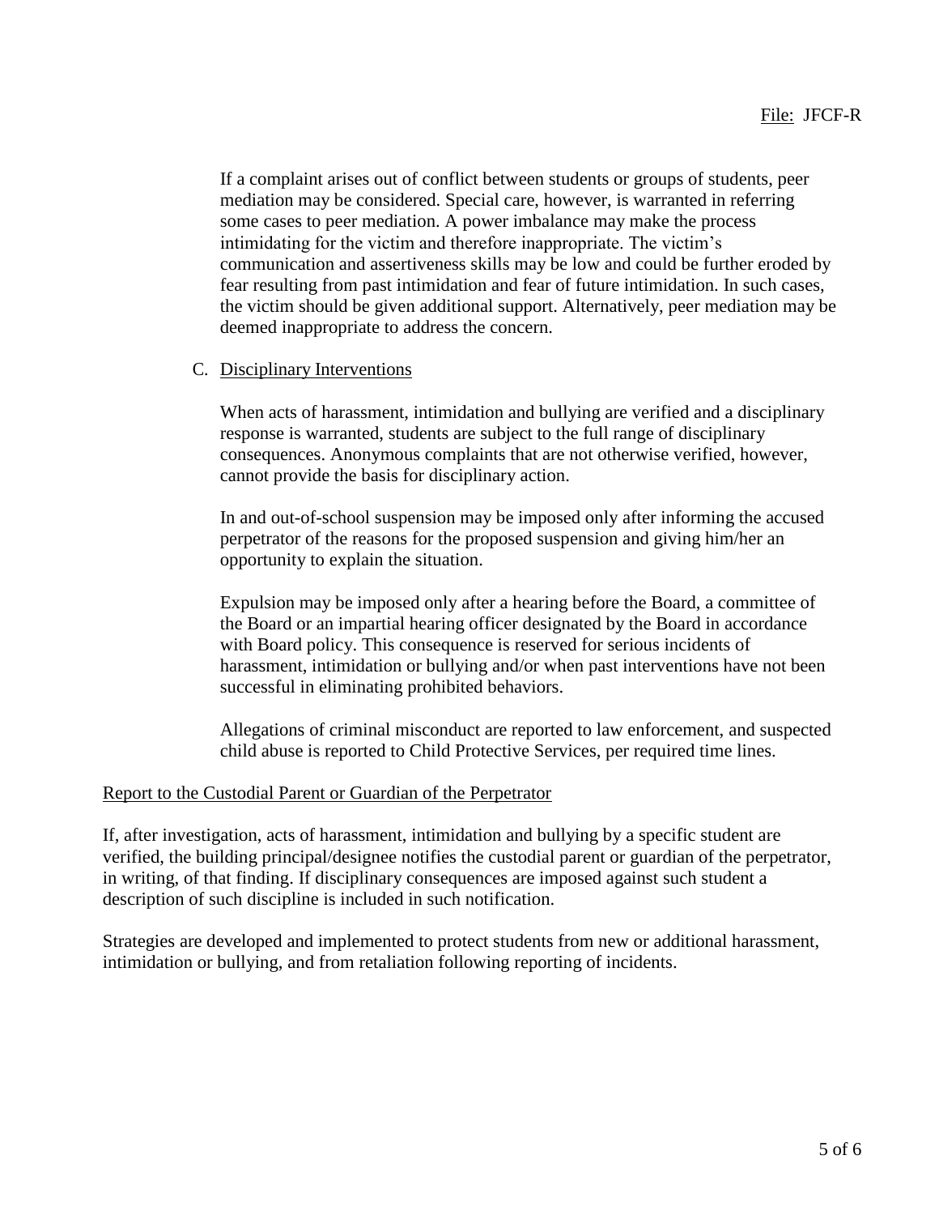If a complaint arises out of conflict between students or groups of students, peer mediation may be considered. Special care, however, is warranted in referring some cases to peer mediation. A power imbalance may make the process intimidating for the victim and therefore inappropriate. The victim's communication and assertiveness skills may be low and could be further eroded by fear resulting from past intimidation and fear of future intimidation. In such cases, the victim should be given additional support. Alternatively, peer mediation may be deemed inappropriate to address the concern.

C. Disciplinary Interventions

When acts of harassment, intimidation and bullying are verified and a disciplinary response is warranted, students are subject to the full range of disciplinary consequences. Anonymous complaints that are not otherwise verified, however, cannot provide the basis for disciplinary action.

In and out-of-school suspension may be imposed only after informing the accused perpetrator of the reasons for the proposed suspension and giving him/her an opportunity to explain the situation.

Expulsion may be imposed only after a hearing before the Board, a committee of the Board or an impartial hearing officer designated by the Board in accordance with Board policy. This consequence is reserved for serious incidents of harassment, intimidation or bullying and/or when past interventions have not been successful in eliminating prohibited behaviors.

Allegations of criminal misconduct are reported to law enforcement, and suspected child abuse is reported to Child Protective Services, per required time lines.

Report to the Custodial Parent or Guardian of the Perpetrator

If, after investigation, acts of harassment, intimidation and bullying by a specific student are verified, the building principal/designee notifies the custodial parent or guardian of the perpetrator, in writing, of that finding. If disciplinary consequences are imposed against such student a description of such discipline is included in such notification.

Strategies are developed and implemented to protect students from new or additional harassment, intimidation or bullying, and from retaliation following reporting of incidents.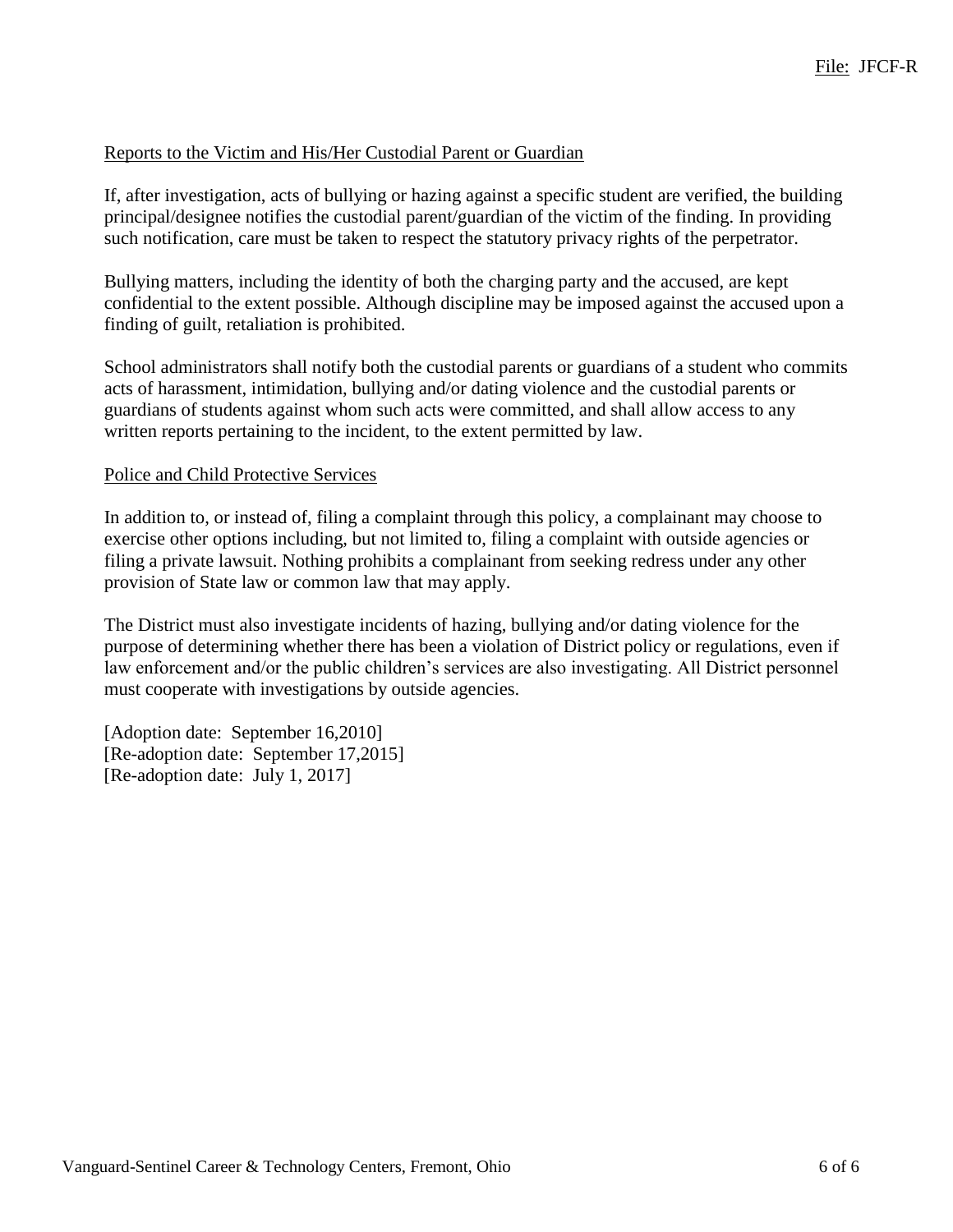Reports to the Victim and His/Her Custodial Parent or Guardian

If, after investigation, acts of bullying or hazing against a specific student are verified, the building principal/designee notifies the custodial parent/guardian of the victim of the finding. In providing such notification, care must be taken to respect the statutory privacy rights of the perpetrator.

Bullying matters, including the identity of both the charging party and the accused, are kept confidential to the extent possible. Although discipline may be imposed against the accused upon a finding of guilt, retaliation is prohibited.

School administrators shall notify both the custodial parents or guardians of a student who commits acts of harassment, intimidation, bullying and/or dating violence and the custodial parents or guardians of students against whom such acts were committed, and shall allow access to any written reports pertaining to the incident, to the extent permitted by law.

Police and Child Protective Services

In addition to, or instead of, filing a complaint through this policy, a complainant may choose to exercise other options including, but not limited to, filing a complaint with outside agencies or filing a private lawsuit. Nothing prohibits a complainant from seeking redress under any other provision of State law or common law that may apply.

The District must also investigate incidents of hazing, bullying and/or dating violence for the purpose of determining whether there has been a violation of District policy or regulations, even if law enforcement and/or the public children's services are also investigating. All District personnel must cooperate with investigations by outside agencies.

[Adoption date: September 16,2010]
[Re-adoption date: September 17,2015]
[Re-adoption date: July 1, 2017]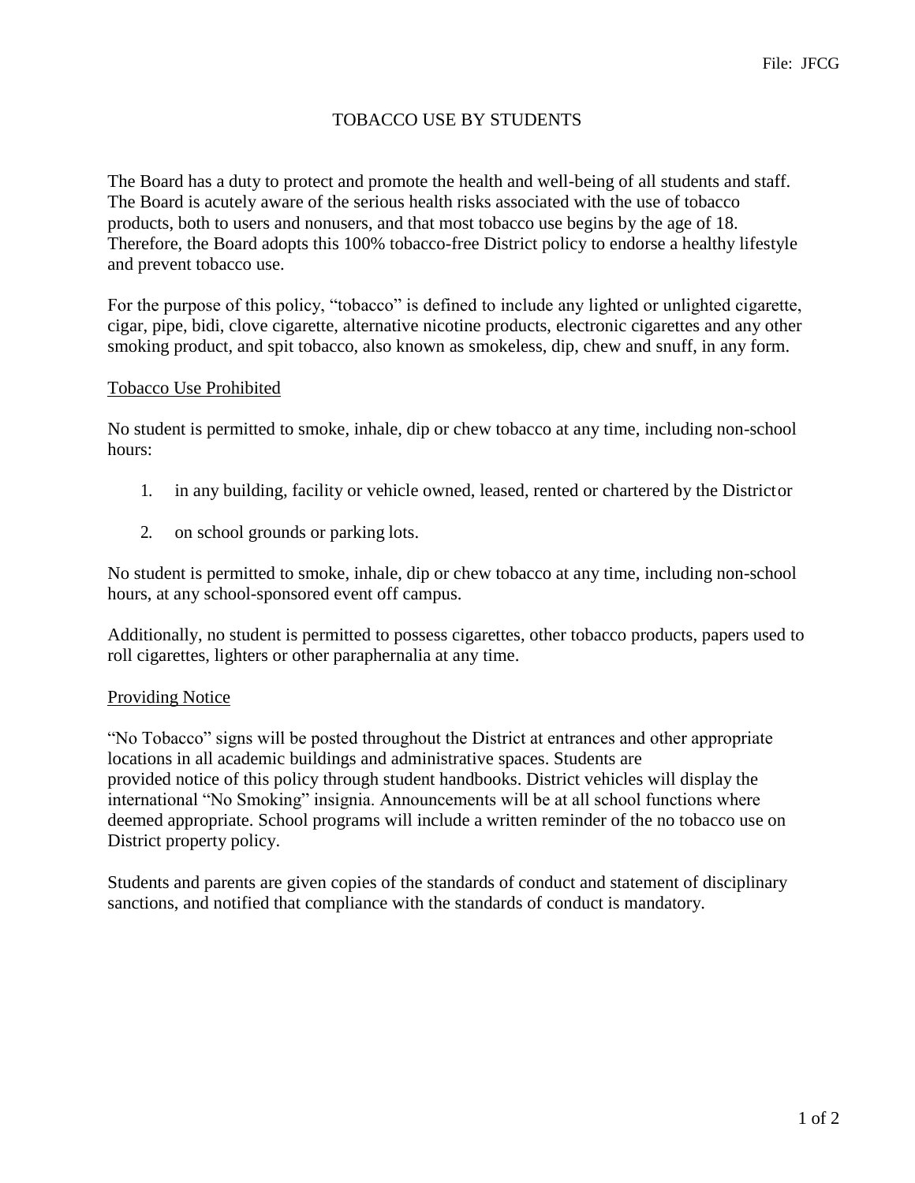File: JFCG

# TOBACCO USE BY STUDENTS

The Board has a duty to protect and promote the health and well-being of all students and staff. The Board is acutely aware of the serious health risks associated with the use of tobacco products, both to users and nonusers, and that most tobacco use begins by the age of 18. Therefore, the Board adopts this 100% tobacco-free District policy to endorse a healthy lifestyle and prevent tobacco use.

For the purpose of this policy, "tobacco" is defined to include any lighted or unlighted cigarette, cigar, pipe, bidi, clove cigarette, alternative nicotine products, electronic cigarettes and any other smoking product, and spit tobacco, also known as smokeless, dip, chew and snuff, in any form.

## Tobacco Use Prohibited

No student is permitted to smoke, inhale, dip or chew tobacco at any time, including non-school hours:

1. in any building, facility or vehicle owned, leased, rented or chartered by the District or
2. on school grounds or parking lots.

No student is permitted to smoke, inhale, dip or chew tobacco at any time, including non-school hours, at any school-sponsored event off campus.

Additionally, no student is permitted to possess cigarettes, other tobacco products, papers used to roll cigarettes, lighters or other paraphernalia at any time.

## Providing Notice

"No Tobacco" signs will be posted throughout the District at entrances and other appropriate locations in all academic buildings and administrative spaces. Students are provided notice of this policy through student handbooks. District vehicles will display the international "No Smoking" insignia. Announcements will be at all school functions where deemed appropriate. School programs will include a written reminder of the no tobacco use on District property policy.

Students and parents are given copies of the standards of conduct and statement of disciplinary sanctions, and notified that compliance with the standards of conduct is mandatory.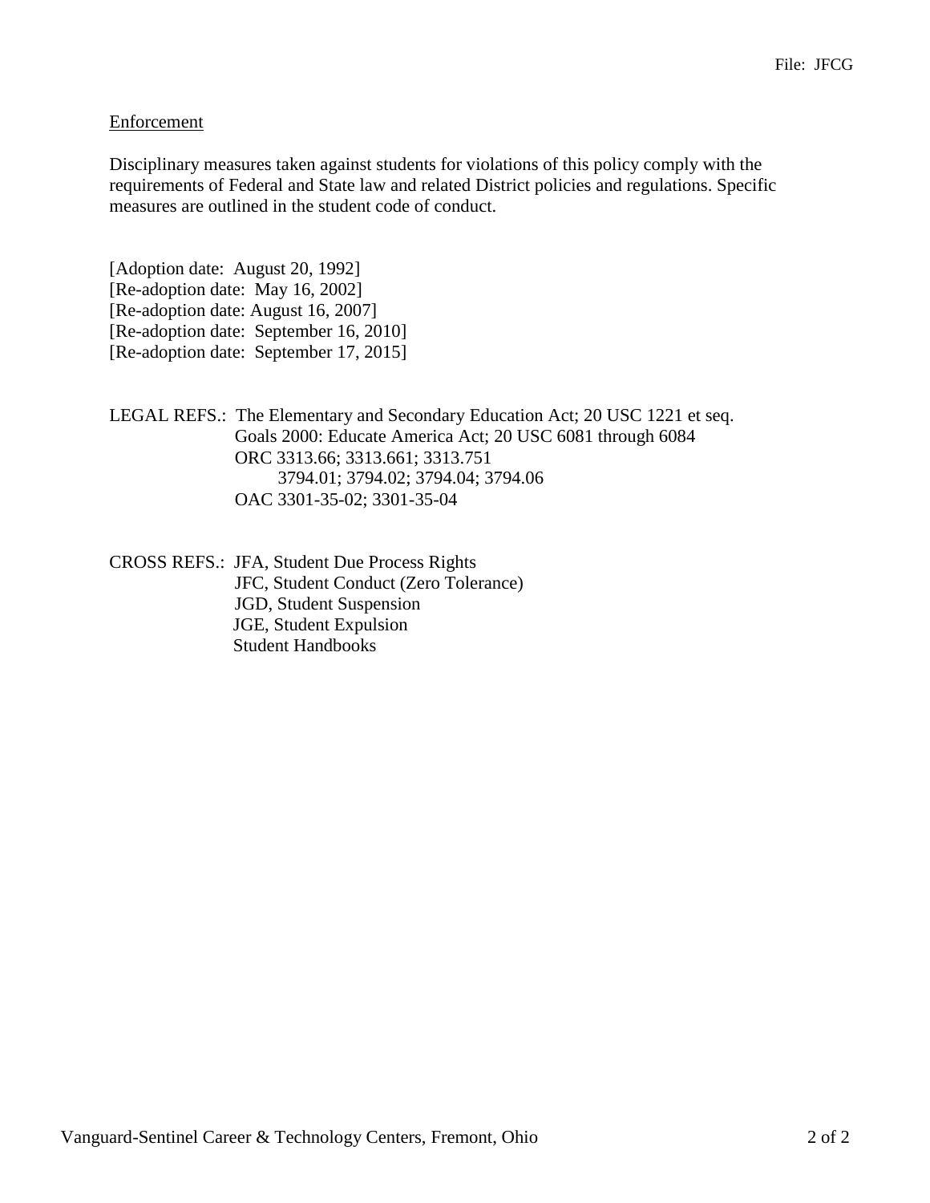File: JFCG

Enforcement

Disciplinary measures taken against students for violations of this policy comply with the requirements of Federal and State law and related District policies and regulations. Specific measures are outlined in the student code of conduct.

[Adoption date: August 20, 1992]
[Re-adoption date: May 16, 2002]
[Re-adoption date: August 16, 2007]
[Re-adoption date: September 16, 2010]
[Re-adoption date: September 17, 2015]

LEGAL REFS.: The Elementary and Secondary Education Act; 20 USC 1221 et seq.
Goals 2000: Educate America Act; 20 USC 6081 through 6084
ORC 3313.66; 3313.661; 3313.751
3794.01; 3794.02; 3794.04; 3794.06
OAC 3301-35-02; 3301-35-04

CROSS REFS.: JFA, Student Due Process Rights
JFC, Student Conduct (Zero Tolerance)
JGD, Student Suspension
JGE, Student Expulsion
Student Handbooks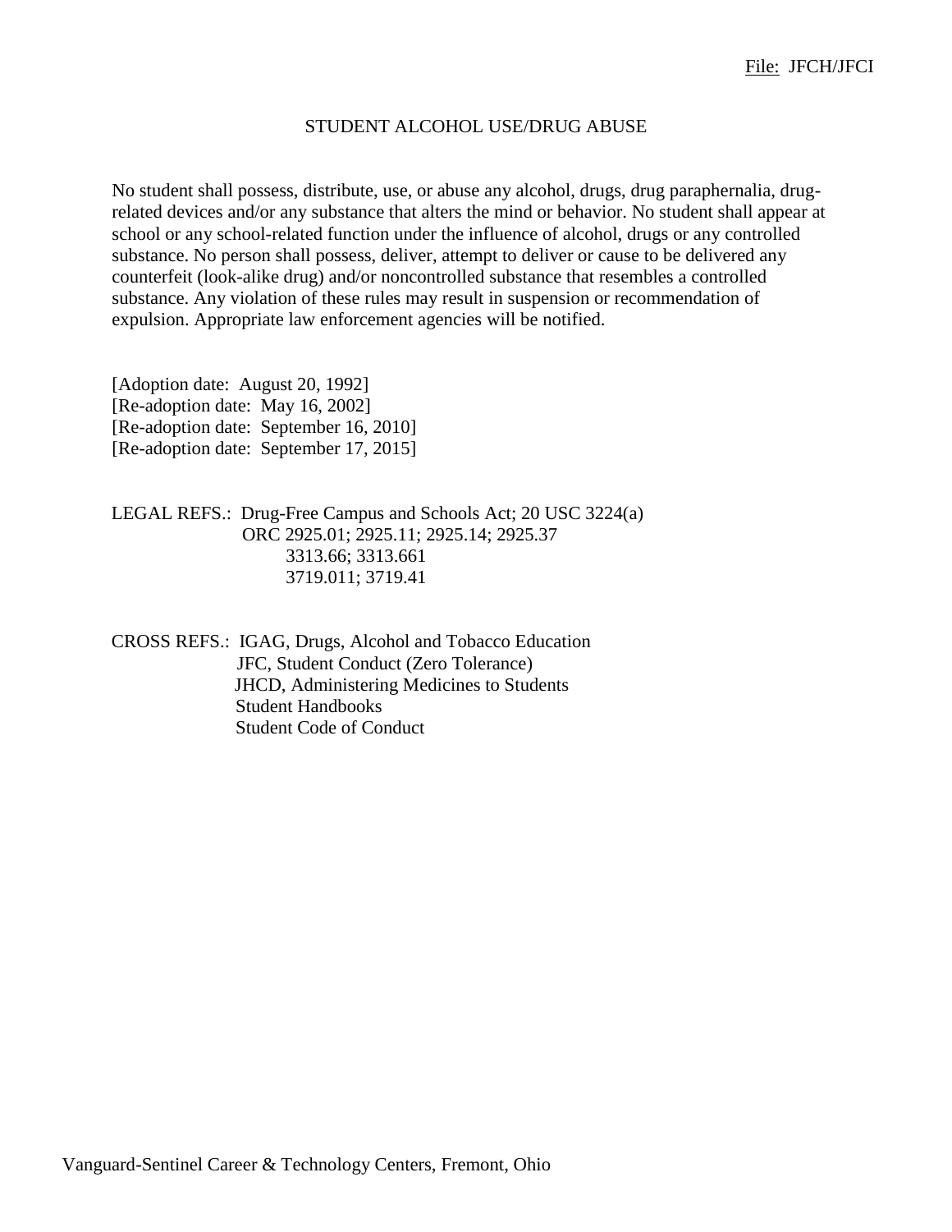File: JFCH/JFCI

# STUDENT ALCOHOL USE/DRUG ABUSE

No student shall possess, distribute, use, or abuse any alcohol, drugs, drug paraphernalia, drug-related devices and/or any substance that alters the mind or behavior. No student shall appear at school or any school-related function under the influence of alcohol, drugs or any controlled substance. No person shall possess, deliver, attempt to deliver or cause to be delivered any counterfeit (look-alike drug) and/or noncontrolled substance that resembles a controlled substance. Any violation of these rules may result in suspension or recommendation of expulsion. Appropriate law enforcement agencies will be notified.

[Adoption date: August 20, 1992]
[Re-adoption date: May 16, 2002]
[Re-adoption date: September 16, 2010]
[Re-adoption date: September 17, 2015]

LEGAL REFS.: Drug-Free Campus and Schools Act; 20 USC 3224(a)
ORC 2925.01; 2925.11; 2925.14; 2925.37
3313.66; 3313.661
3719.011; 3719.41

CROSS REFS.: IGAG, Drugs, Alcohol and Tobacco Education
JFC, Student Conduct (Zero Tolerance)
JHCD, Administering Medicines to Students
Student Handbooks
Student Code of Conduct

Vanguard-Sentinel Career & Technology Centers, Fremont, Ohio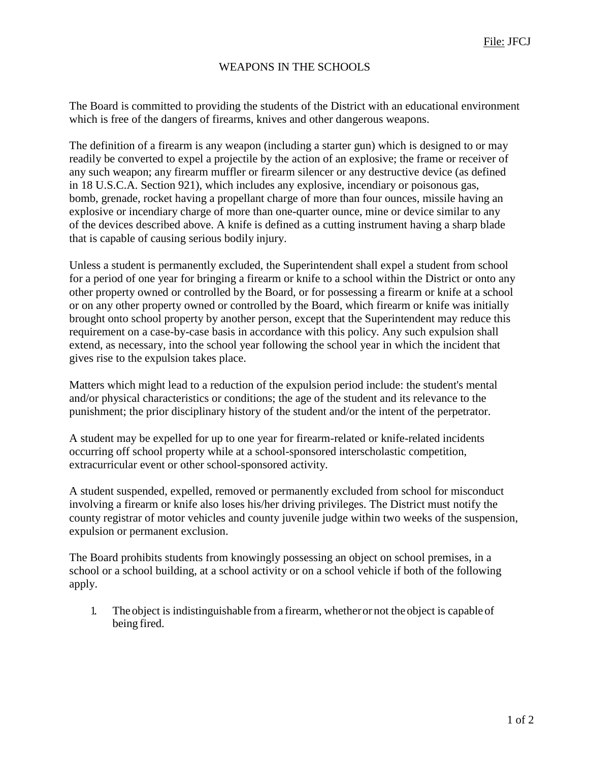File: JFCJ

# WEAPONS IN THE SCHOOLS

The Board is committed to providing the students of the District with an educational environment which is free of the dangers of firearms, knives and other dangerous weapons.

The definition of a firearm is any weapon (including a starter gun) which is designed to or may readily be converted to expel a projectile by the action of an explosive; the frame or receiver of any such weapon; any firearm muffler or firearm silencer or any destructive device (as defined in 18 U.S.C.A. Section 921), which includes any explosive, incendiary or poisonous gas, bomb, grenade, rocket having a propellant charge of more than four ounces, missile having an explosive or incendiary charge of more than one-quarter ounce, mine or device similar to any of the devices described above. A knife is defined as a cutting instrument having a sharp blade that is capable of causing serious bodily injury.

Unless a student is permanently excluded, the Superintendent shall expel a student from school for a period of one year for bringing a firearm or knife to a school within the District or onto any other property owned or controlled by the Board, or for possessing a firearm or knife at a school or on any other property owned or controlled by the Board, which firearm or knife was initially brought onto school property by another person, except that the Superintendent may reduce this requirement on a case-by-case basis in accordance with this policy. Any such expulsion shall extend, as necessary, into the school year following the school year in which the incident that gives rise to the expulsion takes place.

Matters which might lead to a reduction of the expulsion period include: the student's mental and/or physical characteristics or conditions; the age of the student and its relevance to the punishment; the prior disciplinary history of the student and/or the intent of the perpetrator.

A student may be expelled for up to one year for firearm-related or knife-related incidents occurring off school property while at a school-sponsored interscholastic competition, extracurricular event or other school-sponsored activity.

A student suspended, expelled, removed or permanently excluded from school for misconduct involving a firearm or knife also loses his/her driving privileges. The District must notify the county registrar of motor vehicles and county juvenile judge within two weeks of the suspension, expulsion or permanent exclusion.

The Board prohibits students from knowingly possessing an object on school premises, in a school or a school building, at a school activity or on a school vehicle if both of the following apply.

1. The object is indistinguishable from a firearm, whether or not the object is capable of being fired.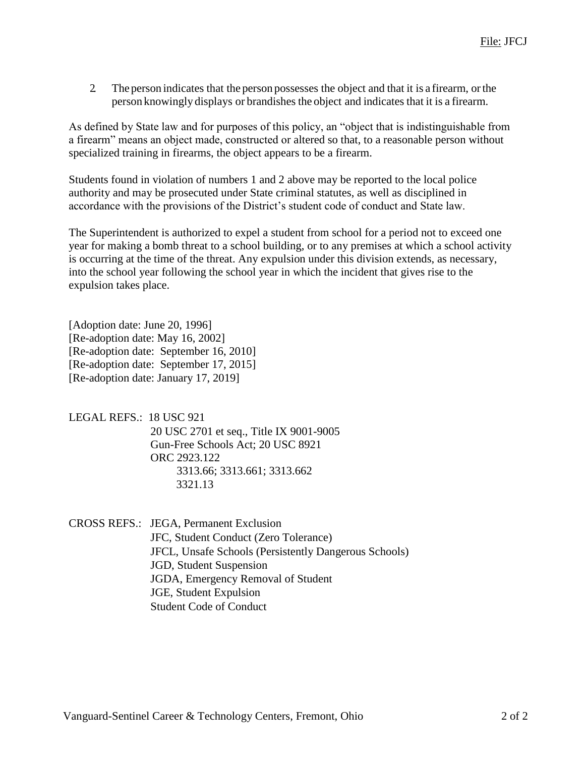2. The person indicates that the person possesses the object and that it is a firearm, or the person knowingly displays or brandishes the object and indicates that it is a firearm.

As defined by State law and for purposes of this policy, an "object that is indistinguishable from a firearm" means an object made, constructed or altered so that, to a reasonable person without specialized training in firearms, the object appears to be a firearm.

Students found in violation of numbers 1 and 2 above may be reported to the local police authority and may be prosecuted under State criminal statutes, as well as disciplined in accordance with the provisions of the District's student code of conduct and State law.

The Superintendent is authorized to expel a student from school for a period not to exceed one year for making a bomb threat to a school building, or to any premises at which a school activity is occurring at the time of the threat. Any expulsion under this division extends, as necessary, into the school year following the school year in which the incident that gives rise to the expulsion takes place.

[Adoption date: June 20, 1996]
[Re-adoption date: May 16, 2002]
[Re-adoption date: September 16, 2010]
[Re-adoption date: September 17, 2015]
[Re-adoption date: January 17, 2019]

LEGAL REFS.: 18 USC 921
20 USC 2701 et seq., Title IX 9001-9005
Gun-Free Schools Act; 20 USC 8921
ORC 2923.122
3313.66; 3313.661; 3313.662
3321.13

CROSS REFS.: JEGA, Permanent Exclusion
JFC, Student Conduct (Zero Tolerance)
JFCL, Unsafe Schools (Persistently Dangerous Schools)
JGD, Student Suspension
JGDA, Emergency Removal of Student
JGE, Student Expulsion
Student Code of Conduct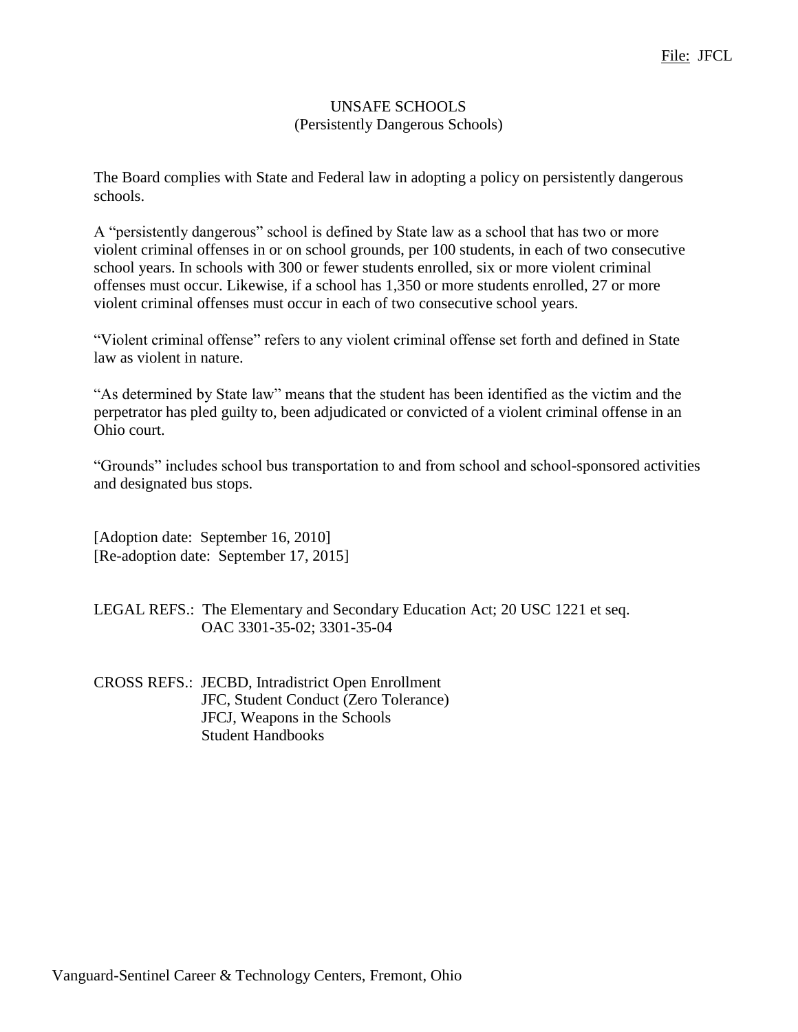File: JFCL

# UNSAFE SCHOOLS
## (Persistently Dangerous Schools)

The Board complies with State and Federal law in adopting a policy on persistently dangerous schools.

A "persistently dangerous" school is defined by State law as a school that has two or more violent criminal offenses in or on school grounds, per 100 students, in each of two consecutive school years. In schools with 300 or fewer students enrolled, six or more violent criminal offenses must occur. Likewise, if a school has 1,350 or more students enrolled, 27 or more violent criminal offenses must occur in each of two consecutive school years.

"Violent criminal offense" refers to any violent criminal offense set forth and defined in State law as violent in nature.

"As determined by State law" means that the student has been identified as the victim and the perpetrator has pled guilty to, been adjudicated or convicted of a violent criminal offense in an Ohio court.

"Grounds" includes school bus transportation to and from school and school-sponsored activities and designated bus stops.

[Adoption date: September 16, 2010]
[Re-adoption date: September 17, 2015]

LEGAL REFS.: The Elementary and Secondary Education Act; 20 USC 1221 et seq.
OAC 3301-35-02; 3301-35-04

CROSS REFS.: JECBD, Intradistrict Open Enrollment
JFC, Student Conduct (Zero Tolerance)
JFCJ, Weapons in the Schools
Student Handbooks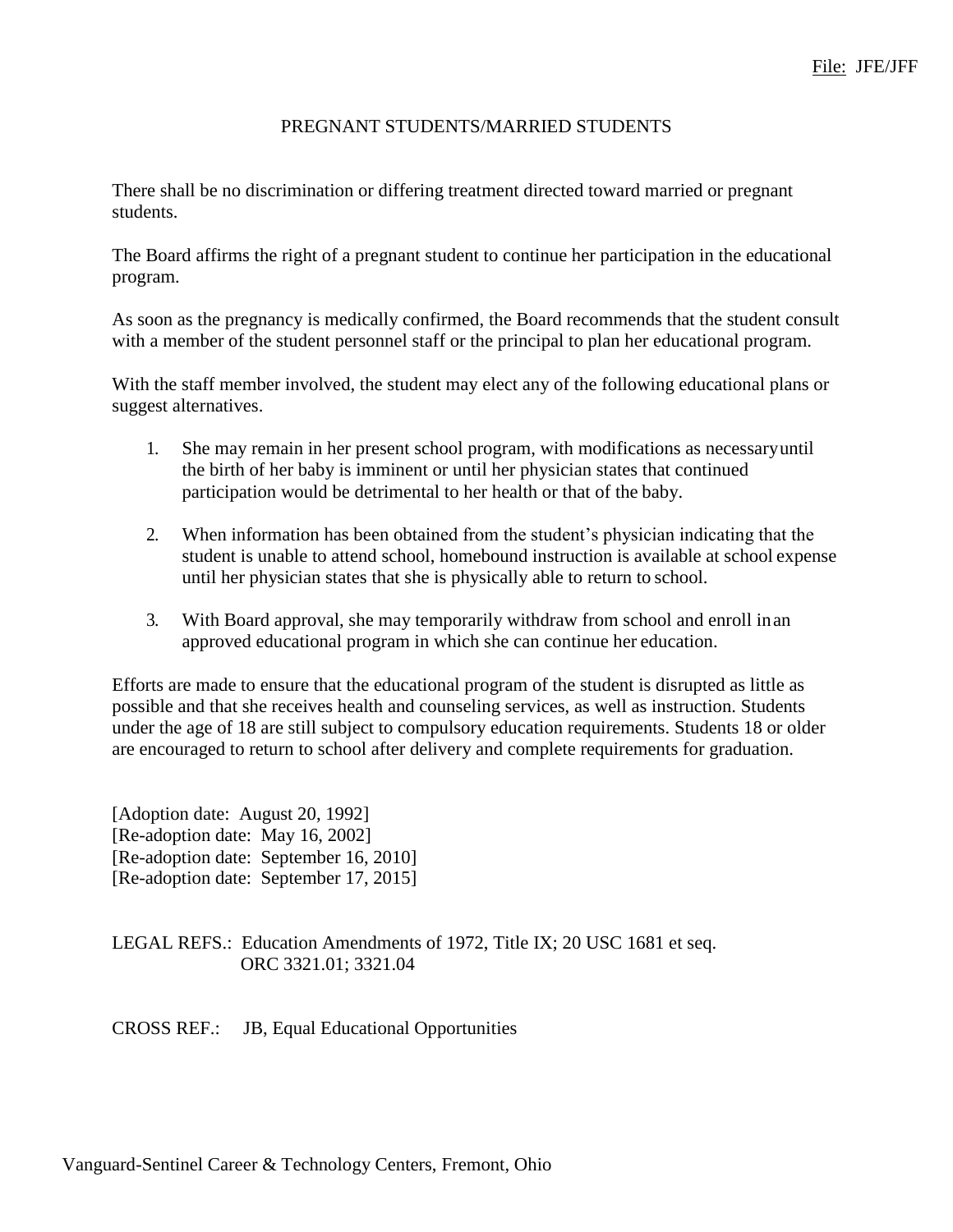File: JFE/JFF

# PREGNANT STUDENTS/MARRIED STUDENTS

There shall be no discrimination or differing treatment directed toward married or pregnant students.

The Board affirms the right of a pregnant student to continue her participation in the educational program.

As soon as the pregnancy is medically confirmed, the Board recommends that the student consult with a member of the student personnel staff or the principal to plan her educational program.

With the staff member involved, the student may elect any of the following educational plans or suggest alternatives.

1. She may remain in her present school program, with modifications as necessary until the birth of her baby is imminent or until her physician states that continued participation would be detrimental to her health or that of the baby.
2. When information has been obtained from the student's physician indicating that the student is unable to attend school, homebound instruction is available at school expense until her physician states that she is physically able to return to school.
3. With Board approval, she may temporarily withdraw from school and enroll in an approved educational program in which she can continue her education.

Efforts are made to ensure that the educational program of the student is disrupted as little as possible and that she receives health and counseling services, as well as instruction. Students under the age of 18 are still subject to compulsory education requirements. Students 18 or older are encouraged to return to school after delivery and complete requirements for graduation.

[Adoption date: August 20, 1992]
[Re-adoption date: May 16, 2002]
[Re-adoption date: September 16, 2010]
[Re-adoption date: September 17, 2015]

LEGAL REFS.: Education Amendments of 1972, Title IX; 20 USC 1681 et seq.
ORC 3321.01; 3321.04

CROSS REF.: JB, Equal Educational Opportunities

Vanguard-Sentinel Career & Technology Centers, Fremont, Ohio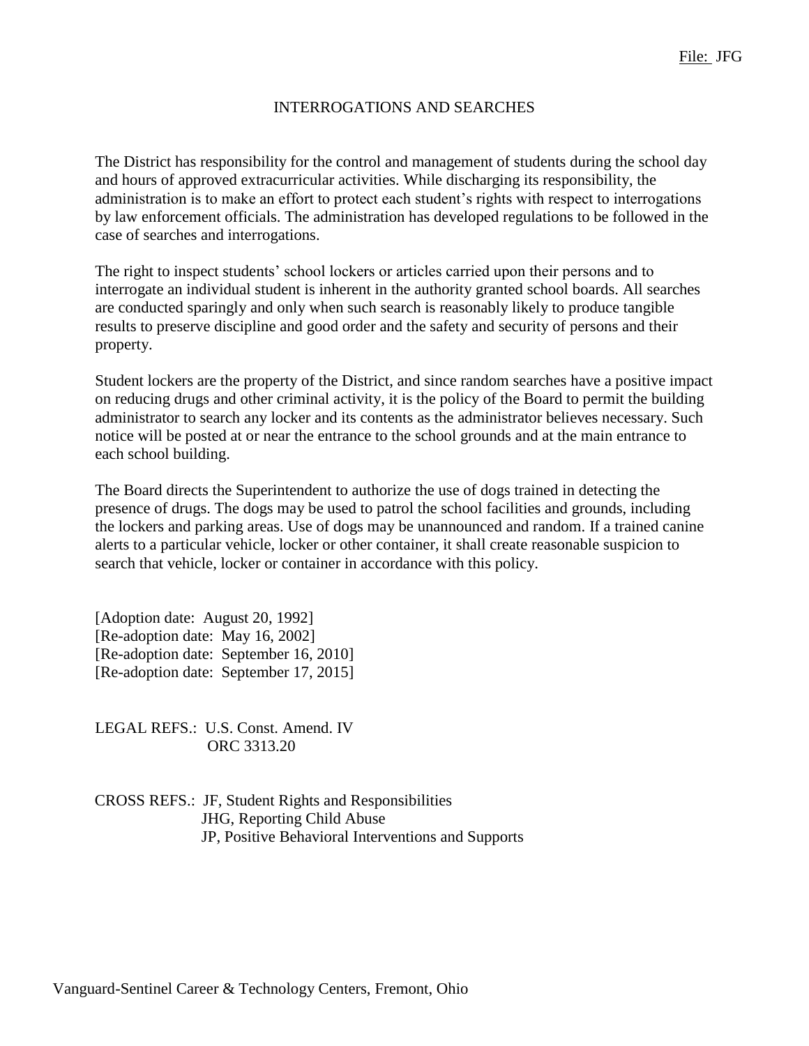File: JFG

# INTERROGATIONS AND SEARCHES

The District has responsibility for the control and management of students during the school day and hours of approved extracurricular activities. While discharging its responsibility, the administration is to make an effort to protect each student's rights with respect to interrogations by law enforcement officials. The administration has developed regulations to be followed in the case of searches and interrogations.

The right to inspect students' school lockers or articles carried upon their persons and to interrogate an individual student is inherent in the authority granted school boards. All searches are conducted sparingly and only when such search is reasonably likely to produce tangible results to preserve discipline and good order and the safety and security of persons and their property.

Student lockers are the property of the District, and since random searches have a positive impact on reducing drugs and other criminal activity, it is the policy of the Board to permit the building administrator to search any locker and its contents as the administrator believes necessary. Such notice will be posted at or near the entrance to the school grounds and at the main entrance to each school building.

The Board directs the Superintendent to authorize the use of dogs trained in detecting the presence of drugs. The dogs may be used to patrol the school facilities and grounds, including the lockers and parking areas. Use of dogs may be unannounced and random. If a trained canine alerts to a particular vehicle, locker or other container, it shall create reasonable suspicion to search that vehicle, locker or container in accordance with this policy.

[Adoption date: August 20, 1992]
[Re-adoption date: May 16, 2002]
[Re-adoption date: September 16, 2010]
[Re-adoption date: September 17, 2015]

LEGAL REFS.: U.S. Const. Amend. IV
ORC 3313.20

CROSS REFS.: JF, Student Rights and Responsibilities
JHG, Reporting Child Abuse
JP, Positive Behavioral Interventions and Supports

Vanguard-Sentinel Career & Technology Centers, Fremont, Ohio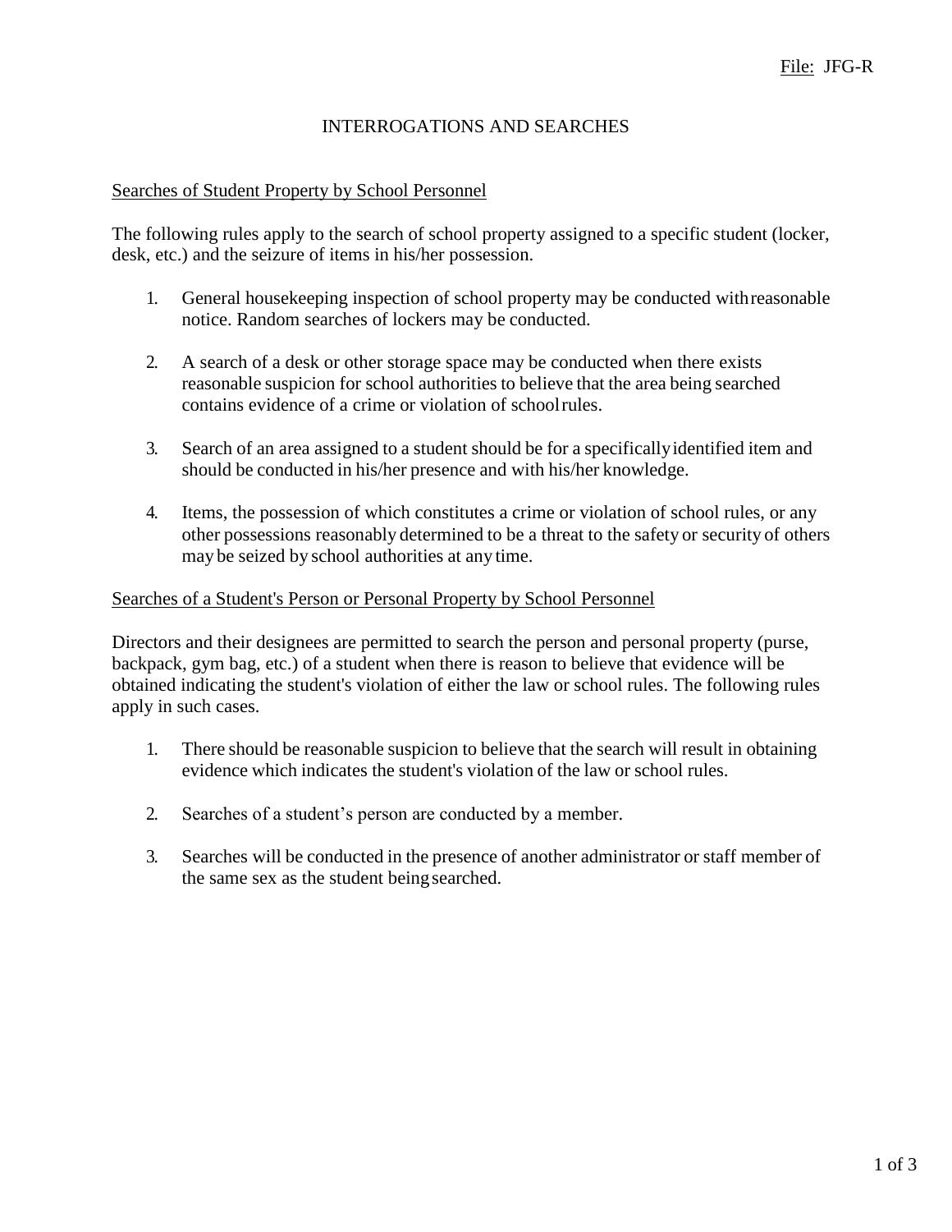File: JFG-R

# INTERROGATIONS AND SEARCHES

## Searches of Student Property by School Personnel

The following rules apply to the search of school property assigned to a specific student (locker, desk, etc.) and the seizure of items in his/her possession.

1. General housekeeping inspection of school property may be conducted with reasonable notice. Random searches of lockers may be conducted.

2. A search of a desk or other storage space may be conducted when there exists reasonable suspicion for school authorities to believe that the area being searched contains evidence of a crime or violation of school rules.

3. Search of an area assigned to a student should be for a specifically identified item and should be conducted in his/her presence and with his/her knowledge.

4. Items, the possession of which constitutes a crime or violation of school rules, or any other possessions reasonably determined to be a threat to the safety or security of others may be seized by school authorities at any time.

## Searches of a Student's Person or Personal Property by School Personnel

Directors and their designees are permitted to search the person and personal property (purse, backpack, gym bag, etc.) of a student when there is reason to believe that evidence will be obtained indicating the student's violation of either the law or school rules. The following rules apply in such cases.

1. There should be reasonable suspicion to believe that the search will result in obtaining evidence which indicates the student's violation of the law or school rules.

2. Searches of a student's person are conducted by a member.

3. Searches will be conducted in the presence of another administrator or staff member of the same sex as the student being searched.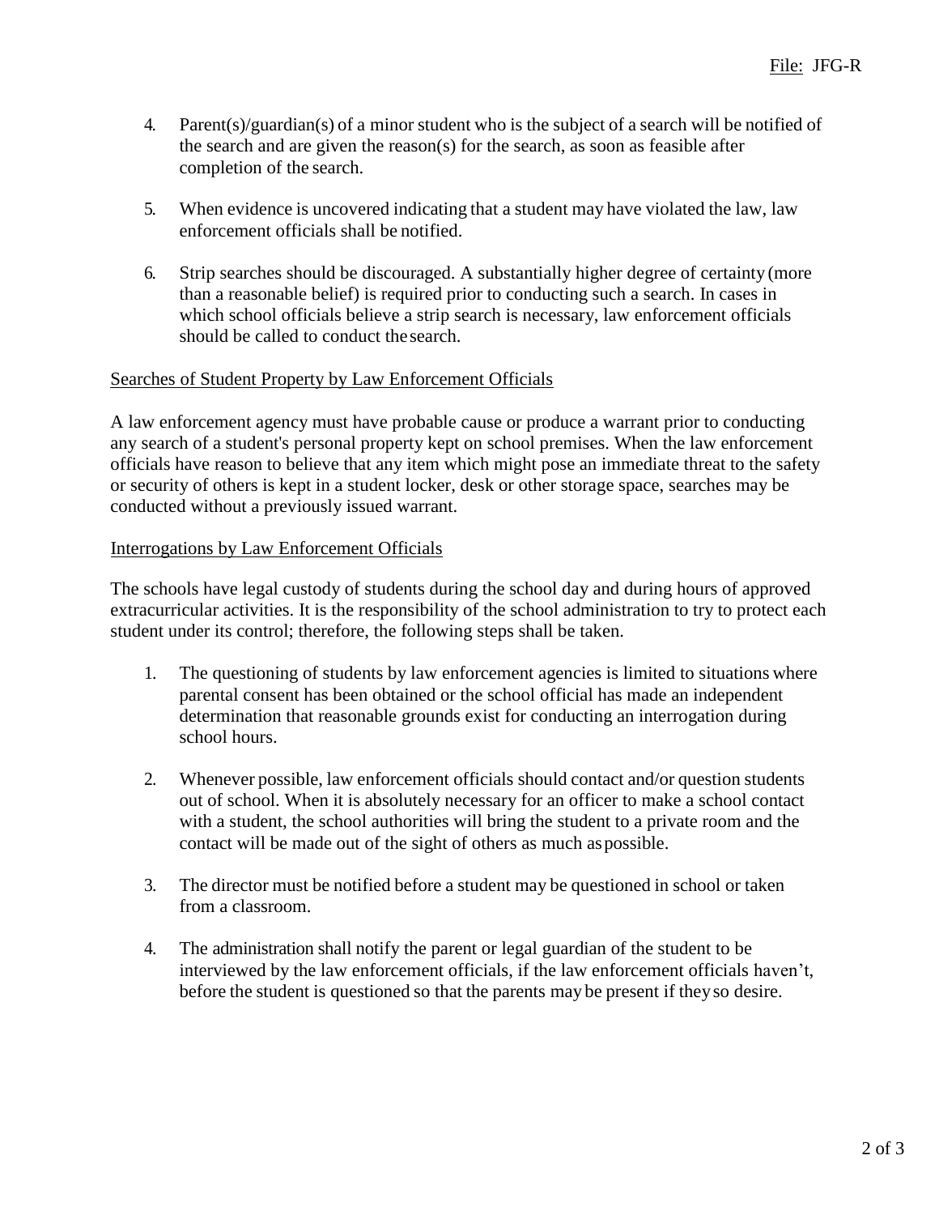4. Parent(s)/guardian(s) of a minor student who is the subject of a search will be notified of the search and are given the reason(s) for the search, as soon as feasible after completion of the search.

5. When evidence is uncovered indicating that a student may have violated the law, law enforcement officials shall be notified.

6. Strip searches should be discouraged. A substantially higher degree of certainty (more than a reasonable belief) is required prior to conducting such a search. In cases in which school officials believe a strip search is necessary, law enforcement officials should be called to conduct the search.

## Searches of Student Property by Law Enforcement Officials

A law enforcement agency must have probable cause or produce a warrant prior to conducting any search of a student's personal property kept on school premises. When the law enforcement officials have reason to believe that any item which might pose an immediate threat to the safety or security of others is kept in a student locker, desk or other storage space, searches may be conducted without a previously issued warrant.

## Interrogations by Law Enforcement Officials

The schools have legal custody of students during the school day and during hours of approved extracurricular activities. It is the responsibility of the school administration to try to protect each student under its control; therefore, the following steps shall be taken.

1. The questioning of students by law enforcement agencies is limited to situations where parental consent has been obtained or the school official has made an independent determination that reasonable grounds exist for conducting an interrogation during school hours.

2. Whenever possible, law enforcement officials should contact and/or question students out of school. When it is absolutely necessary for an officer to make a school contact with a student, the school authorities will bring the student to a private room and the contact will be made out of the sight of others as much as possible.

3. The director must be notified before a student may be questioned in school or taken from a classroom.

4. The administration shall notify the parent or legal guardian of the student to be interviewed by the law enforcement officials, if the law enforcement officials haven't, before the student is questioned so that the parents may be present if they so desire.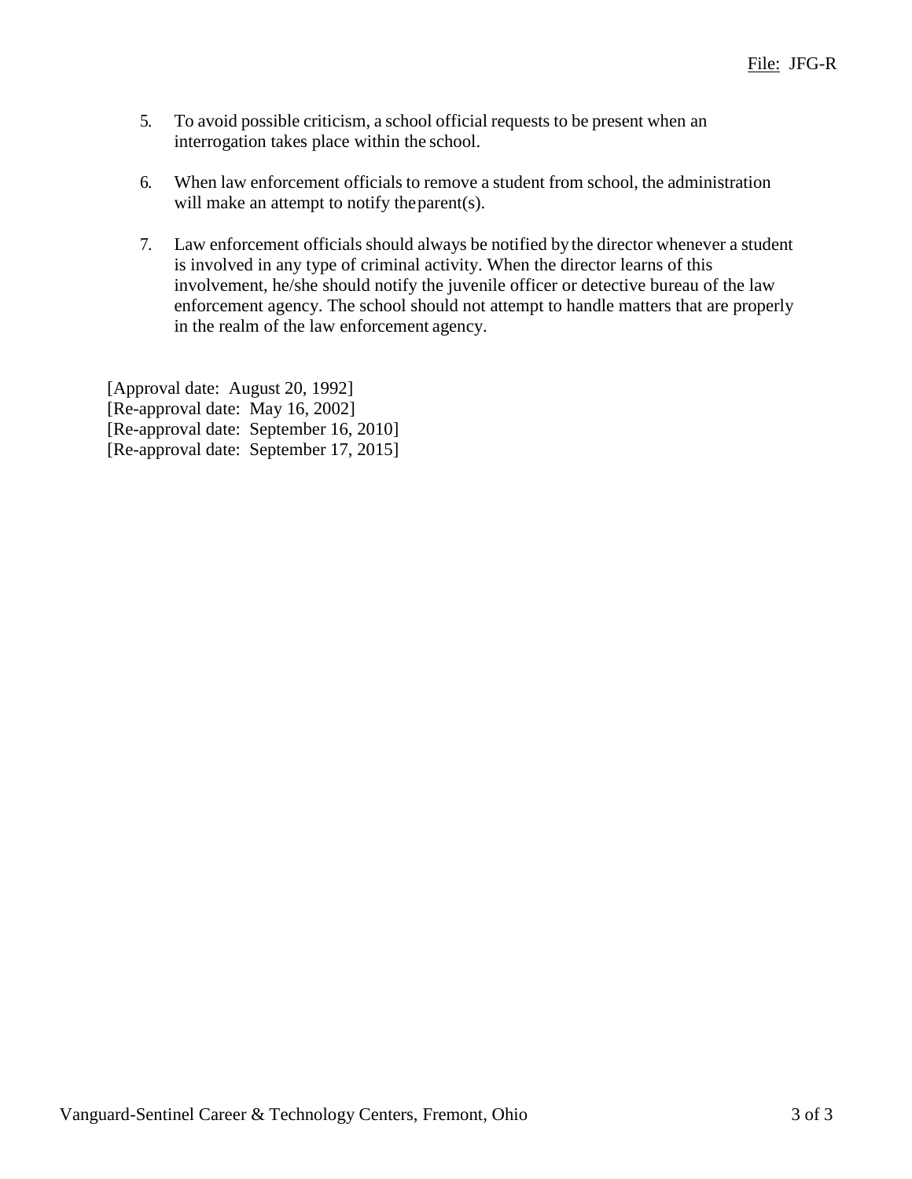5. To avoid possible criticism, a school official requests to be present when an interrogation takes place within the school.

6. When law enforcement officials to remove a student from school, the administration will make an attempt to notify the parent(s).

7. Law enforcement officials should always be notified by the director whenever a student is involved in any type of criminal activity. When the director learns of this involvement, he/she should notify the juvenile officer or detective bureau of the law enforcement agency. The school should not attempt to handle matters that are properly in the realm of the law enforcement agency.

[Approval date: August 20, 1992]
[Re-approval date: May 16, 2002]
[Re-approval date: September 16, 2010]
[Re-approval date: September 17, 2015]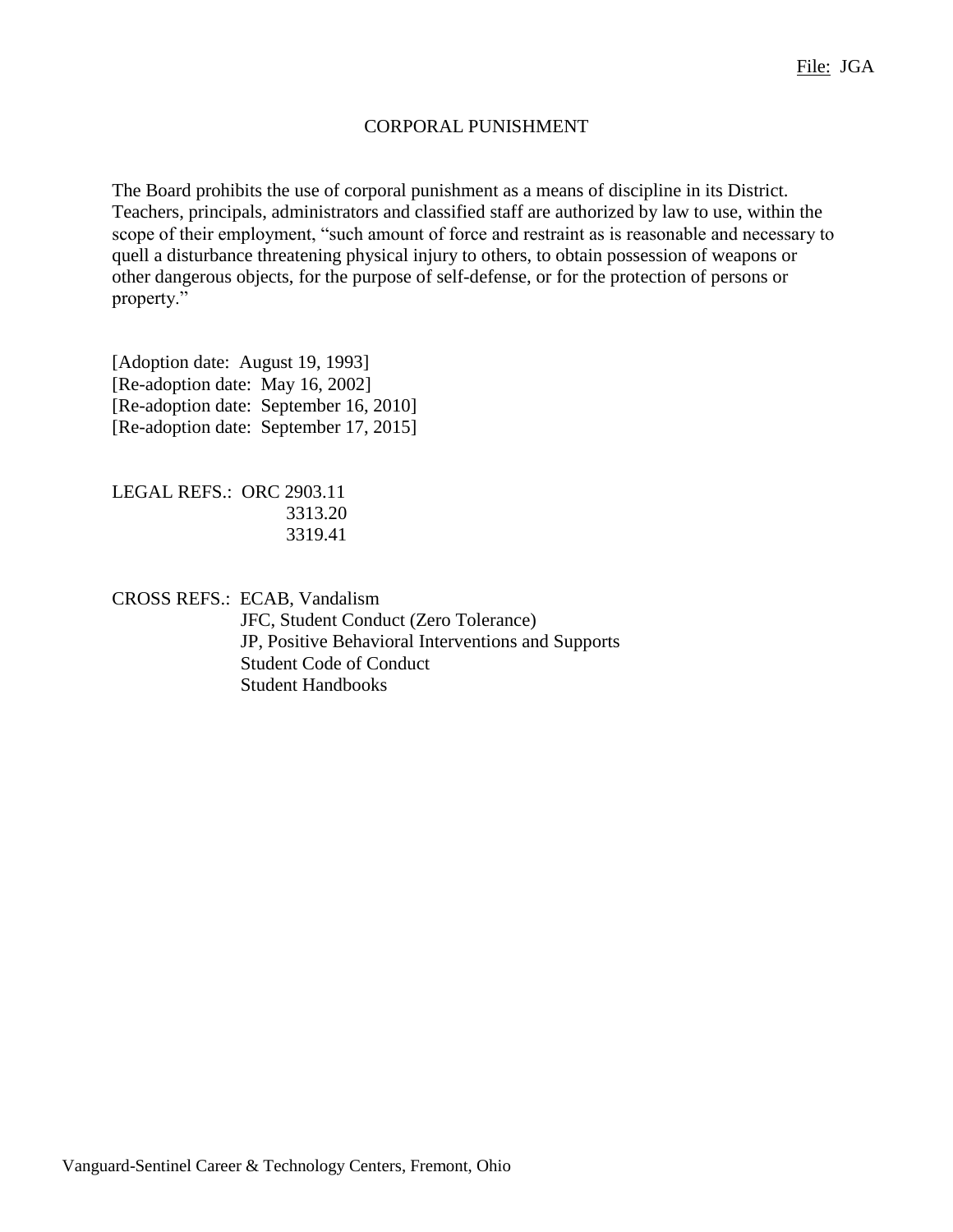File: JGA

# CORPORAL PUNISHMENT

The Board prohibits the use of corporal punishment as a means of discipline in its District. Teachers, principals, administrators and classified staff are authorized by law to use, within the scope of their employment, "such amount of force and restraint as is reasonable and necessary to quell a disturbance threatening physical injury to others, to obtain possession of weapons or other dangerous objects, for the purpose of self-defense, or for the protection of persons or property."

[Adoption date: August 19, 1993]
[Re-adoption date: May 16, 2002]
[Re-adoption date: September 16, 2010]
[Re-adoption date: September 17, 2015]

LEGAL REFS.: ORC 2903.11
3313.20
3319.41

CROSS REFS.: ECAB, Vandalism
JFC, Student Conduct (Zero Tolerance)
JP, Positive Behavioral Interventions and Supports
Student Code of Conduct
Student Handbooks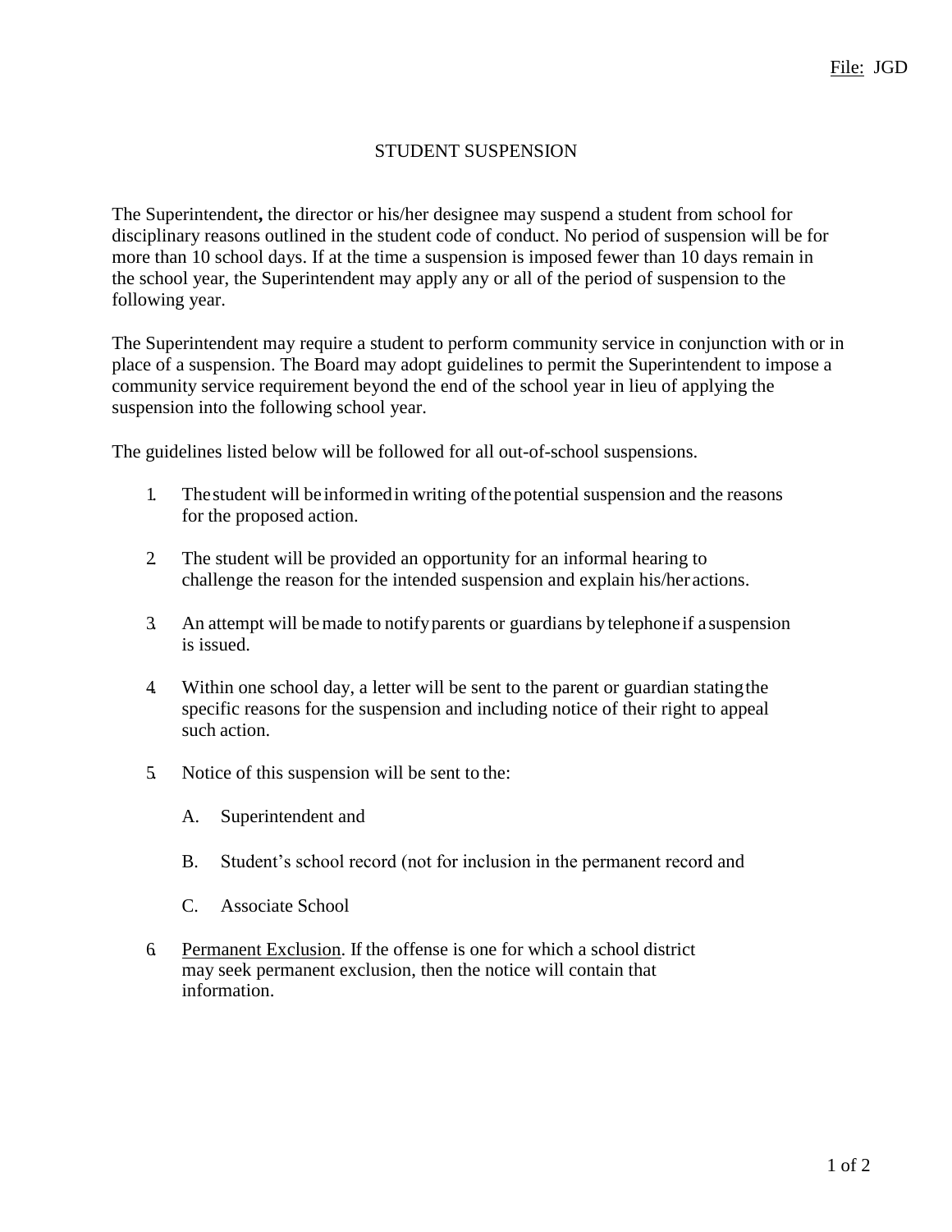File: JGD

# STUDENT SUSPENSION

The Superintendent**,** the director or his/her designee may suspend a student from school for disciplinary reasons outlined in the student code of conduct. No period of suspension will be for more than 10 school days. If at the time a suspension is imposed fewer than 10 days remain in the school year, the Superintendent may apply any or all of the period of suspension to the following year.

The Superintendent may require a student to perform community service in conjunction with or in place of a suspension. The Board may adopt guidelines to permit the Superintendent to impose a community service requirement beyond the end of the school year in lieu of applying the suspension into the following school year.

The guidelines listed below will be followed for all out-of-school suspensions.

1. The student will be informed in writing of the potential suspension and the reasons for the proposed action.

2. The student will be provided an opportunity for an informal hearing to challenge the reason for the intended suspension and explain his/her actions.

3. An attempt will be made to notify parents or guardians by telephone if a suspension is issued.

4. Within one school day, a letter will be sent to the parent or guardian stating the specific reasons for the suspension and including notice of their right to appeal such action.

5. Notice of this suspension will be sent to the:

   A. Superintendent and

   B. Student's school record (not for inclusion in the permanent record and

   C. Associate School

6. Permanent Exclusion. If the offense is one for which a school district may seek permanent exclusion, then the notice will contain that information.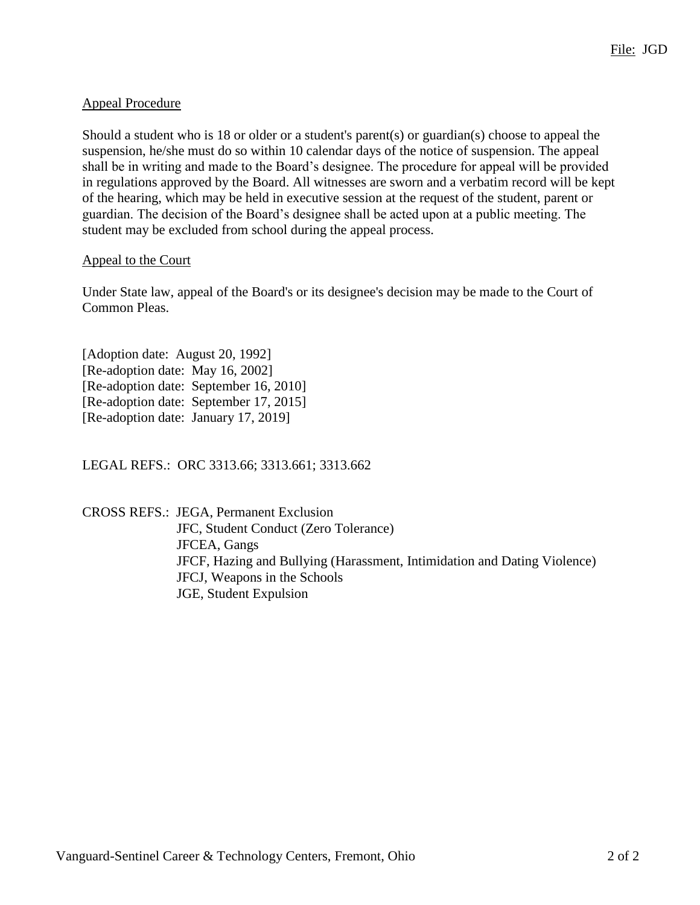## Appeal Procedure

Should a student who is 18 or older or a student's parent(s) or guardian(s) choose to appeal the suspension, he/she must do so within 10 calendar days of the notice of suspension. The appeal shall be in writing and made to the Board's designee. The procedure for appeal will be provided in regulations approved by the Board. All witnesses are sworn and a verbatim record will be kept of the hearing, which may be held in executive session at the request of the student, parent or guardian. The decision of the Board's designee shall be acted upon at a public meeting. The student may be excluded from school during the appeal process.

## Appeal to the Court

Under State law, appeal of the Board's or its designee's decision may be made to the Court of Common Pleas.

[Adoption date: August 20, 1992]
[Re-adoption date: May 16, 2002]
[Re-adoption date: September 16, 2010]
[Re-adoption date: September 17, 2015]
[Re-adoption date: January 17, 2019]

LEGAL REFS.: ORC 3313.66; 3313.661; 3313.662

CROSS REFS.: JEGA, Permanent Exclusion
JFC, Student Conduct (Zero Tolerance)
JFCEA, Gangs
JFCF, Hazing and Bullying (Harassment, Intimidation and Dating Violence)
JFCJ, Weapons in the Schools
JGE, Student Expulsion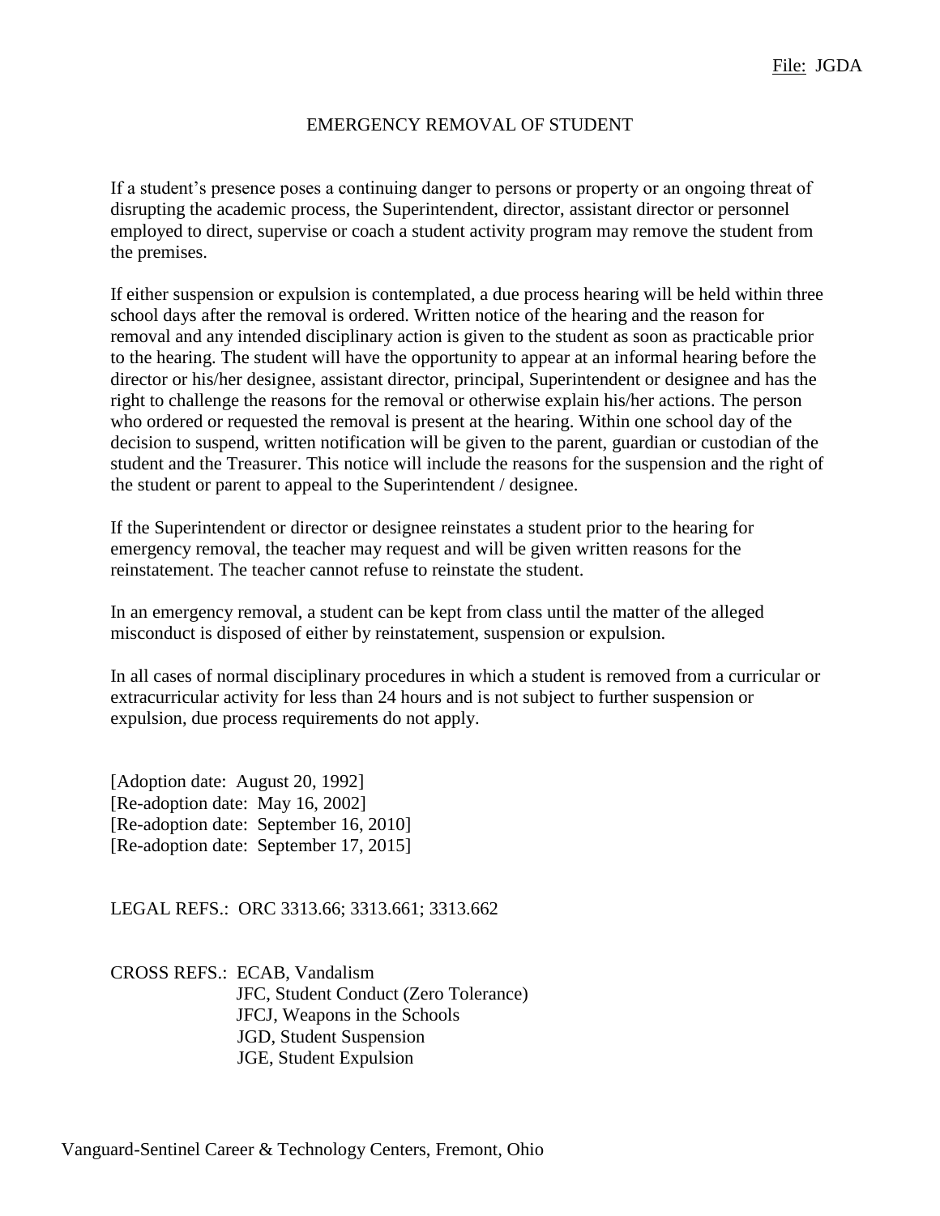File: JGDA

# EMERGENCY REMOVAL OF STUDENT

If a student's presence poses a continuing danger to persons or property or an ongoing threat of disrupting the academic process, the Superintendent, director, assistant director or personnel employed to direct, supervise or coach a student activity program may remove the student from the premises.

If either suspension or expulsion is contemplated, a due process hearing will be held within three school days after the removal is ordered. Written notice of the hearing and the reason for removal and any intended disciplinary action is given to the student as soon as practicable prior to the hearing. The student will have the opportunity to appear at an informal hearing before the director or his/her designee, assistant director, principal, Superintendent or designee and has the right to challenge the reasons for the removal or otherwise explain his/her actions. The person who ordered or requested the removal is present at the hearing. Within one school day of the decision to suspend, written notification will be given to the parent, guardian or custodian of the student and the Treasurer. This notice will include the reasons for the suspension and the right of the student or parent to appeal to the Superintendent / designee.

If the Superintendent or director or designee reinstates a student prior to the hearing for emergency removal, the teacher may request and will be given written reasons for the reinstatement. The teacher cannot refuse to reinstate the student.

In an emergency removal, a student can be kept from class until the matter of the alleged misconduct is disposed of either by reinstatement, suspension or expulsion.

In all cases of normal disciplinary procedures in which a student is removed from a curricular or extracurricular activity for less than 24 hours and is not subject to further suspension or expulsion, due process requirements do not apply.

[Adoption date: August 20, 1992]
[Re-adoption date: May 16, 2002]
[Re-adoption date: September 16, 2010]
[Re-adoption date: September 17, 2015]

LEGAL REFS.: ORC 3313.66; 3313.661; 3313.662

CROSS REFS.: ECAB, Vandalism
JFC, Student Conduct (Zero Tolerance)
JFCJ, Weapons in the Schools
JGD, Student Suspension
JGE, Student Expulsion

Vanguard-Sentinel Career & Technology Centers, Fremont, Ohio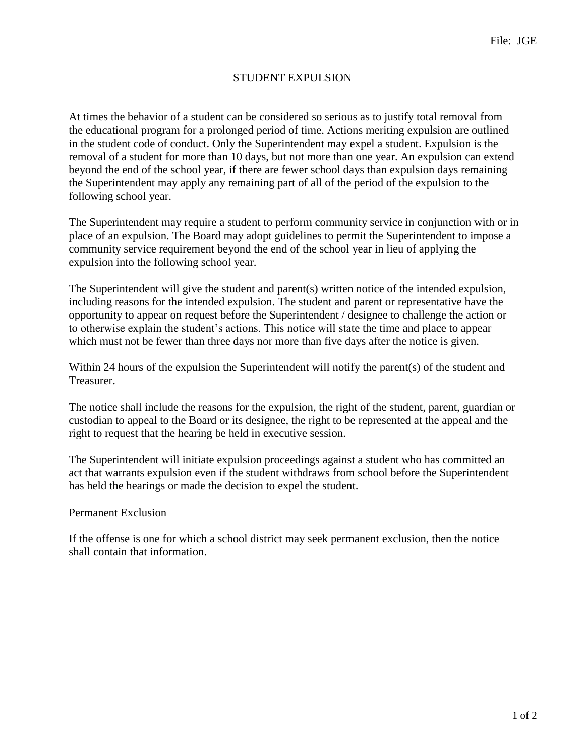File: JGE

# STUDENT EXPULSION

At times the behavior of a student can be considered so serious as to justify total removal from the educational program for a prolonged period of time. Actions meriting expulsion are outlined in the student code of conduct. Only the Superintendent may expel a student. Expulsion is the removal of a student for more than 10 days, but not more than one year. An expulsion can extend beyond the end of the school year, if there are fewer school days than expulsion days remaining the Superintendent may apply any remaining part of all of the period of the expulsion to the following school year.

The Superintendent may require a student to perform community service in conjunction with or in place of an expulsion. The Board may adopt guidelines to permit the Superintendent to impose a community service requirement beyond the end of the school year in lieu of applying the expulsion into the following school year.

The Superintendent will give the student and parent(s) written notice of the intended expulsion, including reasons for the intended expulsion. The student and parent or representative have the opportunity to appear on request before the Superintendent / designee to challenge the action or to otherwise explain the student's actions. This notice will state the time and place to appear which must not be fewer than three days nor more than five days after the notice is given.

Within 24 hours of the expulsion the Superintendent will notify the parent(s) of the student and Treasurer.

The notice shall include the reasons for the expulsion, the right of the student, parent, guardian or custodian to appeal to the Board or its designee, the right to be represented at the appeal and the right to request that the hearing be held in executive session.

The Superintendent will initiate expulsion proceedings against a student who has committed an act that warrants expulsion even if the student withdraws from school before the Superintendent has held the hearings or made the decision to expel the student.

## Permanent Exclusion

If the offense is one for which a school district may seek permanent exclusion, then the notice shall contain that information.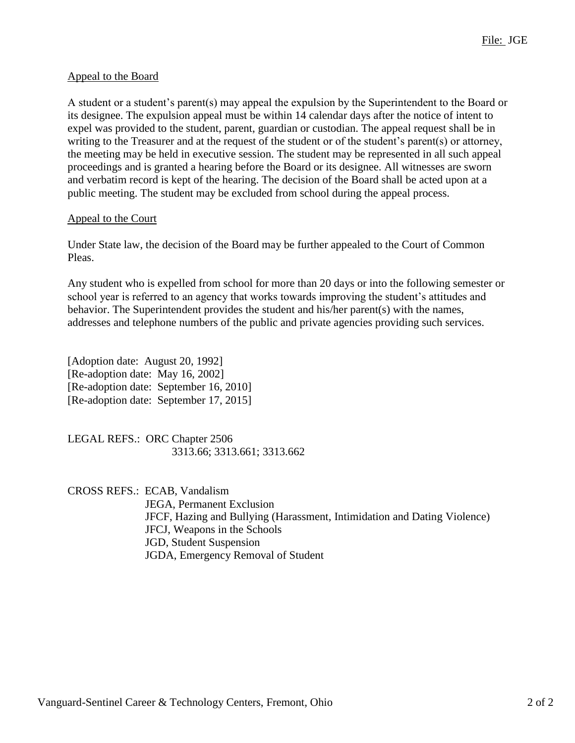### Appeal to the Board

A student or a student's parent(s) may appeal the expulsion by the Superintendent to the Board or its designee. The expulsion appeal must be within 14 calendar days after the notice of intent to expel was provided to the student, parent, guardian or custodian. The appeal request shall be in writing to the Treasurer and at the request of the student or of the student's parent(s) or attorney, the meeting may be held in executive session. The student may be represented in all such appeal proceedings and is granted a hearing before the Board or its designee. All witnesses are sworn and verbatim record is kept of the hearing. The decision of the Board shall be acted upon at a public meeting. The student may be excluded from school during the appeal process.

### Appeal to the Court

Under State law, the decision of the Board may be further appealed to the Court of Common Pleas.

Any student who is expelled from school for more than 20 days or into the following semester or school year is referred to an agency that works towards improving the student's attitudes and behavior. The Superintendent provides the student and his/her parent(s) with the names, addresses and telephone numbers of the public and private agencies providing such services.

[Adoption date: August 20, 1992]
[Re-adoption date: May 16, 2002]
[Re-adoption date: September 16, 2010]
[Re-adoption date: September 17, 2015]

LEGAL REFS.: ORC Chapter 2506
3313.66; 3313.661; 3313.662

CROSS REFS.: ECAB, Vandalism
JEGA, Permanent Exclusion
JFCF, Hazing and Bullying (Harassment, Intimidation and Dating Violence)
JFCJ, Weapons in the Schools
JGD, Student Suspension
JGDA, Emergency Removal of Student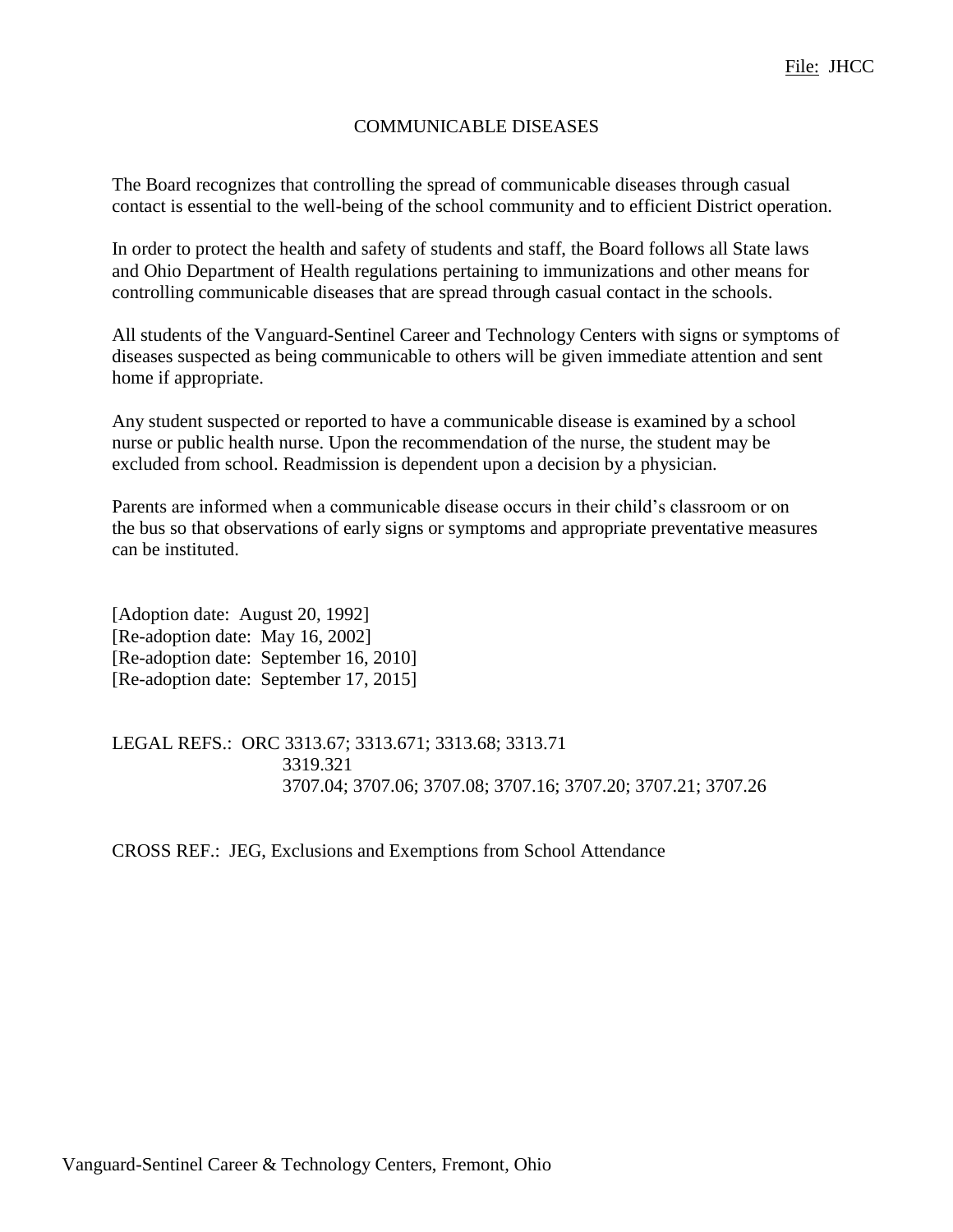File: JHCC

# COMMUNICABLE DISEASES

The Board recognizes that controlling the spread of communicable diseases through casual contact is essential to the well-being of the school community and to efficient District operation.

In order to protect the health and safety of students and staff, the Board follows all State laws and Ohio Department of Health regulations pertaining to immunizations and other means for controlling communicable diseases that are spread through casual contact in the schools.

All students of the Vanguard-Sentinel Career and Technology Centers with signs or symptoms of diseases suspected as being communicable to others will be given immediate attention and sent home if appropriate.

Any student suspected or reported to have a communicable disease is examined by a school nurse or public health nurse. Upon the recommendation of the nurse, the student may be excluded from school. Readmission is dependent upon a decision by a physician.

Parents are informed when a communicable disease occurs in their child's classroom or on the bus so that observations of early signs or symptoms and appropriate preventative measures can be instituted.

[Adoption date: August 20, 1992]
[Re-adoption date: May 16, 2002]
[Re-adoption date: September 16, 2010]
[Re-adoption date: September 17, 2015]

LEGAL REFS.: ORC 3313.67; 3313.671; 3313.68; 3313.71
3319.321
3707.04; 3707.06; 3707.08; 3707.16; 3707.20; 3707.21; 3707.26

CROSS REF.: JEG, Exclusions and Exemptions from School Attendance

Vanguard-Sentinel Career & Technology Centers, Fremont, Ohio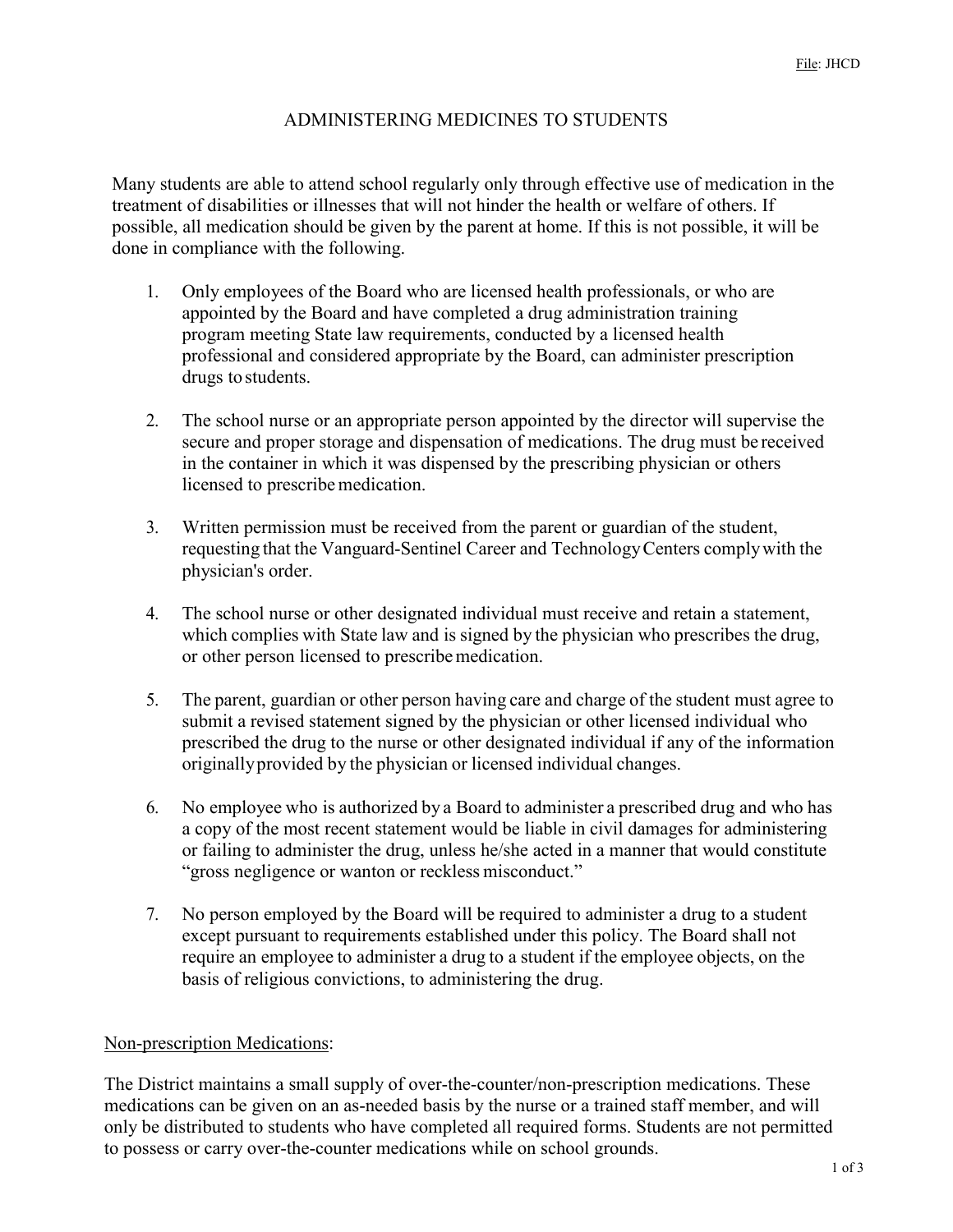File: JHCD

# ADMINISTERING MEDICINES TO STUDENTS

Many students are able to attend school regularly only through effective use of medication in the treatment of disabilities or illnesses that will not hinder the health or welfare of others. If possible, all medication should be given by the parent at home. If this is not possible, it will be done in compliance with the following.

1. Only employees of the Board who are licensed health professionals, or who are appointed by the Board and have completed a drug administration training program meeting State law requirements, conducted by a licensed health professional and considered appropriate by the Board, can administer prescription drugs to students.

2. The school nurse or an appropriate person appointed by the director will supervise the secure and proper storage and dispensation of medications. The drug must be received in the container in which it was dispensed by the prescribing physician or others licensed to prescribe medication.

3. Written permission must be received from the parent or guardian of the student, requesting that the Vanguard-Sentinel Career and Technology Centers comply with the physician's order.

4. The school nurse or other designated individual must receive and retain a statement, which complies with State law and is signed by the physician who prescribes the drug, or other person licensed to prescribe medication.

5. The parent, guardian or other person having care and charge of the student must agree to submit a revised statement signed by the physician or other licensed individual who prescribed the drug to the nurse or other designated individual if any of the information originally provided by the physician or licensed individual changes.

6. No employee who is authorized by a Board to administer a prescribed drug and who has a copy of the most recent statement would be liable in civil damages for administering or failing to administer the drug, unless he/she acted in a manner that would constitute "gross negligence or wanton or reckless misconduct."

7. No person employed by the Board will be required to administer a drug to a student except pursuant to requirements established under this policy. The Board shall not require an employee to administer a drug to a student if the employee objects, on the basis of religious convictions, to administering the drug.

Non-prescription Medications:

The District maintains a small supply of over-the-counter/non-prescription medications. These medications can be given on an as-needed basis by the nurse or a trained staff member, and will only be distributed to students who have completed all required forms. Students are not permitted to possess or carry over-the-counter medications while on school grounds.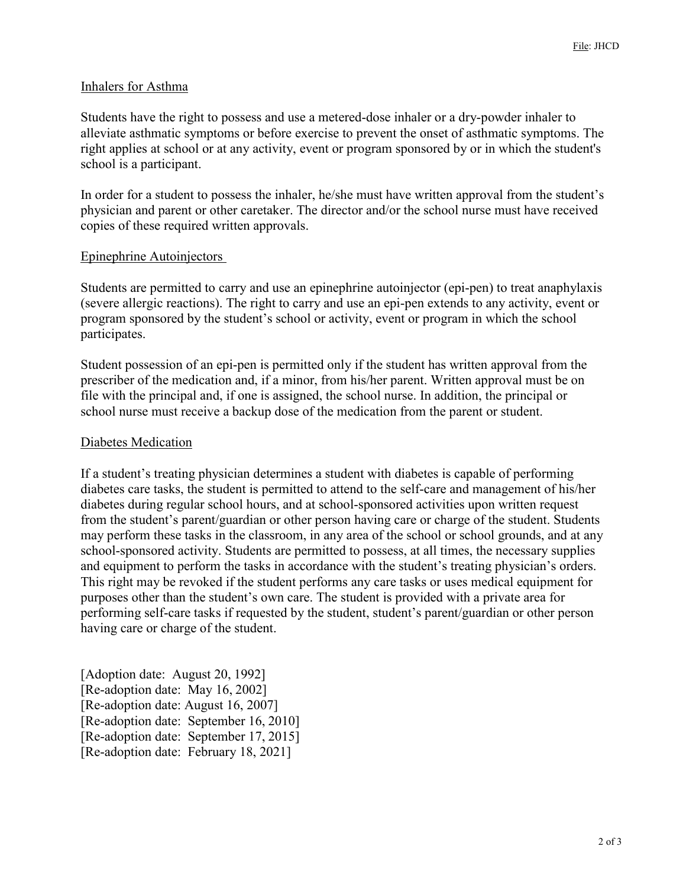Inhalers for Asthma

Students have the right to possess and use a metered-dose inhaler or a dry-powder inhaler to alleviate asthmatic symptoms or before exercise to prevent the onset of asthmatic symptoms. The right applies at school or at any activity, event or program sponsored by or in which the student's school is a participant.

In order for a student to possess the inhaler, he/she must have written approval from the student's physician and parent or other caretaker. The director and/or the school nurse must have received copies of these required written approvals.

Epinephrine Autoinjectors

Students are permitted to carry and use an epinephrine autoinjector (epi-pen) to treat anaphylaxis (severe allergic reactions). The right to carry and use an epi-pen extends to any activity, event or program sponsored by the student's school or activity, event or program in which the school participates.

Student possession of an epi-pen is permitted only if the student has written approval from the prescriber of the medication and, if a minor, from his/her parent. Written approval must be on file with the principal and, if one is assigned, the school nurse. In addition, the principal or school nurse must receive a backup dose of the medication from the parent or student.

Diabetes Medication

If a student's treating physician determines a student with diabetes is capable of performing diabetes care tasks, the student is permitted to attend to the self-care and management of his/her diabetes during regular school hours, and at school-sponsored activities upon written request from the student's parent/guardian or other person having care or charge of the student. Students may perform these tasks in the classroom, in any area of the school or school grounds, and at any school-sponsored activity. Students are permitted to possess, at all times, the necessary supplies and equipment to perform the tasks in accordance with the student's treating physician's orders. This right may be revoked if the student performs any care tasks or uses medical equipment for purposes other than the student's own care. The student is provided with a private area for performing self-care tasks if requested by the student, student's parent/guardian or other person having care or charge of the student.

[Adoption date: August 20, 1992]
[Re-adoption date: May 16, 2002]
[Re-adoption date: August 16, 2007]
[Re-adoption date: September 16, 2010]
[Re-adoption date: September 17, 2015]
[Re-adoption date: February 18, 2021]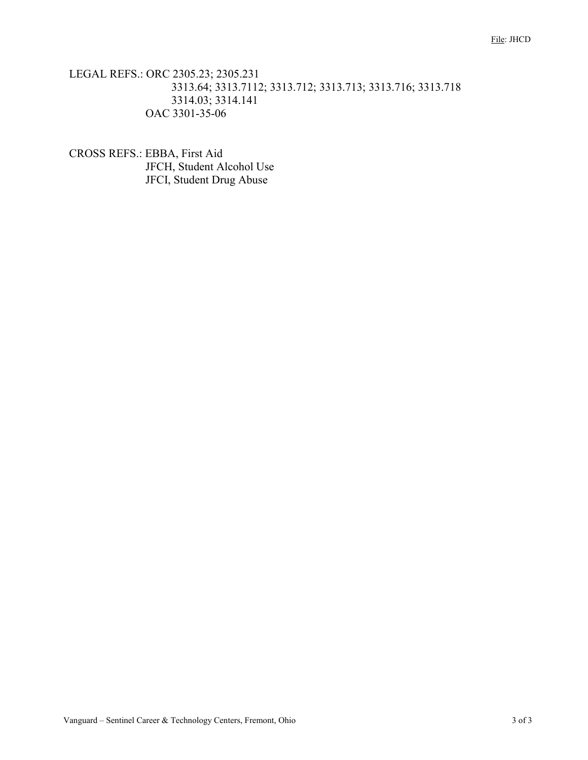LEGAL REFS.: ORC 2305.23; 2305.231
3313.64; 3313.7112; 3313.712; 3313.713; 3313.716; 3313.718
3314.03; 3314.141
OAC 3301-35-06

CROSS REFS.: EBBA, First Aid
JFCH, Student Alcohol Use
JFCI, Student Drug Abuse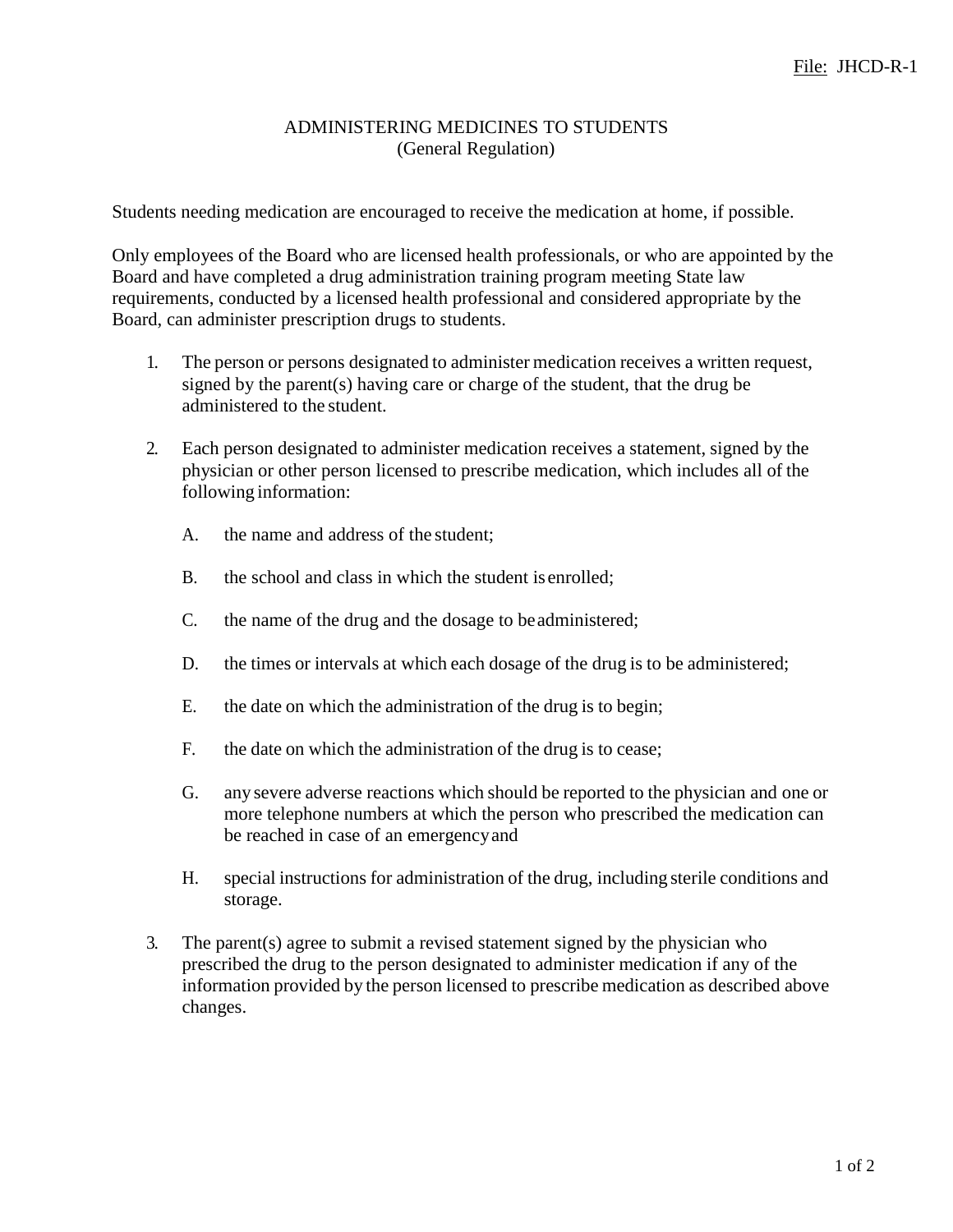File: JHCD-R-1

# ADMINISTERING MEDICINES TO STUDENTS
## (General Regulation)

Students needing medication are encouraged to receive the medication at home, if possible.

Only employees of the Board who are licensed health professionals, or who are appointed by the Board and have completed a drug administration training program meeting State law requirements, conducted by a licensed health professional and considered appropriate by the Board, can administer prescription drugs to students.

1. The person or persons designated to administer medication receives a written request, signed by the parent(s) having care or charge of the student, that the drug be administered to the student.

2. Each person designated to administer medication receives a statement, signed by the physician or other person licensed to prescribe medication, which includes all of the following information:

   A. the name and address of the student;

   B. the school and class in which the student is enrolled;

   C. the name of the drug and the dosage to be administered;

   D. the times or intervals at which each dosage of the drug is to be administered;

   E. the date on which the administration of the drug is to begin;

   F. the date on which the administration of the drug is to cease;

   G. any severe adverse reactions which should be reported to the physician and one or more telephone numbers at which the person who prescribed the medication can be reached in case of an emergency and

   H. special instructions for administration of the drug, including sterile conditions and storage.

3. The parent(s) agree to submit a revised statement signed by the physician who prescribed the drug to the person designated to administer medication if any of the information provided by the person licensed to prescribe medication as described above changes.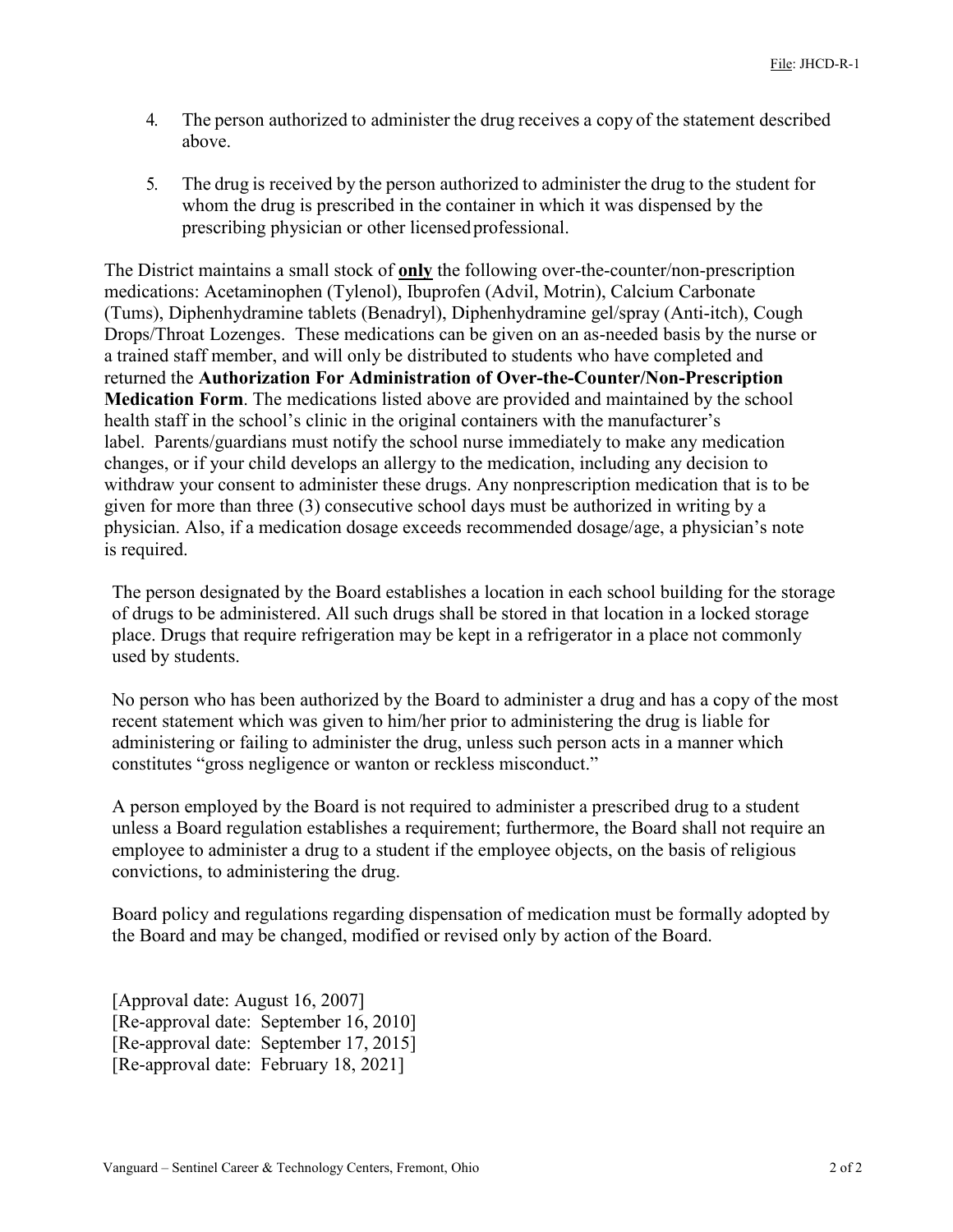4. The person authorized to administer the drug receives a copy of the statement described above.

5. The drug is received by the person authorized to administer the drug to the student for whom the drug is prescribed in the container in which it was dispensed by the prescribing physician or other licensed professional.

The District maintains a small stock of **only** the following over-the-counter/non-prescription medications: Acetaminophen (Tylenol), Ibuprofen (Advil, Motrin), Calcium Carbonate (Tums), Diphenhydramine tablets (Benadryl), Diphenhydramine gel/spray (Anti-itch), Cough Drops/Throat Lozenges. These medications can be given on an as-needed basis by the nurse or a trained staff member, and will only be distributed to students who have completed and returned the **Authorization For Administration of Over-the-Counter/Non-Prescription Medication Form**. The medications listed above are provided and maintained by the school health staff in the school's clinic in the original containers with the manufacturer's label. Parents/guardians must notify the school nurse immediately to make any medication changes, or if your child develops an allergy to the medication, including any decision to withdraw your consent to administer these drugs. Any nonprescription medication that is to be given for more than three (3) consecutive school days must be authorized in writing by a physician. Also, if a medication dosage exceeds recommended dosage/age, a physician's note is required.

The person designated by the Board establishes a location in each school building for the storage of drugs to be administered. All such drugs shall be stored in that location in a locked storage place. Drugs that require refrigeration may be kept in a refrigerator in a place not commonly used by students.

No person who has been authorized by the Board to administer a drug and has a copy of the most recent statement which was given to him/her prior to administering the drug is liable for administering or failing to administer the drug, unless such person acts in a manner which constitutes "gross negligence or wanton or reckless misconduct."

A person employed by the Board is not required to administer a prescribed drug to a student unless a Board regulation establishes a requirement; furthermore, the Board shall not require an employee to administer a drug to a student if the employee objects, on the basis of religious convictions, to administering the drug.

Board policy and regulations regarding dispensation of medication must be formally adopted by the Board and may be changed, modified or revised only by action of the Board.

[Approval date: August 16, 2007]
[Re-approval date: September 16, 2010]
[Re-approval date: September 17, 2015]
[Re-approval date: February 18, 2021]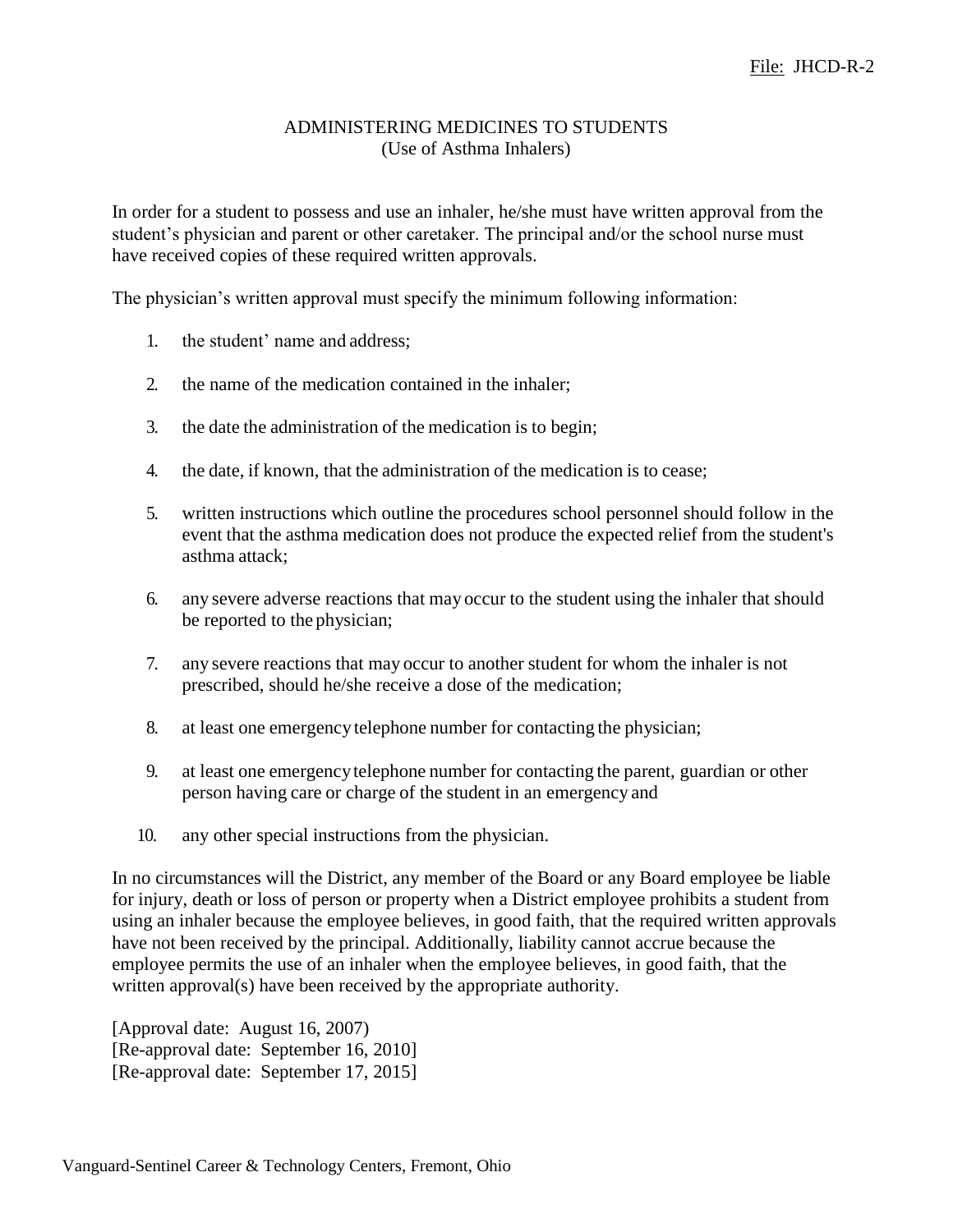File: JHCD-R-2

# ADMINISTERING MEDICINES TO STUDENTS
## (Use of Asthma Inhalers)

In order for a student to possess and use an inhaler, he/she must have written approval from the student's physician and parent or other caretaker. The principal and/or the school nurse must have received copies of these required written approvals.

The physician's written approval must specify the minimum following information:

1. the student' name and address;
2. the name of the medication contained in the inhaler;
3. the date the administration of the medication is to begin;
4. the date, if known, that the administration of the medication is to cease;
5. written instructions which outline the procedures school personnel should follow in the event that the asthma medication does not produce the expected relief from the student's asthma attack;
6. any severe adverse reactions that may occur to the student using the inhaler that should be reported to the physician;
7. any severe reactions that may occur to another student for whom the inhaler is not prescribed, should he/she receive a dose of the medication;
8. at least one emergency telephone number for contacting the physician;
9. at least one emergency telephone number for contacting the parent, guardian or other person having care or charge of the student in an emergency and
10. any other special instructions from the physician.

In no circumstances will the District, any member of the Board or any Board employee be liable for injury, death or loss of person or property when a District employee prohibits a student from using an inhaler because the employee believes, in good faith, that the required written approvals have not been received by the principal. Additionally, liability cannot accrue because the employee permits the use of an inhaler when the employee believes, in good faith, that the written approval(s) have been received by the appropriate authority.

[Approval date: August 16, 2007)
[Re-approval date: September 16, 2010]
[Re-approval date: September 17, 2015]

Vanguard-Sentinel Career & Technology Centers, Fremont, Ohio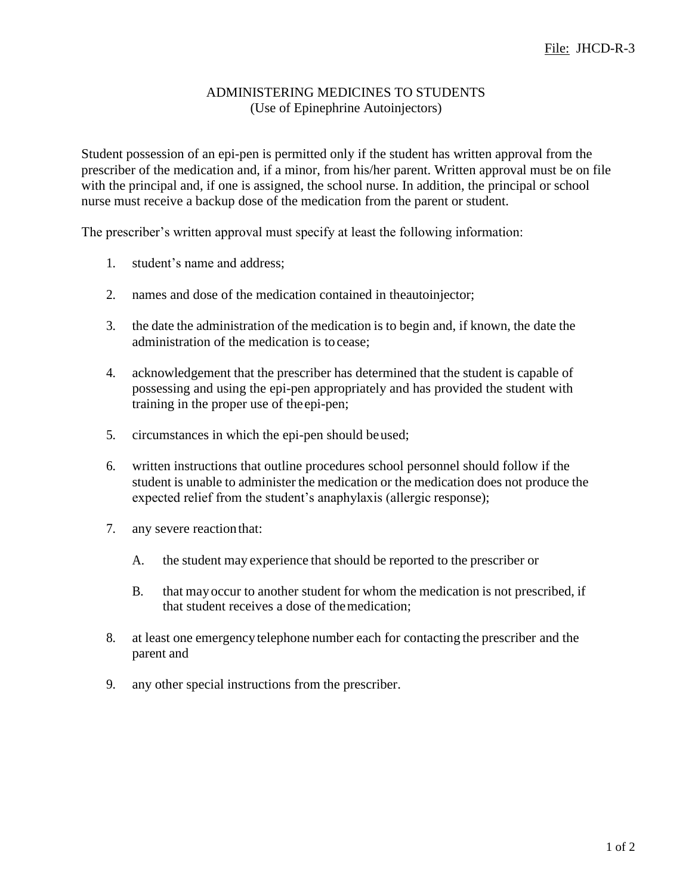File: JHCD-R-3

# ADMINISTERING MEDICINES TO STUDENTS
## (Use of Epinephrine Autoinjectors)

Student possession of an epi-pen is permitted only if the student has written approval from the prescriber of the medication and, if a minor, from his/her parent. Written approval must be on file with the principal and, if one is assigned, the school nurse. In addition, the principal or school nurse must receive a backup dose of the medication from the parent or student.

The prescriber's written approval must specify at least the following information:

1. student's name and address;

2. names and dose of the medication contained in theautoinjector;

3. the date the administration of the medication is to begin and, if known, the date the administration of the medication is to cease;

4. acknowledgement that the prescriber has determined that the student is capable of possessing and using the epi-pen appropriately and has provided the student with training in the proper use of the epi-pen;

5. circumstances in which the epi-pen should be used;

6. written instructions that outline procedures school personnel should follow if the student is unable to administer the medication or the medication does not produce the expected relief from the student's anaphylaxis (allergic response);

7. any severe reaction that:

   A. the student may experience that should be reported to the prescriber or

   B. that may occur to another student for whom the medication is not prescribed, if that student receives a dose of the medication;

8. at least one emergency telephone number each for contacting the prescriber and the parent and

9. any other special instructions from the prescriber.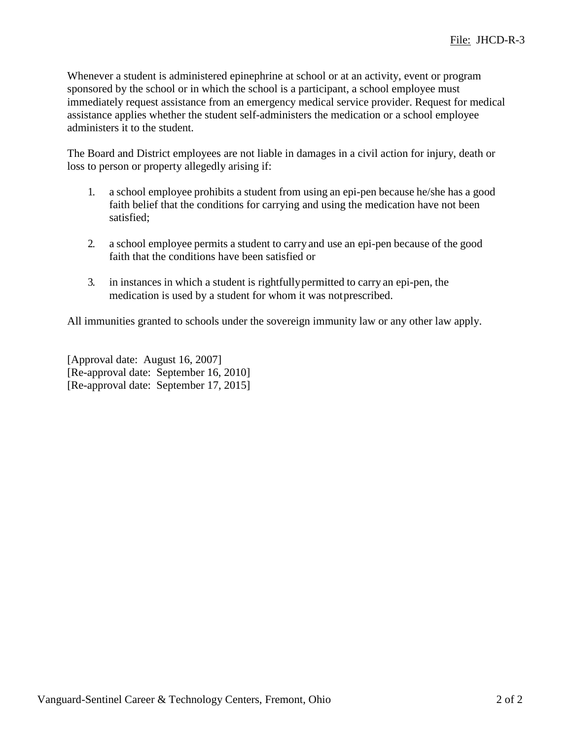Whenever a student is administered epinephrine at school or at an activity, event or program sponsored by the school or in which the school is a participant, a school employee must immediately request assistance from an emergency medical service provider. Request for medical assistance applies whether the student self-administers the medication or a school employee administers it to the student.

The Board and District employees are not liable in damages in a civil action for injury, death or loss to person or property allegedly arising if:

1. a school employee prohibits a student from using an epi-pen because he/she has a good faith belief that the conditions for carrying and using the medication have not been satisfied;

2. a school employee permits a student to carry and use an epi-pen because of the good faith that the conditions have been satisfied or

3. in instances in which a student is rightfully permitted to carry an epi-pen, the medication is used by a student for whom it was not prescribed.

All immunities granted to schools under the sovereign immunity law or any other law apply.

[Approval date: August 16, 2007]
[Re-approval date: September 16, 2010]
[Re-approval date: September 17, 2015]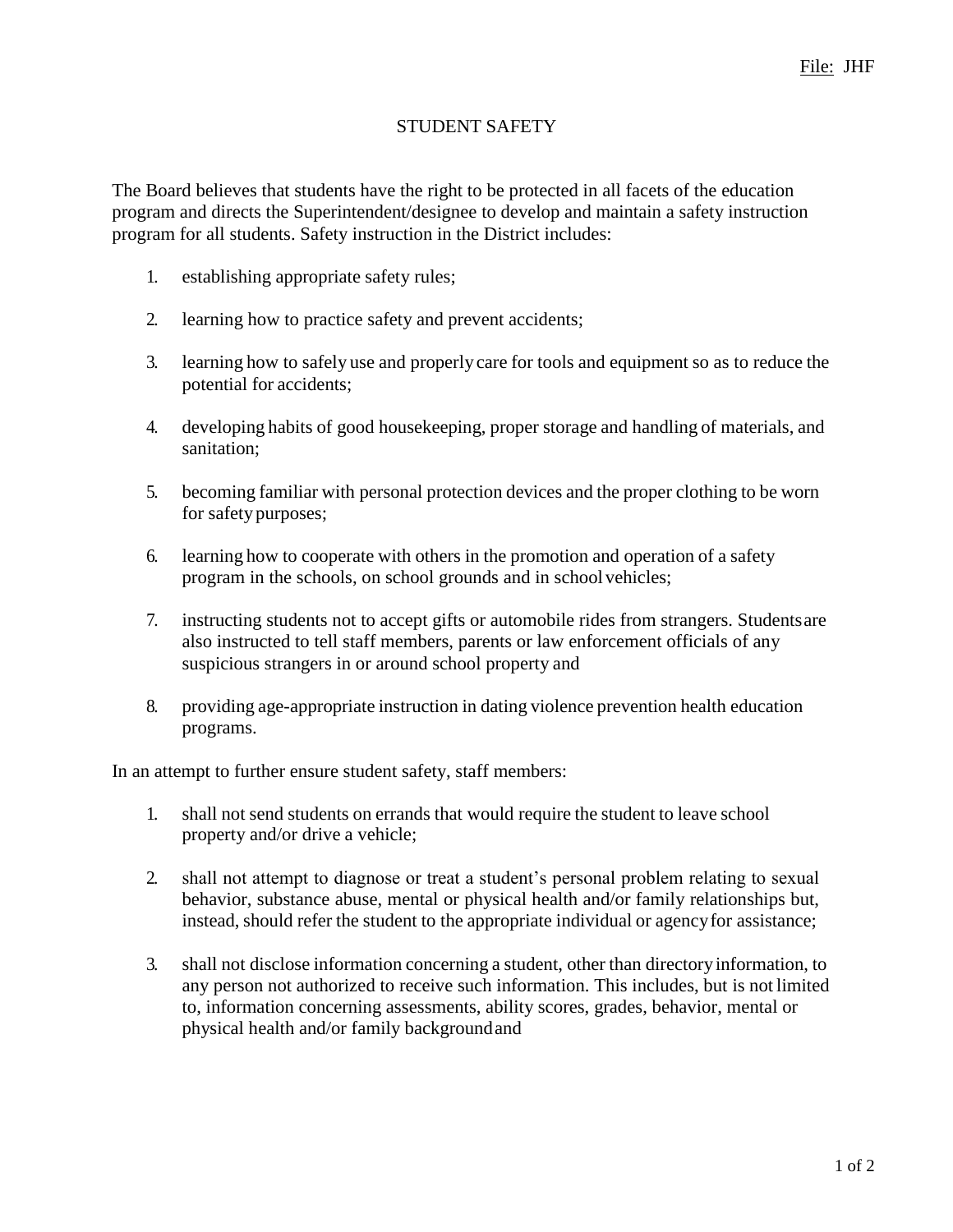File: JHF

# STUDENT SAFETY

The Board believes that students have the right to be protected in all facets of the education program and directs the Superintendent/designee to develop and maintain a safety instruction program for all students. Safety instruction in the District includes:

1. establishing appropriate safety rules;
2. learning how to practice safety and prevent accidents;
3. learning how to safely use and properly care for tools and equipment so as to reduce the potential for accidents;
4. developing habits of good housekeeping, proper storage and handling of materials, and sanitation;
5. becoming familiar with personal protection devices and the proper clothing to be worn for safety purposes;
6. learning how to cooperate with others in the promotion and operation of a safety program in the schools, on school grounds and in school vehicles;
7. instructing students not to accept gifts or automobile rides from strangers. Students are also instructed to tell staff members, parents or law enforcement officials of any suspicious strangers in or around school property and
8. providing age-appropriate instruction in dating violence prevention health education programs.

In an attempt to further ensure student safety, staff members:

1. shall not send students on errands that would require the student to leave school property and/or drive a vehicle;
2. shall not attempt to diagnose or treat a student's personal problem relating to sexual behavior, substance abuse, mental or physical health and/or family relationships but, instead, should refer the student to the appropriate individual or agency for assistance;
3. shall not disclose information concerning a student, other than directory information, to any person not authorized to receive such information. This includes, but is not limited to, information concerning assessments, ability scores, grades, behavior, mental or physical health and/or family background and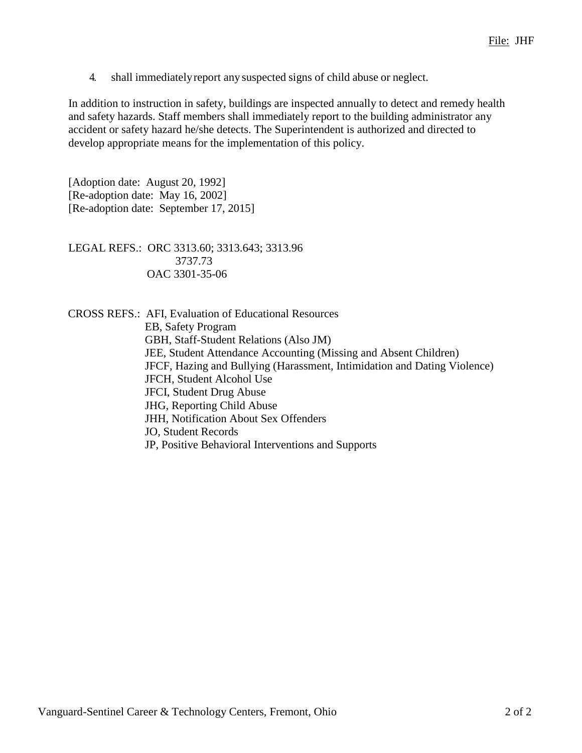4. shall immediately report any suspected signs of child abuse or neglect.

In addition to instruction in safety, buildings are inspected annually to detect and remedy health and safety hazards. Staff members shall immediately report to the building administrator any accident or safety hazard he/she detects. The Superintendent is authorized and directed to develop appropriate means for the implementation of this policy.

[Adoption date: August 20, 1992]
[Re-adoption date: May 16, 2002]
[Re-adoption date: September 17, 2015]

LEGAL REFS.: ORC 3313.60; 3313.643; 3313.96
3737.73
OAC 3301-35-06

CROSS REFS.: AFI, Evaluation of Educational Resources
EB, Safety Program
GBH, Staff-Student Relations (Also JM)
JEE, Student Attendance Accounting (Missing and Absent Children)
JFCF, Hazing and Bullying (Harassment, Intimidation and Dating Violence)
JFCH, Student Alcohol Use
JFCI, Student Drug Abuse
JHG, Reporting Child Abuse
JHH, Notification About Sex Offenders
JO, Student Records
JP, Positive Behavioral Interventions and Supports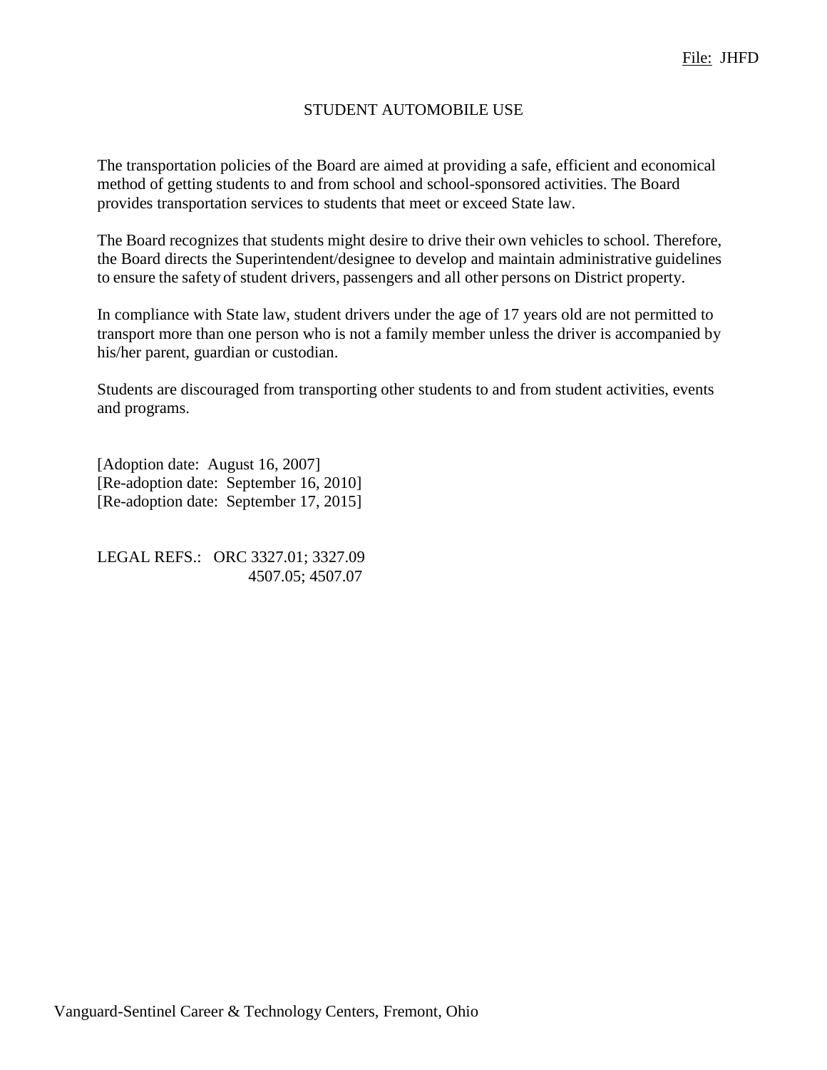File: JHFD

# STUDENT AUTOMOBILE USE

The transportation policies of the Board are aimed at providing a safe, efficient and economical method of getting students to and from school and school-sponsored activities. The Board provides transportation services to students that meet or exceed State law.

The Board recognizes that students might desire to drive their own vehicles to school. Therefore, the Board directs the Superintendent/designee to develop and maintain administrative guidelines to ensure the safety of student drivers, passengers and all other persons on District property.

In compliance with State law, student drivers under the age of 17 years old are not permitted to transport more than one person who is not a family member unless the driver is accompanied by his/her parent, guardian or custodian.

Students are discouraged from transporting other students to and from student activities, events and programs.

[Adoption date: August 16, 2007]
[Re-adoption date: September 16, 2010]
[Re-adoption date: September 17, 2015]

LEGAL REFS.: ORC 3327.01; 3327.09
4507.05; 4507.07

Vanguard-Sentinel Career & Technology Centers, Fremont, Ohio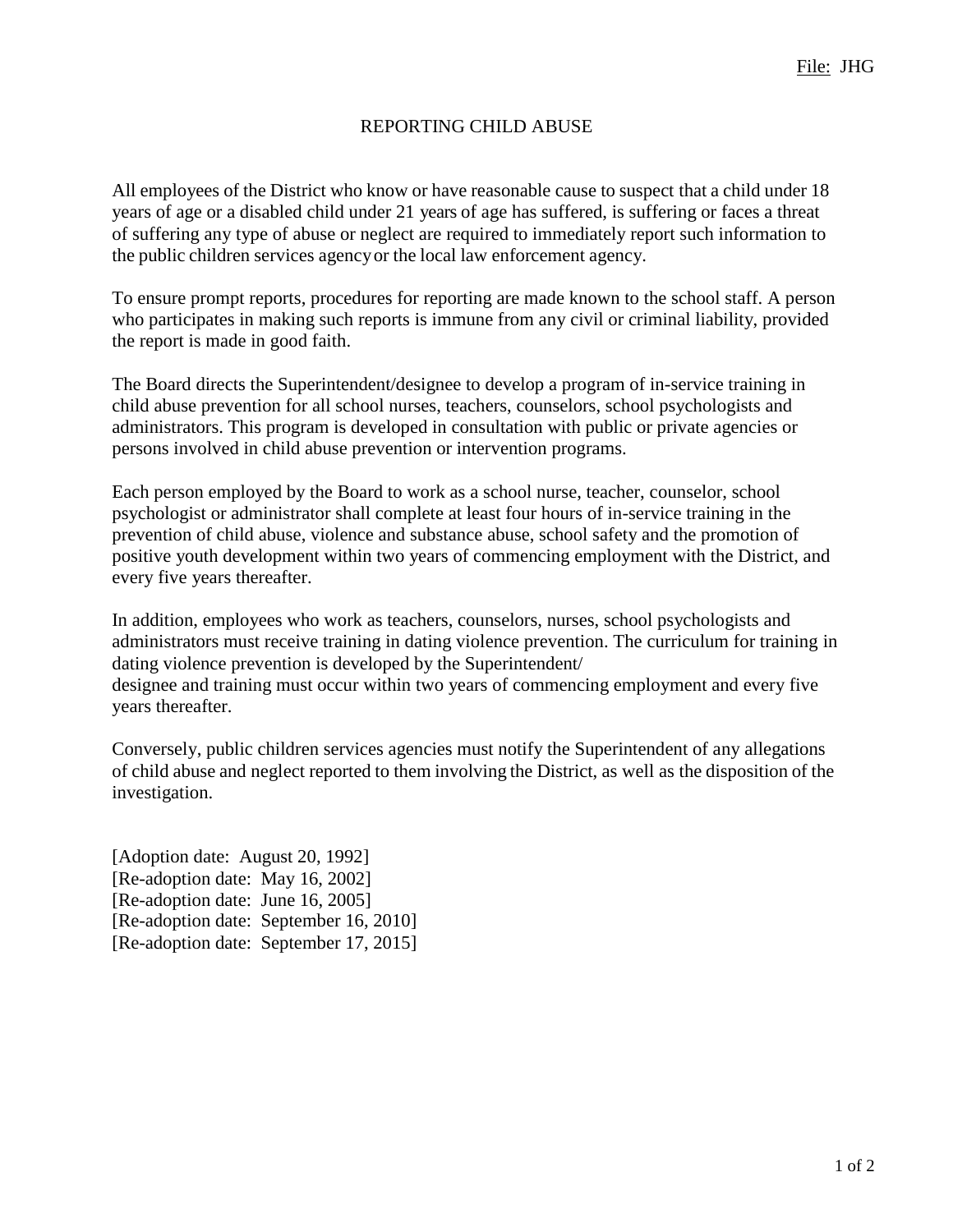File: JHG

# REPORTING CHILD ABUSE

All employees of the District who know or have reasonable cause to suspect that a child under 18 years of age or a disabled child under 21 years of age has suffered, is suffering or faces a threat of suffering any type of abuse or neglect are required to immediately report such information to the public children services agency or the local law enforcement agency.

To ensure prompt reports, procedures for reporting are made known to the school staff. A person who participates in making such reports is immune from any civil or criminal liability, provided the report is made in good faith.

The Board directs the Superintendent/designee to develop a program of in-service training in child abuse prevention for all school nurses, teachers, counselors, school psychologists and administrators. This program is developed in consultation with public or private agencies or persons involved in child abuse prevention or intervention programs.

Each person employed by the Board to work as a school nurse, teacher, counselor, school psychologist or administrator shall complete at least four hours of in-service training in the prevention of child abuse, violence and substance abuse, school safety and the promotion of positive youth development within two years of commencing employment with the District, and every five years thereafter.

In addition, employees who work as teachers, counselors, nurses, school psychologists and administrators must receive training in dating violence prevention. The curriculum for training in dating violence prevention is developed by the Superintendent/designee and training must occur within two years of commencing employment and every five years thereafter.

Conversely, public children services agencies must notify the Superintendent of any allegations of child abuse and neglect reported to them involving the District, as well as the disposition of the investigation.

[Adoption date: August 20, 1992]
[Re-adoption date: May 16, 2002]
[Re-adoption date: June 16, 2005]
[Re-adoption date: September 16, 2010]
[Re-adoption date: September 17, 2015]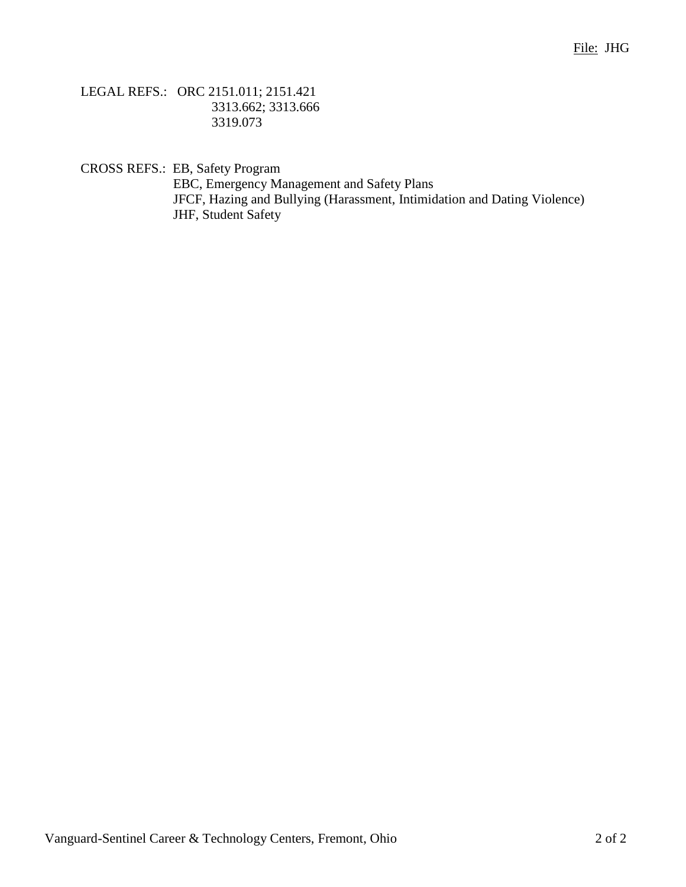LEGAL REFS.: ORC 2151.011; 2151.421
3313.662; 3313.666
3319.073

CROSS REFS.: EB, Safety Program
EBC, Emergency Management and Safety Plans
JFCF, Hazing and Bullying (Harassment, Intimidation and Dating Violence)
JHF, Student Safety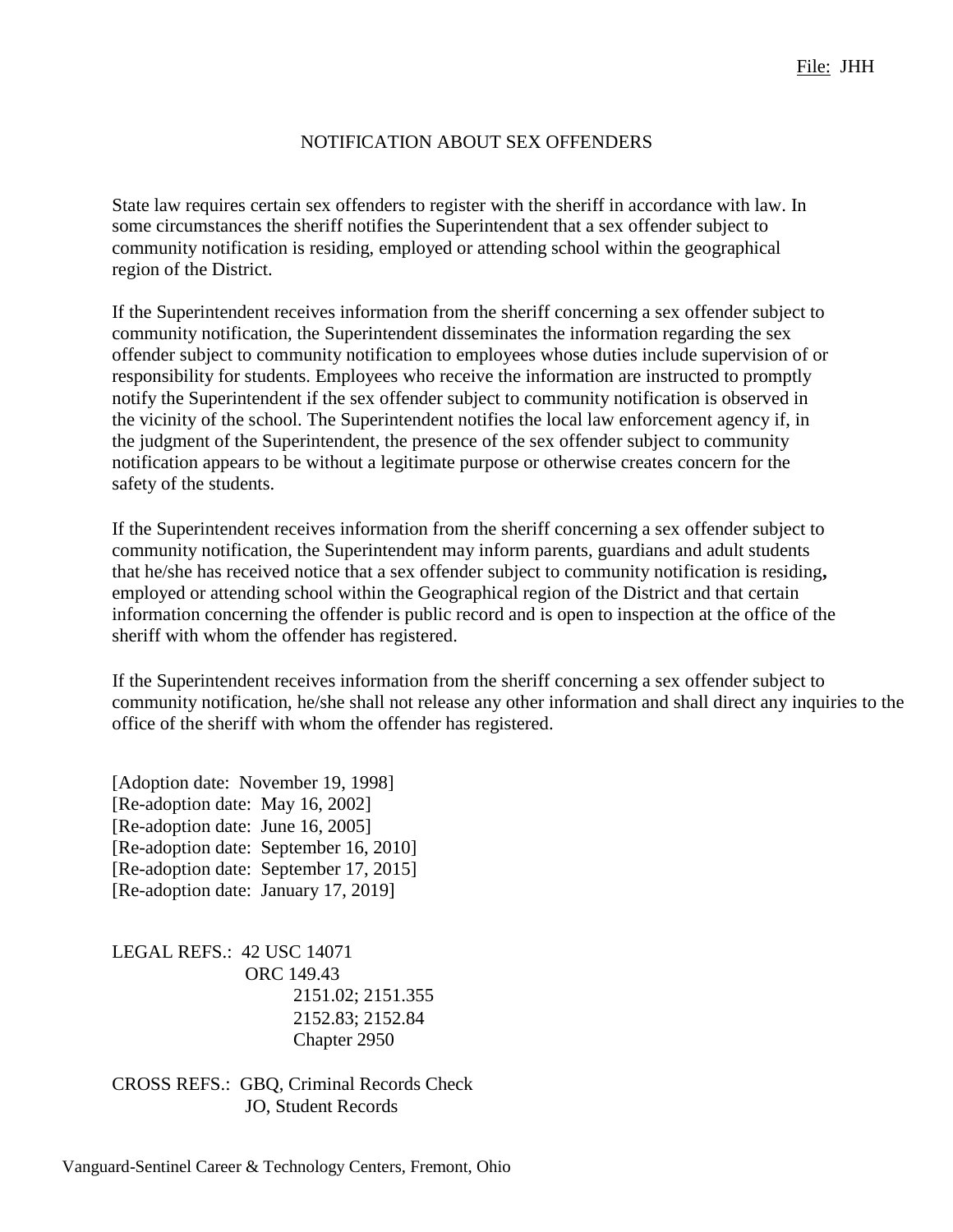File: JHH

# NOTIFICATION ABOUT SEX OFFENDERS

State law requires certain sex offenders to register with the sheriff in accordance with law. In some circumstances the sheriff notifies the Superintendent that a sex offender subject to community notification is residing, employed or attending school within the geographical region of the District.

If the Superintendent receives information from the sheriff concerning a sex offender subject to community notification, the Superintendent disseminates the information regarding the sex offender subject to community notification to employees whose duties include supervision of or responsibility for students. Employees who receive the information are instructed to promptly notify the Superintendent if the sex offender subject to community notification is observed in the vicinity of the school. The Superintendent notifies the local law enforcement agency if, in the judgment of the Superintendent, the presence of the sex offender subject to community notification appears to be without a legitimate purpose or otherwise creates concern for the safety of the students.

If the Superintendent receives information from the sheriff concerning a sex offender subject to community notification, the Superintendent may inform parents, guardians and adult students that he/she has received notice that a sex offender subject to community notification is residing**,** employed or attending school within the Geographical region of the District and that certain information concerning the offender is public record and is open to inspection at the office of the sheriff with whom the offender has registered.

If the Superintendent receives information from the sheriff concerning a sex offender subject to community notification, he/she shall not release any other information and shall direct any inquiries to the office of the sheriff with whom the offender has registered.

[Adoption date: November 19, 1998]
[Re-adoption date: May 16, 2002]
[Re-adoption date: June 16, 2005]
[Re-adoption date: September 16, 2010]
[Re-adoption date: September 17, 2015]
[Re-adoption date: January 17, 2019]

LEGAL REFS.: 42 USC 14071
ORC 149.43
2151.02; 2151.355
2152.83; 2152.84
Chapter 2950

CROSS REFS.: GBQ, Criminal Records Check
JO, Student Records

Vanguard-Sentinel Career & Technology Centers, Fremont, Ohio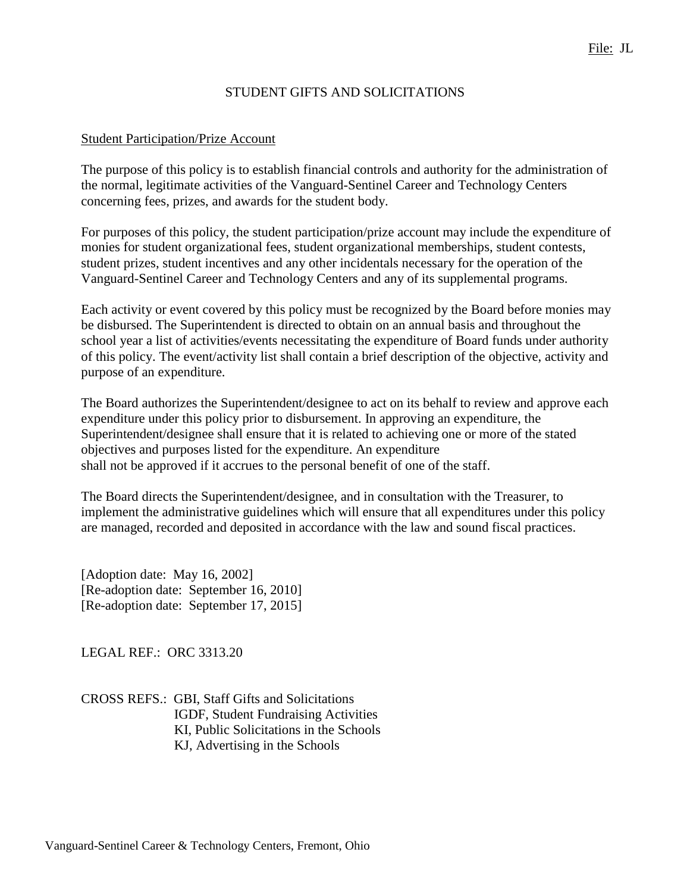File: JL

# STUDENT GIFTS AND SOLICITATIONS

## Student Participation/Prize Account

The purpose of this policy is to establish financial controls and authority for the administration of the normal, legitimate activities of the Vanguard-Sentinel Career and Technology Centers concerning fees, prizes, and awards for the student body.

For purposes of this policy, the student participation/prize account may include the expenditure of monies for student organizational fees, student organizational memberships, student contests, student prizes, student incentives and any other incidentals necessary for the operation of the Vanguard-Sentinel Career and Technology Centers and any of its supplemental programs.

Each activity or event covered by this policy must be recognized by the Board before monies may be disbursed. The Superintendent is directed to obtain on an annual basis and throughout the school year a list of activities/events necessitating the expenditure of Board funds under authority of this policy. The event/activity list shall contain a brief description of the objective, activity and purpose of an expenditure.

The Board authorizes the Superintendent/designee to act on its behalf to review and approve each expenditure under this policy prior to disbursement. In approving an expenditure, the Superintendent/designee shall ensure that it is related to achieving one or more of the stated objectives and purposes listed for the expenditure. An expenditure shall not be approved if it accrues to the personal benefit of one of the staff.

The Board directs the Superintendent/designee, and in consultation with the Treasurer, to implement the administrative guidelines which will ensure that all expenditures under this policy are managed, recorded and deposited in accordance with the law and sound fiscal practices.

[Adoption date: May 16, 2002]
[Re-adoption date: September 16, 2010]
[Re-adoption date: September 17, 2015]

LEGAL REF.: ORC 3313.20

CROSS REFS.: GBI, Staff Gifts and Solicitations
IGDF, Student Fundraising Activities
KI, Public Solicitations in the Schools
KJ, Advertising in the Schools

Vanguard-Sentinel Career & Technology Centers, Fremont, Ohio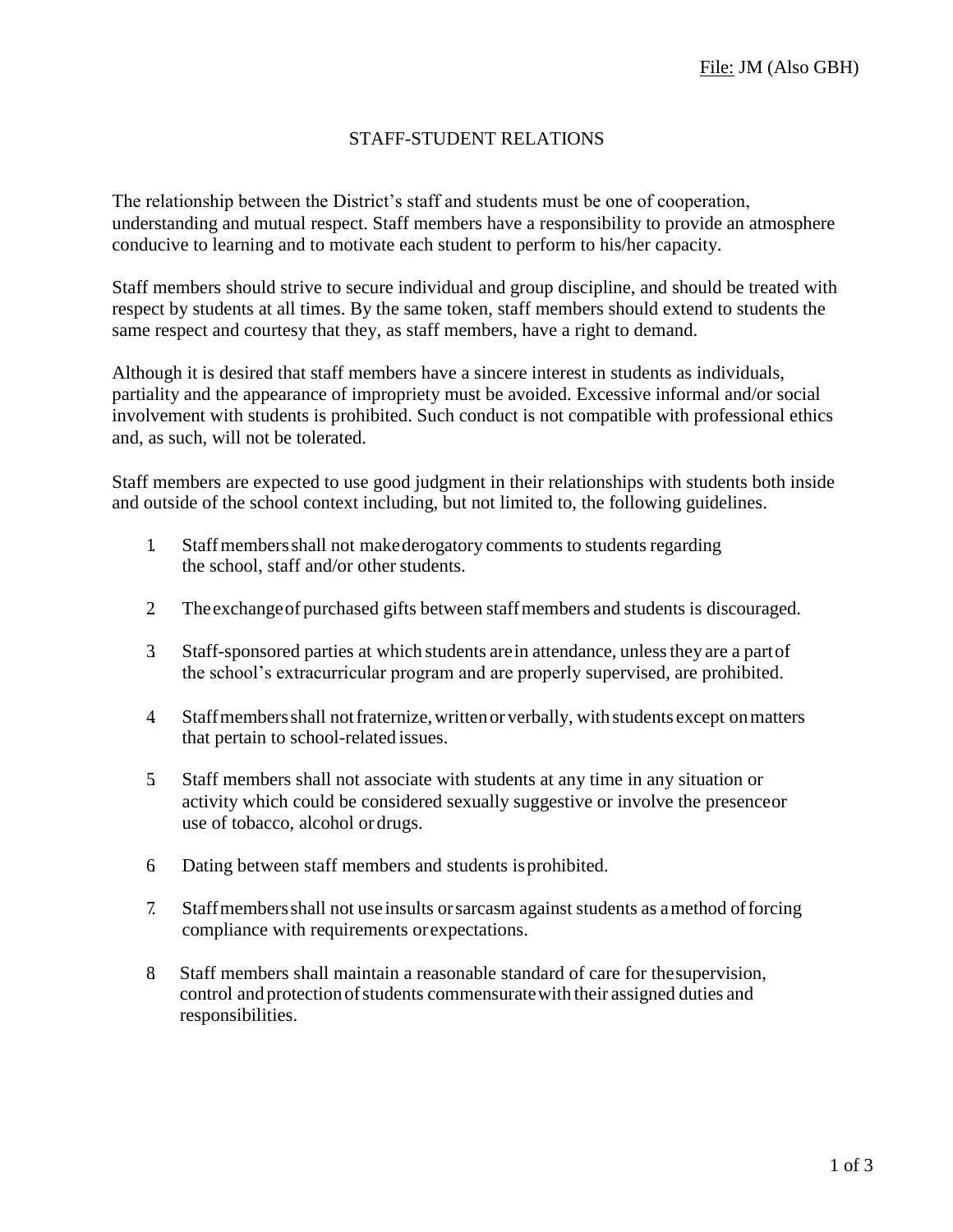File: JM (Also GBH)

# STAFF-STUDENT RELATIONS

The relationship between the District's staff and students must be one of cooperation, understanding and mutual respect. Staff members have a responsibility to provide an atmosphere conducive to learning and to motivate each student to perform to his/her capacity.

Staff members should strive to secure individual and group discipline, and should be treated with respect by students at all times. By the same token, staff members should extend to students the same respect and courtesy that they, as staff members, have a right to demand.

Although it is desired that staff members have a sincere interest in students as individuals, partiality and the appearance of impropriety must be avoided. Excessive informal and/or social involvement with students is prohibited. Such conduct is not compatible with professional ethics and, as such, will not be tolerated.

Staff members are expected to use good judgment in their relationships with students both inside and outside of the school context including, but not limited to, the following guidelines.

1. Staff members shall not make derogatory comments to students regarding the school, staff and/or other students.

2. The exchange of purchased gifts between staff members and students is discouraged.

3. Staff-sponsored parties at which students are in attendance, unless they are a part of the school's extracurricular program and are properly supervised, are prohibited.

4. Staff members shall not fraternize, written or verbally, with students except on matters that pertain to school-related issues.

5. Staff members shall not associate with students at any time in any situation or activity which could be considered sexually suggestive or involve the presence or use of tobacco, alcohol or drugs.

6. Dating between staff members and students is prohibited.

7. Staff members shall not use insults or sarcasm against students as a method of forcing compliance with requirements or expectations.

8. Staff members shall maintain a reasonable standard of care for the supervision, control and protection of students commensurate with their assigned duties and responsibilities.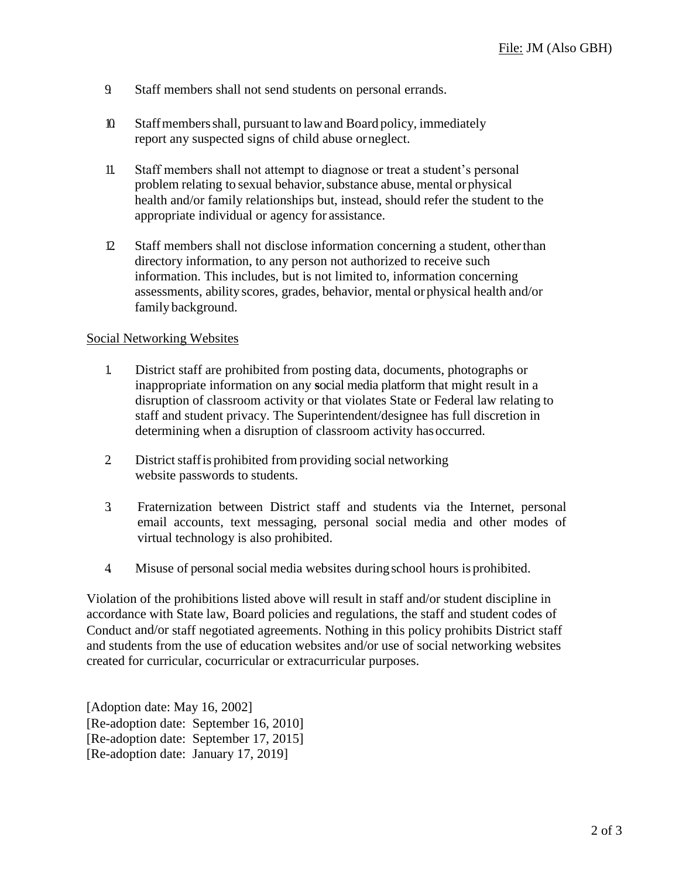9. Staff members shall not send students on personal errands.

10. Staff members shall, pursuant to law and Board policy, immediately report any suspected signs of child abuse or neglect.

11. Staff members shall not attempt to diagnose or treat a student's personal problem relating to sexual behavior, substance abuse, mental or physical health and/or family relationships but, instead, should refer the student to the appropriate individual or agency for assistance.

12. Staff members shall not disclose information concerning a student, other than directory information, to any person not authorized to receive such information. This includes, but is not limited to, information concerning assessments, ability scores, grades, behavior, mental or physical health and/or family background.

Social Networking Websites

1. District staff are prohibited from posting data, documents, photographs or inappropriate information on any social media platform that might result in a disruption of classroom activity or that violates State or Federal law relating to staff and student privacy. The Superintendent/designee has full discretion in determining when a disruption of classroom activity has occurred.

2. District staff is prohibited from providing social networking website passwords to students.

3. Fraternization between District staff and students via the Internet, personal email accounts, text messaging, personal social media and other modes of virtual technology is also prohibited.

4. Misuse of personal social media websites during school hours is prohibited.

Violation of the prohibitions listed above will result in staff and/or student discipline in accordance with State law, Board policies and regulations, the staff and student codes of Conduct and/or staff negotiated agreements. Nothing in this policy prohibits District staff and students from the use of education websites and/or use of social networking websites created for curricular, cocurricular or extracurricular purposes.

[Adoption date: May 16, 2002]
[Re-adoption date: September 16, 2010]
[Re-adoption date: September 17, 2015]
[Re-adoption date: January 17, 2019]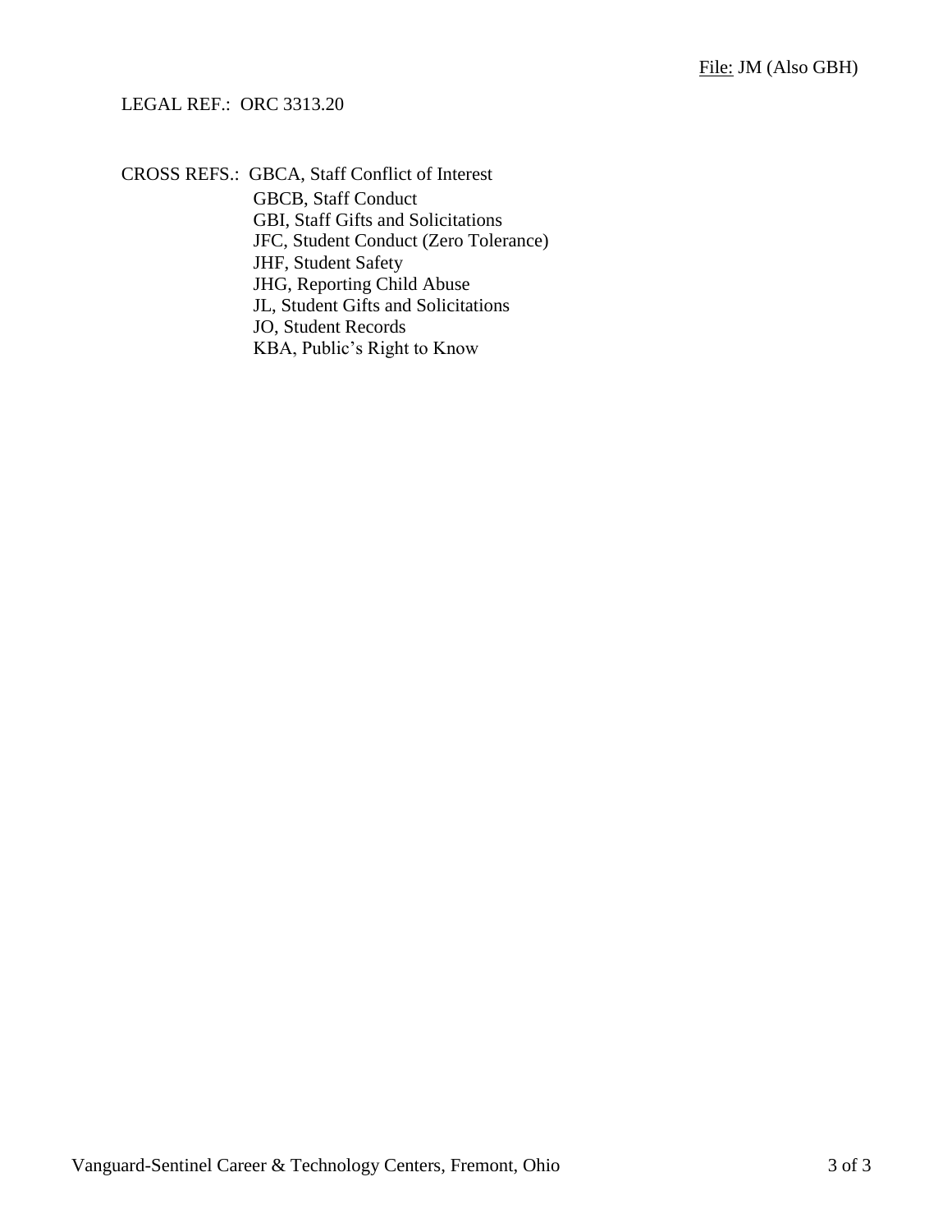LEGAL REF.: ORC 3313.20

CROSS REFS.: GBCA, Staff Conflict of Interest
GBCB, Staff Conduct
GBI, Staff Gifts and Solicitations
JFC, Student Conduct (Zero Tolerance)
JHF, Student Safety
JHG, Reporting Child Abuse
JL, Student Gifts and Solicitations
JO, Student Records
KBA, Public's Right to Know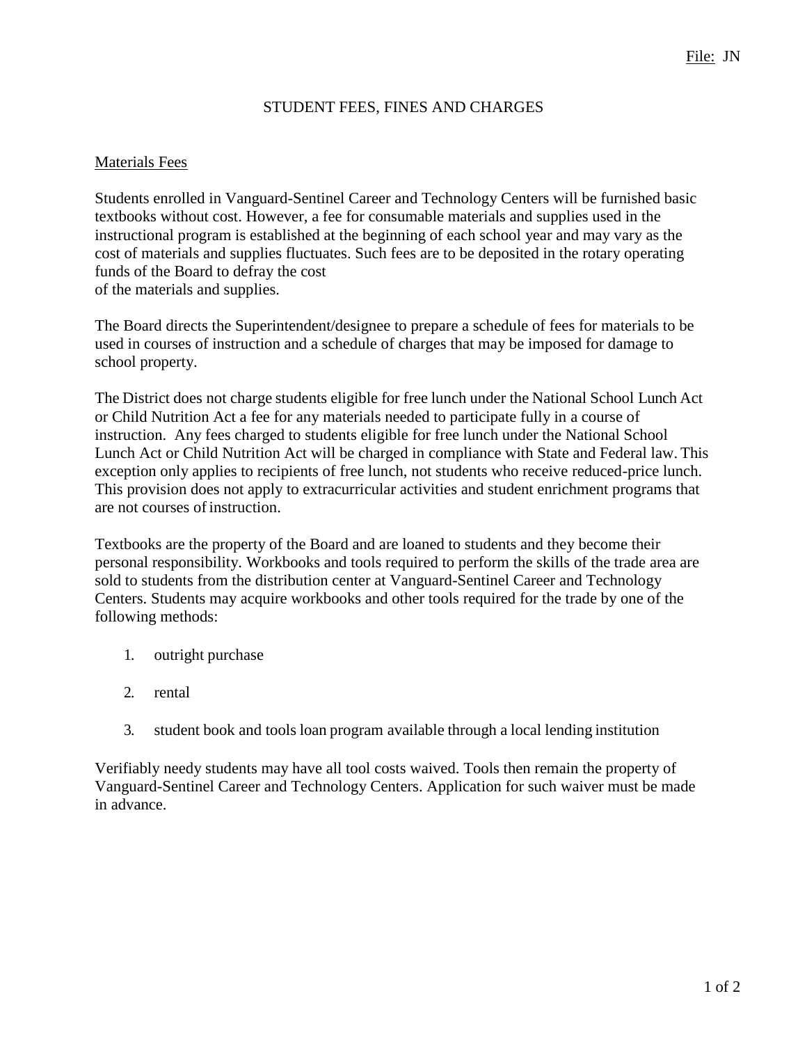File: JN

# STUDENT FEES, FINES AND CHARGES

## Materials Fees

Students enrolled in Vanguard-Sentinel Career and Technology Centers will be furnished basic textbooks without cost. However, a fee for consumable materials and supplies used in the instructional program is established at the beginning of each school year and may vary as the cost of materials and supplies fluctuates. Such fees are to be deposited in the rotary operating funds of the Board to defray the cost of the materials and supplies.

The Board directs the Superintendent/designee to prepare a schedule of fees for materials to be used in courses of instruction and a schedule of charges that may be imposed for damage to school property.

The District does not charge students eligible for free lunch under the National School Lunch Act or Child Nutrition Act a fee for any materials needed to participate fully in a course of instruction. Any fees charged to students eligible for free lunch under the National School Lunch Act or Child Nutrition Act will be charged in compliance with State and Federal law. This exception only applies to recipients of free lunch, not students who receive reduced-price lunch. This provision does not apply to extracurricular activities and student enrichment programs that are not courses of instruction.

Textbooks are the property of the Board and are loaned to students and they become their personal responsibility. Workbooks and tools required to perform the skills of the trade area are sold to students from the distribution center at Vanguard-Sentinel Career and Technology Centers. Students may acquire workbooks and other tools required for the trade by one of the following methods:

1. outright purchase
2. rental
3. student book and tools loan program available through a local lending institution

Verifiably needy students may have all tool costs waived. Tools then remain the property of Vanguard-Sentinel Career and Technology Centers. Application for such waiver must be made in advance.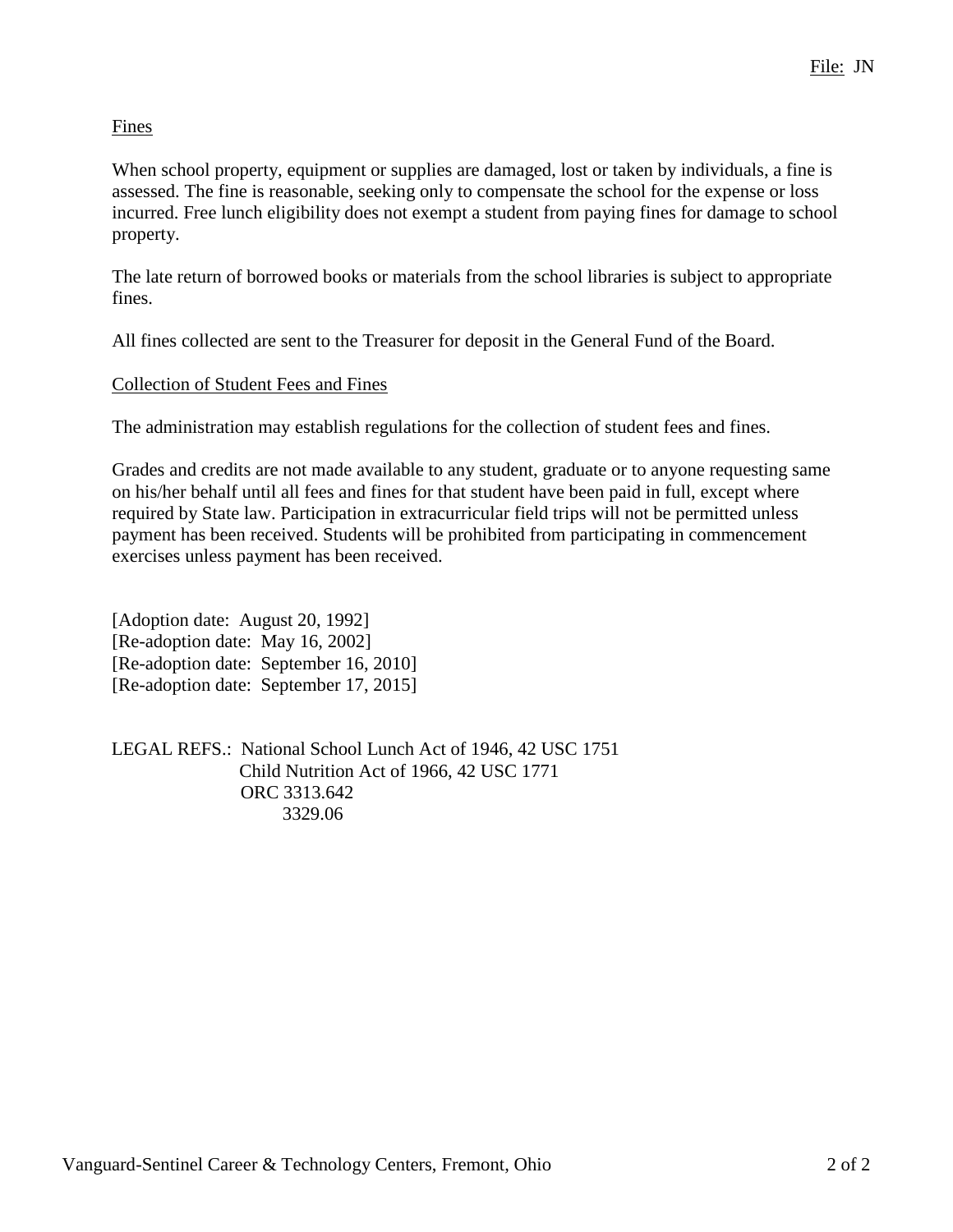File: JN

## Fines

When school property, equipment or supplies are damaged, lost or taken by individuals, a fine is assessed. The fine is reasonable, seeking only to compensate the school for the expense or loss incurred. Free lunch eligibility does not exempt a student from paying fines for damage to school property.

The late return of borrowed books or materials from the school libraries is subject to appropriate fines.

All fines collected are sent to the Treasurer for deposit in the General Fund of the Board.

## Collection of Student Fees and Fines

The administration may establish regulations for the collection of student fees and fines.

Grades and credits are not made available to any student, graduate or to anyone requesting same on his/her behalf until all fees and fines for that student have been paid in full, except where required by State law. Participation in extracurricular field trips will not be permitted unless payment has been received. Students will be prohibited from participating in commencement exercises unless payment has been received.

[Adoption date: August 20, 1992]
[Re-adoption date: May 16, 2002]
[Re-adoption date: September 16, 2010]
[Re-adoption date: September 17, 2015]

LEGAL REFS.: National School Lunch Act of 1946, 42 USC 1751
Child Nutrition Act of 1966, 42 USC 1771
ORC 3313.642
3329.06

Vanguard-Sentinel Career & Technology Centers, Fremont, Ohio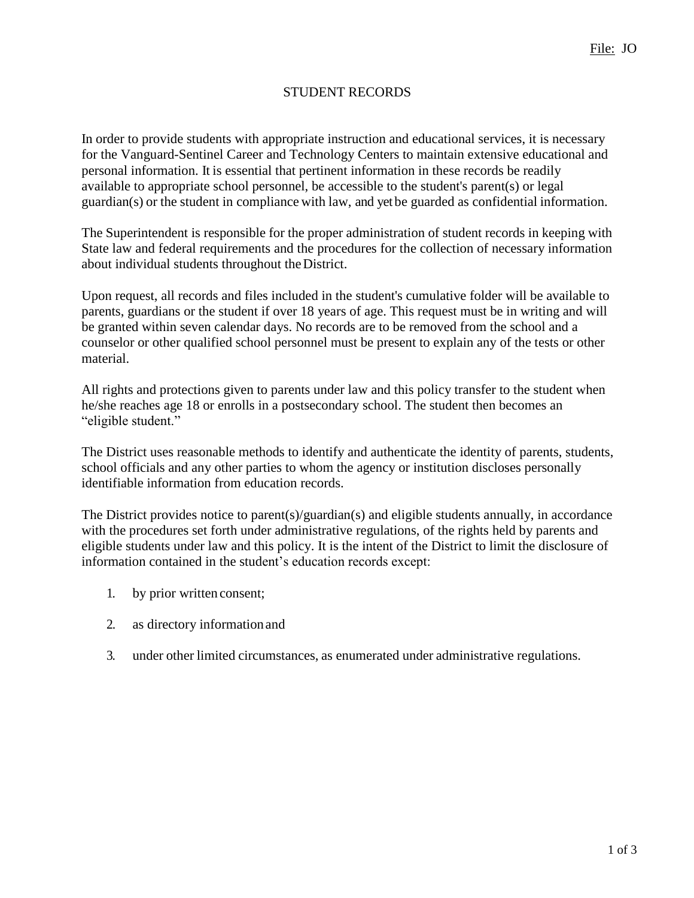File: JO

# STUDENT RECORDS

In order to provide students with appropriate instruction and educational services, it is necessary for the Vanguard-Sentinel Career and Technology Centers to maintain extensive educational and personal information. It is essential that pertinent information in these records be readily available to appropriate school personnel, be accessible to the student's parent(s) or legal guardian(s) or the student in compliance with law, and yet be guarded as confidential information.

The Superintendent is responsible for the proper administration of student records in keeping with State law and federal requirements and the procedures for the collection of necessary information about individual students throughout the District.

Upon request, all records and files included in the student's cumulative folder will be available to parents, guardians or the student if over 18 years of age. This request must be in writing and will be granted within seven calendar days. No records are to be removed from the school and a counselor or other qualified school personnel must be present to explain any of the tests or other material.

All rights and protections given to parents under law and this policy transfer to the student when he/she reaches age 18 or enrolls in a postsecondary school. The student then becomes an "eligible student."

The District uses reasonable methods to identify and authenticate the identity of parents, students, school officials and any other parties to whom the agency or institution discloses personally identifiable information from education records.

The District provides notice to parent(s)/guardian(s) and eligible students annually, in accordance with the procedures set forth under administrative regulations, of the rights held by parents and eligible students under law and this policy. It is the intent of the District to limit the disclosure of information contained in the student's education records except:

1. by prior written consent;
2. as directory information and
3. under other limited circumstances, as enumerated under administrative regulations.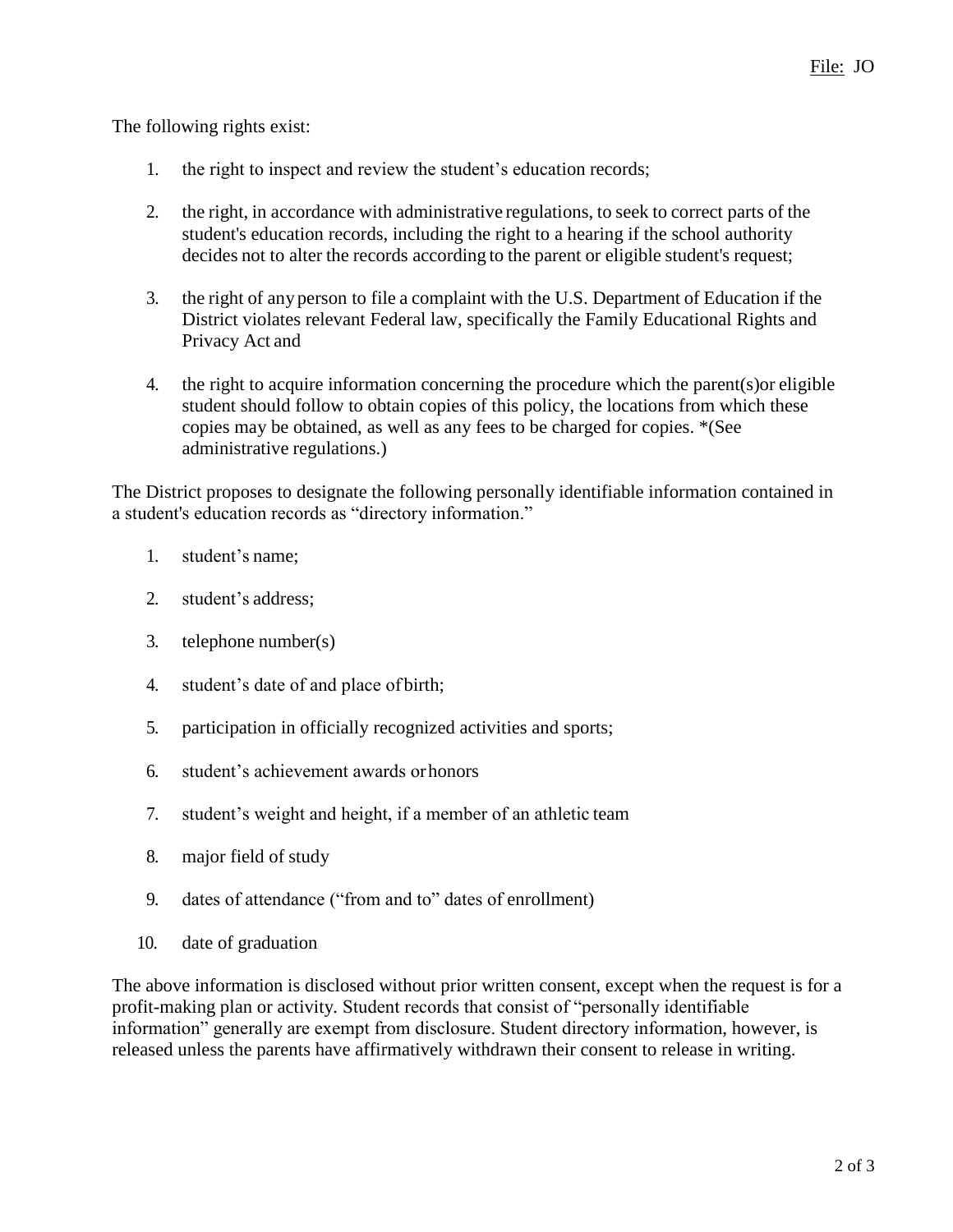The following rights exist:

1. the right to inspect and review the student's education records;
2. the right, in accordance with administrative regulations, to seek to correct parts of the student's education records, including the right to a hearing if the school authority decides not to alter the records according to the parent or eligible student's request;
3. the right of any person to file a complaint with the U.S. Department of Education if the District violates relevant Federal law, specifically the Family Educational Rights and Privacy Act and
4. the right to acquire information concerning the procedure which the parent(s)or eligible student should follow to obtain copies of this policy, the locations from which these copies may be obtained, as well as any fees to be charged for copies. *(See administrative regulations.)

The District proposes to designate the following personally identifiable information contained in a student's education records as "directory information."

1. student's name;
2. student's address;
3. telephone number(s)
4. student's date of and place of birth;
5. participation in officially recognized activities and sports;
6. student's achievement awards or honors
7. student's weight and height, if a member of an athletic team
8. major field of study
9. dates of attendance ("from and to" dates of enrollment)
10. date of graduation

The above information is disclosed without prior written consent, except when the request is for a profit-making plan or activity. Student records that consist of "personally identifiable information" generally are exempt from disclosure. Student directory information, however, is released unless the parents have affirmatively withdrawn their consent to release in writing.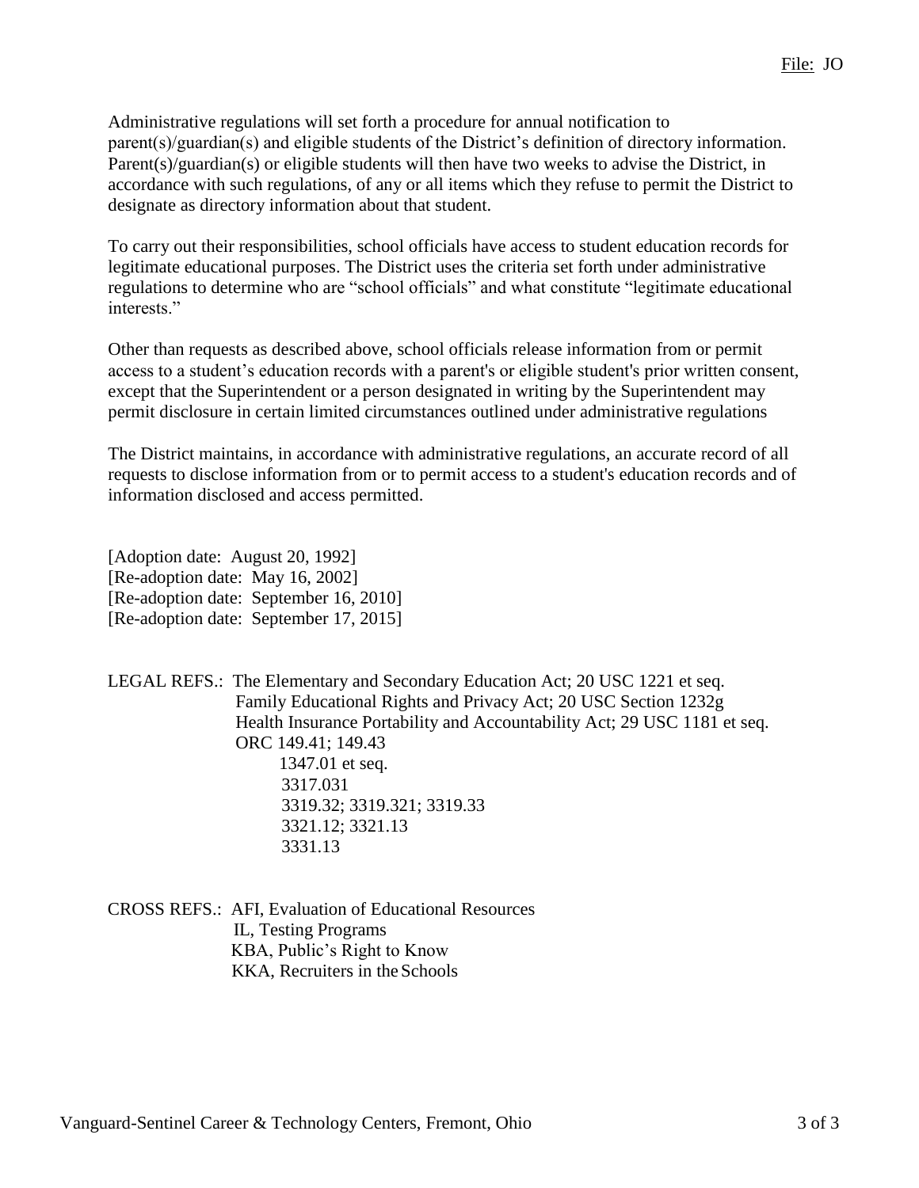Administrative regulations will set forth a procedure for annual notification to parent(s)/guardian(s) and eligible students of the District's definition of directory information. Parent(s)/guardian(s) or eligible students will then have two weeks to advise the District, in accordance with such regulations, of any or all items which they refuse to permit the District to designate as directory information about that student.

To carry out their responsibilities, school officials have access to student education records for legitimate educational purposes. The District uses the criteria set forth under administrative regulations to determine who are "school officials" and what constitute "legitimate educational interests."

Other than requests as described above, school officials release information from or permit access to a student's education records with a parent's or eligible student's prior written consent, except that the Superintendent or a person designated in writing by the Superintendent may permit disclosure in certain limited circumstances outlined under administrative regulations

The District maintains, in accordance with administrative regulations, an accurate record of all requests to disclose information from or to permit access to a student's education records and of information disclosed and access permitted.

[Adoption date: August 20, 1992]
[Re-adoption date: May 16, 2002]
[Re-adoption date: September 16, 2010]
[Re-adoption date: September 17, 2015]

LEGAL REFS.: The Elementary and Secondary Education Act; 20 USC 1221 et seq.
Family Educational Rights and Privacy Act; 20 USC Section 1232g
Health Insurance Portability and Accountability Act; 29 USC 1181 et seq.
ORC 149.41; 149.43
1347.01 et seq.
3317.031
3319.32; 3319.321; 3319.33
3321.12; 3321.13
3331.13

CROSS REFS.: AFI, Evaluation of Educational Resources
IL, Testing Programs
KBA, Public's Right to Know
KKA, Recruiters in the Schools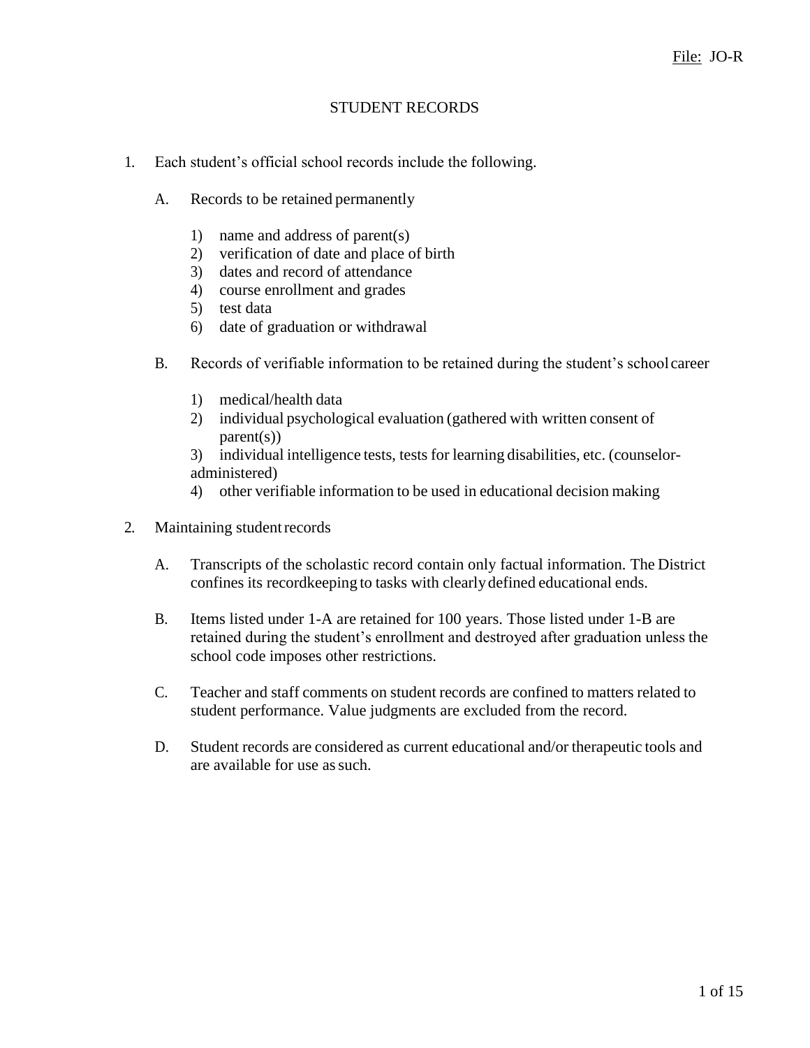File: JO-R

# STUDENT RECORDS

1. Each student's official school records include the following.

   A. Records to be retained permanently

      1) name and address of parent(s)
      2) verification of date and place of birth
      3) dates and record of attendance
      4) course enrollment and grades
      5) test data
      6) date of graduation or withdrawal

   B. Records of verifiable information to be retained during the student's school career

      1) medical/health data
      2) individual psychological evaluation (gathered with written consent of parent(s))
      3) individual intelligence tests, tests for learning disabilities, etc. (counselor-administered)
      4) other verifiable information to be used in educational decision making

2. Maintaining student records

   A. Transcripts of the scholastic record contain only factual information. The District confines its recordkeeping to tasks with clearly defined educational ends.

   B. Items listed under 1-A are retained for 100 years. Those listed under 1-B are retained during the student's enrollment and destroyed after graduation unless the school code imposes other restrictions.

   C. Teacher and staff comments on student records are confined to matters related to student performance. Value judgments are excluded from the record.

   D. Student records are considered as current educational and/or therapeutic tools and are available for use as such.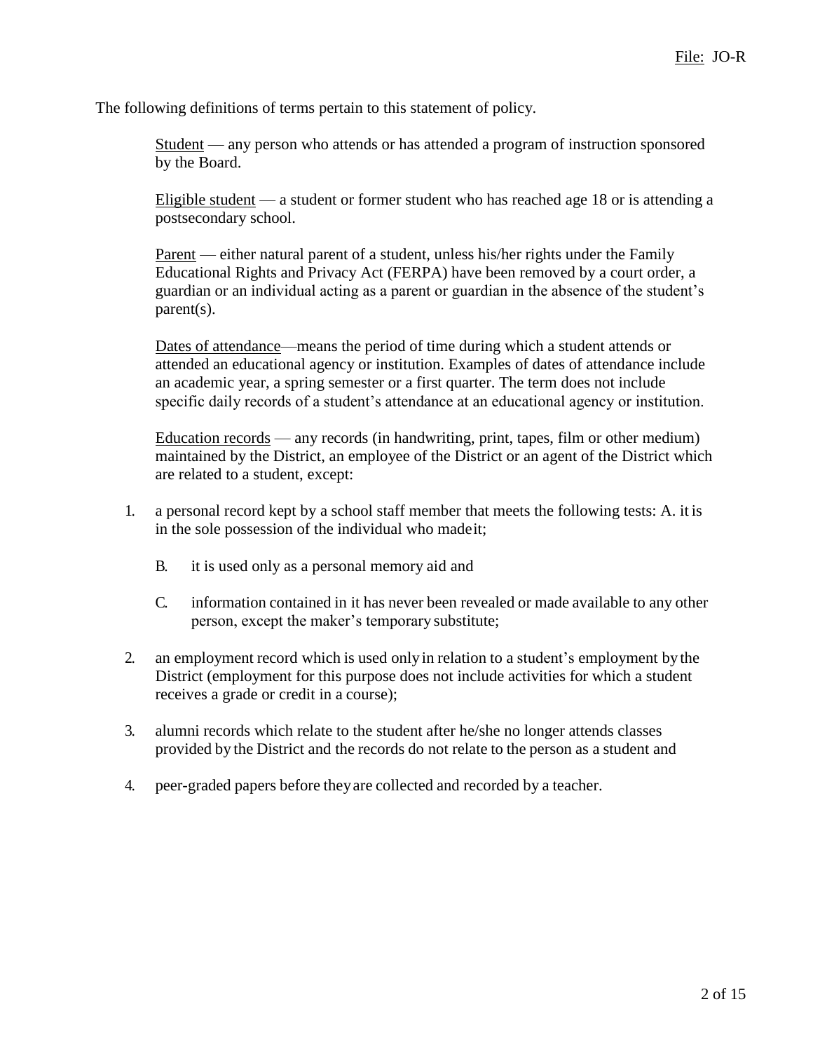The following definitions of terms pertain to this statement of policy.

<u>Student</u> — any person who attends or has attended a program of instruction sponsored by the Board.

<u>Eligible student</u> — a student or former student who has reached age 18 or is attending a postsecondary school.

<u>Parent</u> — either natural parent of a student, unless his/her rights under the Family Educational Rights and Privacy Act (FERPA) have been removed by a court order, a guardian or an individual acting as a parent or guardian in the absence of the student's parent(s).

<u>Dates of attendance</u>—means the period of time during which a student attends or attended an educational agency or institution. Examples of dates of attendance include an academic year, a spring semester or a first quarter. The term does not include specific daily records of a student's attendance at an educational agency or institution.

<u>Education records</u> — any records (in handwriting, print, tapes, film or other medium) maintained by the District, an employee of the District or an agent of the District which are related to a student, except:

1. a personal record kept by a school staff member that meets the following tests: A. it is in the sole possession of the individual who made it;

   B. it is used only as a personal memory aid and

   C. information contained in it has never been revealed or made available to any other person, except the maker's temporary substitute;

2. an employment record which is used only in relation to a student's employment by the District (employment for this purpose does not include activities for which a student receives a grade or credit in a course);

3. alumni records which relate to the student after he/she no longer attends classes provided by the District and the records do not relate to the person as a student and

4. peer-graded papers before they are collected and recorded by a teacher.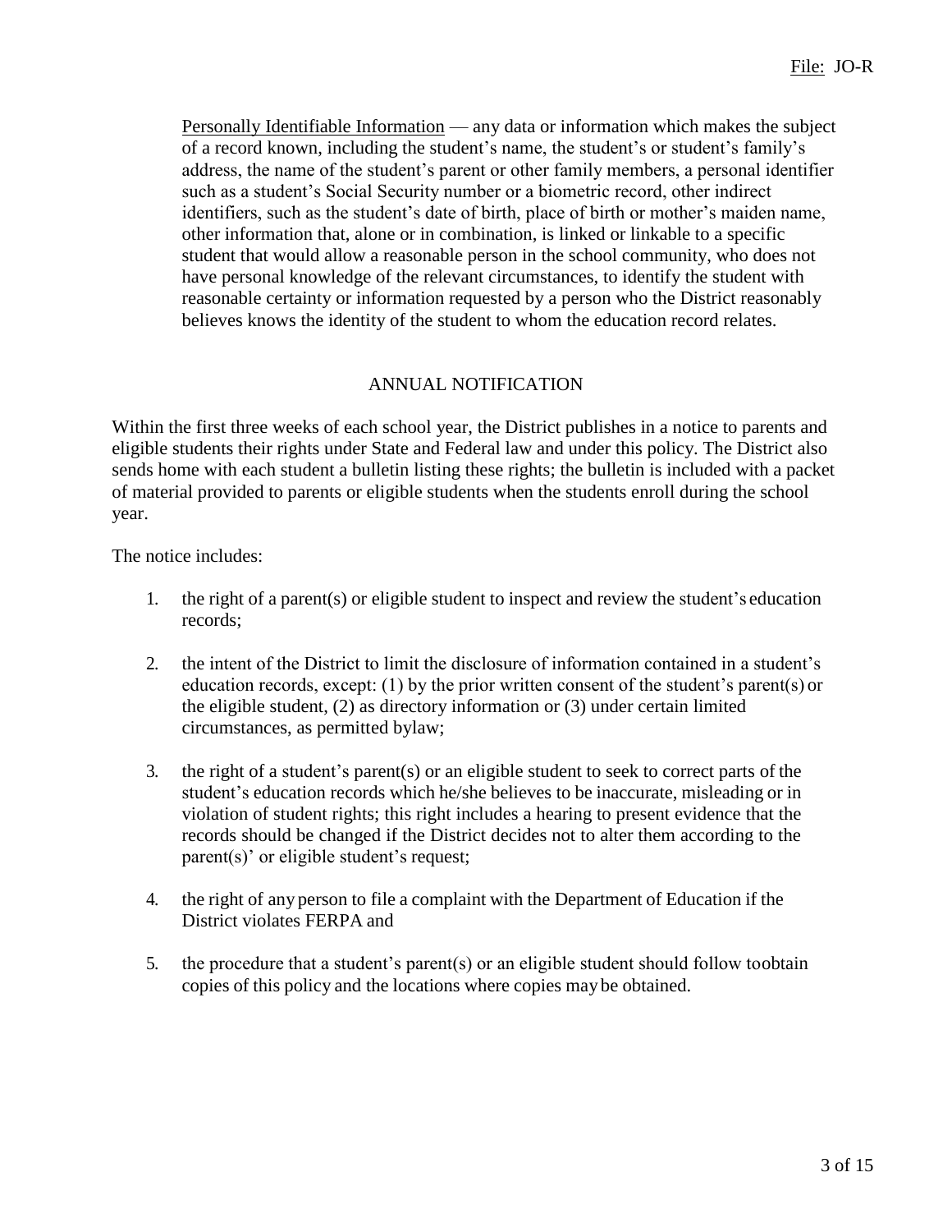Personally Identifiable Information — any data or information which makes the subject of a record known, including the student's name, the student's or student's family's address, the name of the student's parent or other family members, a personal identifier such as a student's Social Security number or a biometric record, other indirect identifiers, such as the student's date of birth, place of birth or mother's maiden name, other information that, alone or in combination, is linked or linkable to a specific student that would allow a reasonable person in the school community, who does not have personal knowledge of the relevant circumstances, to identify the student with reasonable certainty or information requested by a person who the District reasonably believes knows the identity of the student to whom the education record relates.

## ANNUAL NOTIFICATION

Within the first three weeks of each school year, the District publishes in a notice to parents and eligible students their rights under State and Federal law and under this policy. The District also sends home with each student a bulletin listing these rights; the bulletin is included with a packet of material provided to parents or eligible students when the students enroll during the school year.

The notice includes:

1. the right of a parent(s) or eligible student to inspect and review the student's education records;

2. the intent of the District to limit the disclosure of information contained in a student's education records, except: (1) by the prior written consent of the student's parent(s) or the eligible student, (2) as directory information or (3) under certain limited circumstances, as permitted bylaw;

3. the right of a student's parent(s) or an eligible student to seek to correct parts of the student's education records which he/she believes to be inaccurate, misleading or in violation of student rights; this right includes a hearing to present evidence that the records should be changed if the District decides not to alter them according to the parent(s)' or eligible student's request;

4. the right of any person to file a complaint with the Department of Education if the District violates FERPA and

5. the procedure that a student's parent(s) or an eligible student should follow toobtain copies of this policy and the locations where copies may be obtained.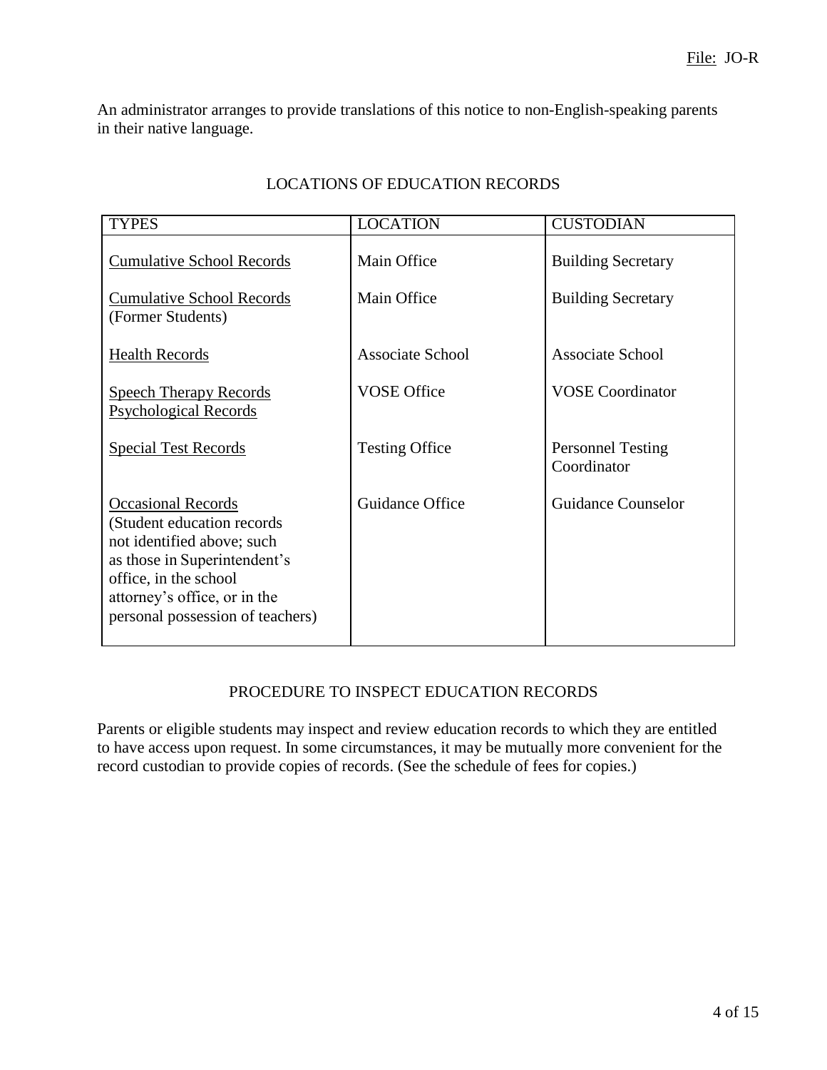An administrator arranges to provide translations of this notice to non-English-speaking parents in their native language.

## LOCATIONS OF EDUCATION RECORDS

| TYPES | LOCATION | CUSTODIAN |
|---|---|---|
| Cumulative School Records | Main Office | Building Secretary |
| Cumulative School Records (Former Students) | Main Office | Building Secretary |
| Health Records | Associate School | Associate School |
| Speech Therapy Records<br>Psychological Records | VOSE Office | VOSE Coordinator |
| Special Test Records | Testing Office | Personnel Testing Coordinator |
| Occasional Records (Student education records not identified above; such as those in Superintendent's office, in the school attorney's office, or in the personal possession of teachers) | Guidance Office | Guidance Counselor |

## PROCEDURE TO INSPECT EDUCATION RECORDS

Parents or eligible students may inspect and review education records to which they are entitled to have access upon request. In some circumstances, it may be mutually more convenient for the record custodian to provide copies of records. (See the schedule of fees for copies.)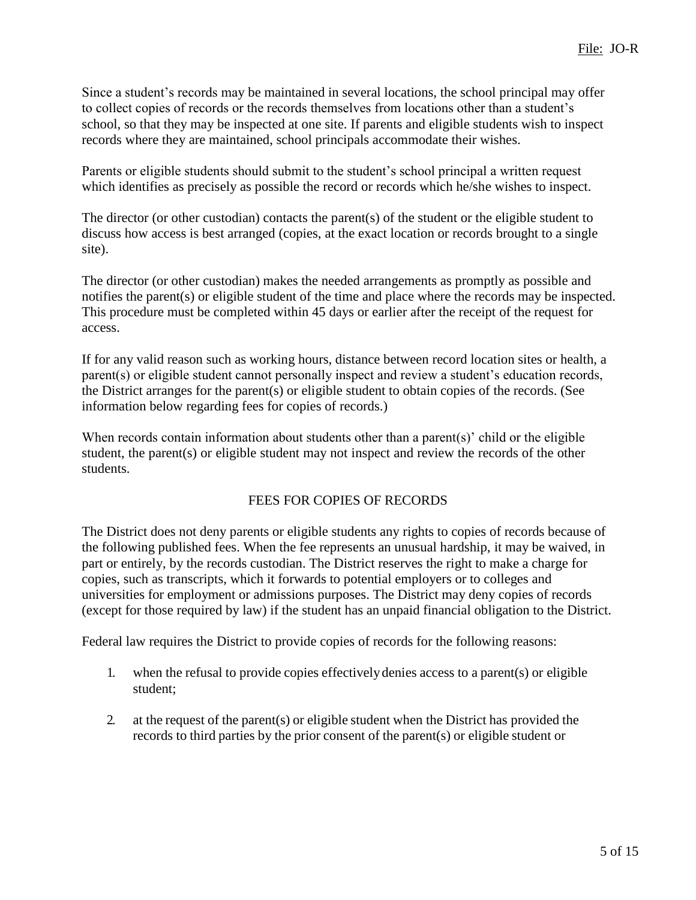Since a student's records may be maintained in several locations, the school principal may offer to collect copies of records or the records themselves from locations other than a student's school, so that they may be inspected at one site. If parents and eligible students wish to inspect records where they are maintained, school principals accommodate their wishes.

Parents or eligible students should submit to the student's school principal a written request which identifies as precisely as possible the record or records which he/she wishes to inspect.

The director (or other custodian) contacts the parent(s) of the student or the eligible student to discuss how access is best arranged (copies, at the exact location or records brought to a single site).

The director (or other custodian) makes the needed arrangements as promptly as possible and notifies the parent(s) or eligible student of the time and place where the records may be inspected. This procedure must be completed within 45 days or earlier after the receipt of the request for access.

If for any valid reason such as working hours, distance between record location sites or health, a parent(s) or eligible student cannot personally inspect and review a student's education records, the District arranges for the parent(s) or eligible student to obtain copies of the records. (See information below regarding fees for copies of records.)

When records contain information about students other than a parent(s)' child or the eligible student, the parent(s) or eligible student may not inspect and review the records of the other students.

## FEES FOR COPIES OF RECORDS

The District does not deny parents or eligible students any rights to copies of records because of the following published fees. When the fee represents an unusual hardship, it may be waived, in part or entirely, by the records custodian. The District reserves the right to make a charge for copies, such as transcripts, which it forwards to potential employers or to colleges and universities for employment or admissions purposes. The District may deny copies of records (except for those required by law) if the student has an unpaid financial obligation to the District.

Federal law requires the District to provide copies of records for the following reasons:

1. when the refusal to provide copies effectively denies access to a parent(s) or eligible student;
2. at the request of the parent(s) or eligible student when the District has provided the records to third parties by the prior consent of the parent(s) or eligible student or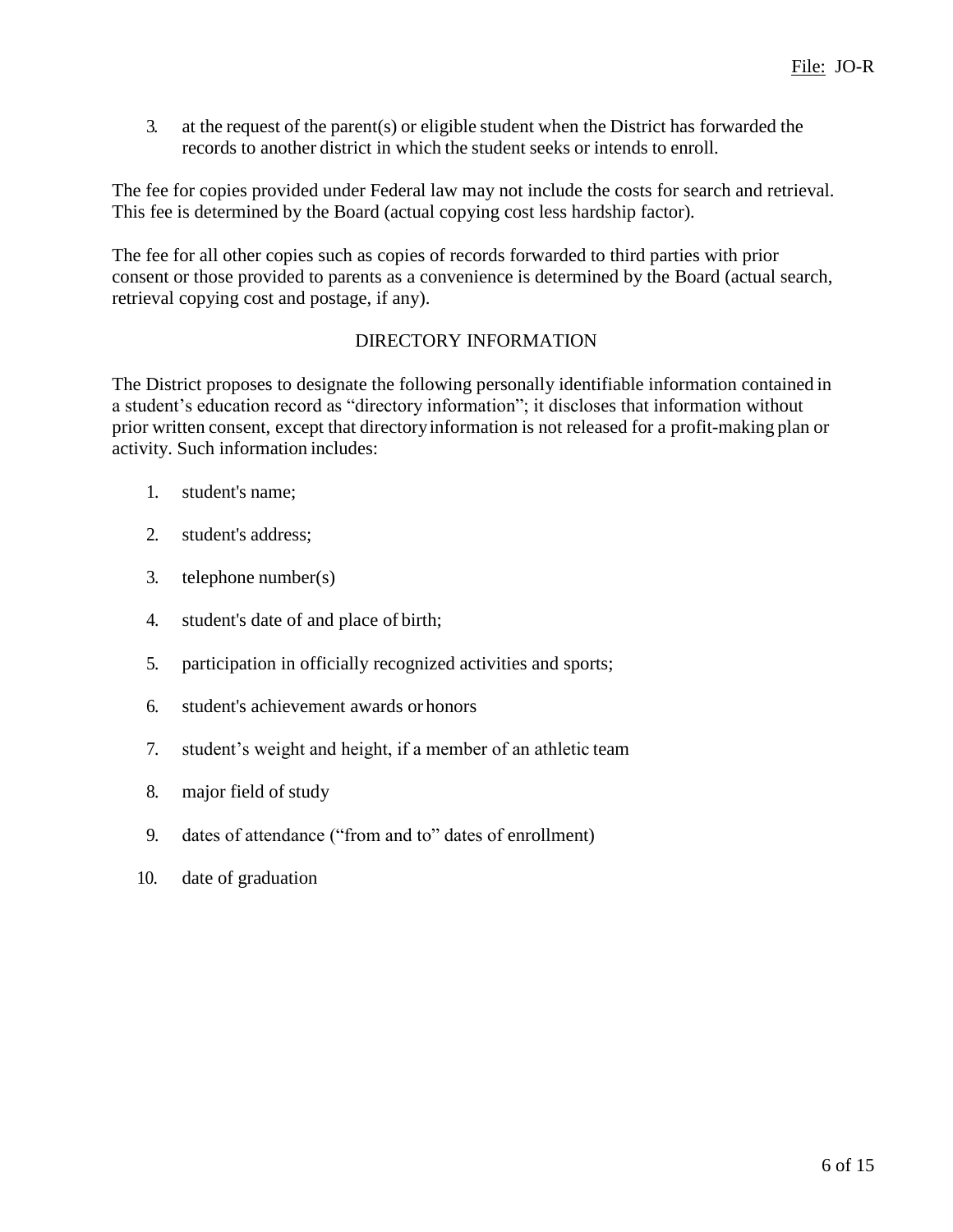3. at the request of the parent(s) or eligible student when the District has forwarded the records to another district in which the student seeks or intends to enroll.

The fee for copies provided under Federal law may not include the costs for search and retrieval. This fee is determined by the Board (actual copying cost less hardship factor).

The fee for all other copies such as copies of records forwarded to third parties with prior consent or those provided to parents as a convenience is determined by the Board (actual search, retrieval copying cost and postage, if any).

## DIRECTORY INFORMATION

The District proposes to designate the following personally identifiable information contained in a student's education record as "directory information"; it discloses that information without prior written consent, except that directory information is not released for a profit-making plan or activity. Such information includes:

1. student's name;
2. student's address;
3. telephone number(s)
4. student's date of and place of birth;
5. participation in officially recognized activities and sports;
6. student's achievement awards or honors
7. student's weight and height, if a member of an athletic team
8. major field of study
9. dates of attendance ("from and to" dates of enrollment)
10. date of graduation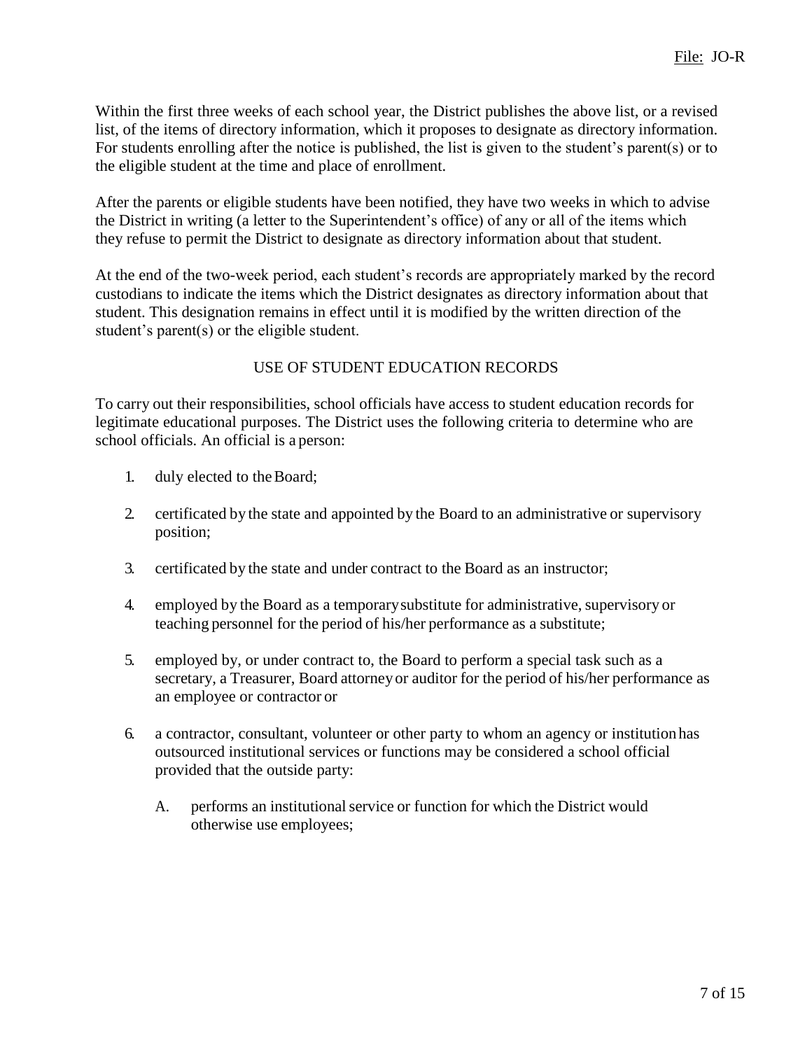Within the first three weeks of each school year, the District publishes the above list, or a revised list, of the items of directory information, which it proposes to designate as directory information. For students enrolling after the notice is published, the list is given to the student's parent(s) or to the eligible student at the time and place of enrollment.

After the parents or eligible students have been notified, they have two weeks in which to advise the District in writing (a letter to the Superintendent's office) of any or all of the items which they refuse to permit the District to designate as directory information about that student.

At the end of the two-week period, each student's records are appropriately marked by the record custodians to indicate the items which the District designates as directory information about that student. This designation remains in effect until it is modified by the written direction of the student's parent(s) or the eligible student.

## USE OF STUDENT EDUCATION RECORDS

To carry out their responsibilities, school officials have access to student education records for legitimate educational purposes. The District uses the following criteria to determine who are school officials. An official is a person:

1. duly elected to the Board;

2. certificated by the state and appointed by the Board to an administrative or supervisory position;

3. certificated by the state and under contract to the Board as an instructor;

4. employed by the Board as a temporary substitute for administrative, supervisory or teaching personnel for the period of his/her performance as a substitute;

5. employed by, or under contract to, the Board to perform a special task such as a secretary, a Treasurer, Board attorney or auditor for the period of his/her performance as an employee or contractor or

6. a contractor, consultant, volunteer or other party to whom an agency or institution has outsourced institutional services or functions may be considered a school official provided that the outside party:

   A. performs an institutional service or function for which the District would otherwise use employees;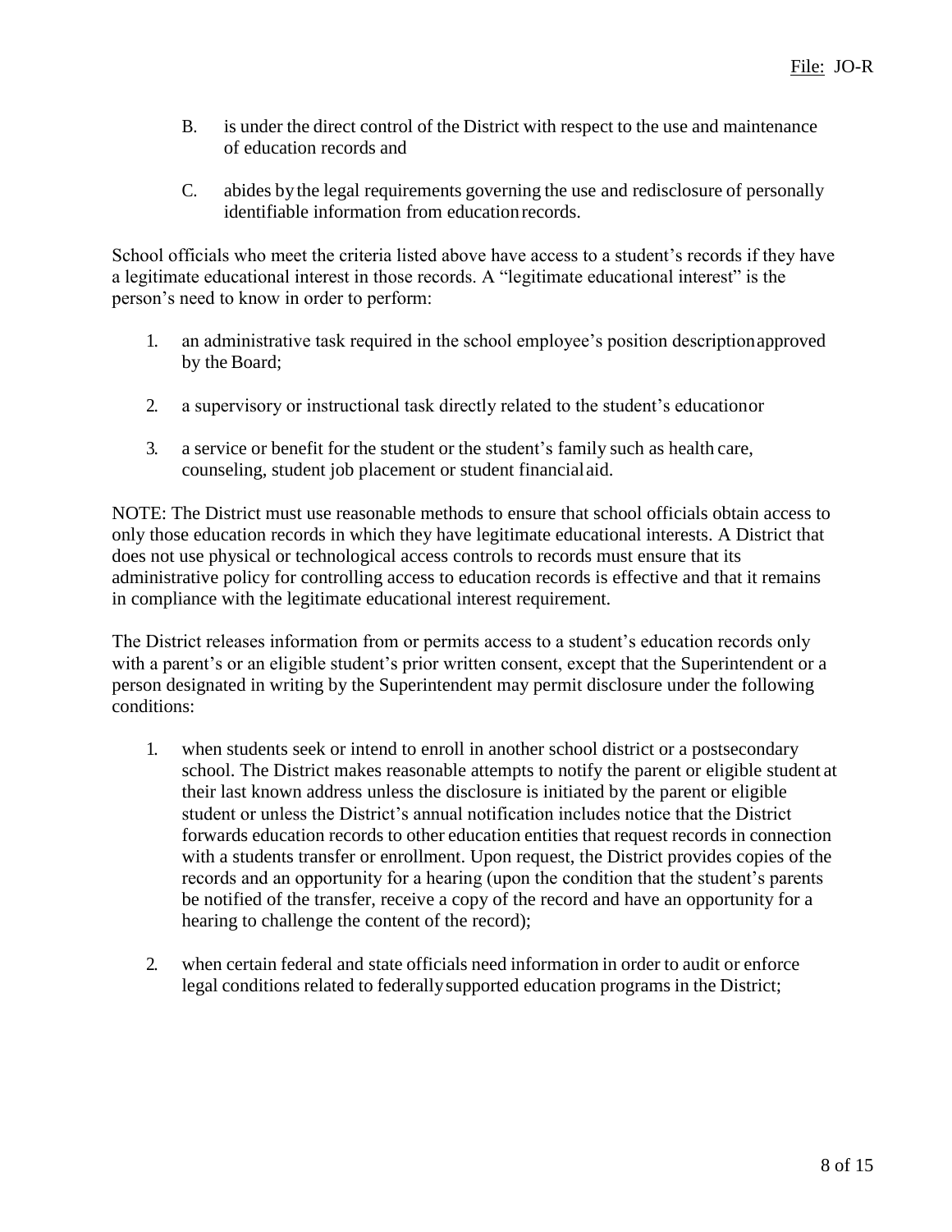B. is under the direct control of the District with respect to the use and maintenance of education records and

C. abides by the legal requirements governing the use and redisclosure of personally identifiable information from education records.

School officials who meet the criteria listed above have access to a student's records if they have a legitimate educational interest in those records. A "legitimate educational interest" is the person's need to know in order to perform:

1. an administrative task required in the school employee's position description approved by the Board;

2. a supervisory or instructional task directly related to the student's education or

3. a service or benefit for the student or the student's family such as health care, counseling, student job placement or student financial aid.

NOTE: The District must use reasonable methods to ensure that school officials obtain access to only those education records in which they have legitimate educational interests. A District that does not use physical or technological access controls to records must ensure that its administrative policy for controlling access to education records is effective and that it remains in compliance with the legitimate educational interest requirement.

The District releases information from or permits access to a student's education records only with a parent's or an eligible student's prior written consent, except that the Superintendent or a person designated in writing by the Superintendent may permit disclosure under the following conditions:

1. when students seek or intend to enroll in another school district or a postsecondary school. The District makes reasonable attempts to notify the parent or eligible student at their last known address unless the disclosure is initiated by the parent or eligible student or unless the District's annual notification includes notice that the District forwards education records to other education entities that request records in connection with a students transfer or enrollment. Upon request, the District provides copies of the records and an opportunity for a hearing (upon the condition that the student's parents be notified of the transfer, receive a copy of the record and have an opportunity for a hearing to challenge the content of the record);

2. when certain federal and state officials need information in order to audit or enforce legal conditions related to federally supported education programs in the District;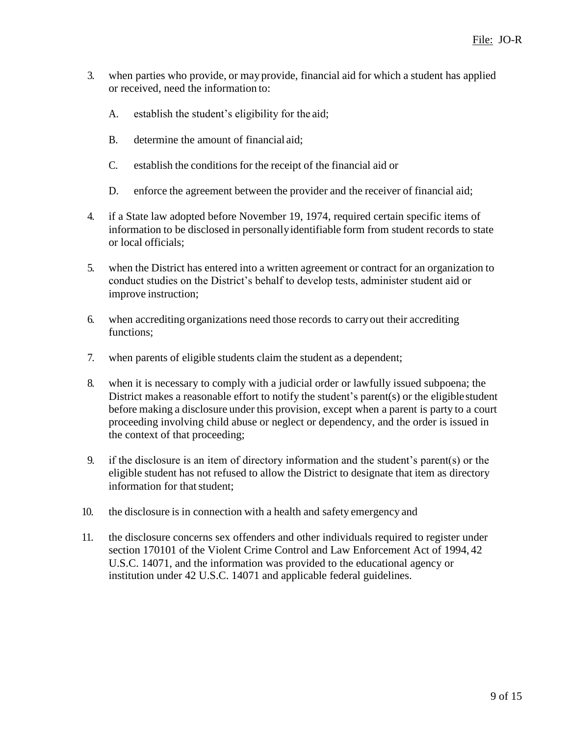3. when parties who provide, or may provide, financial aid for which a student has applied or received, need the information to:

   A. establish the student's eligibility for the aid;

   B. determine the amount of financial aid;

   C. establish the conditions for the receipt of the financial aid or

   D. enforce the agreement between the provider and the receiver of financial aid;

4. if a State law adopted before November 19, 1974, required certain specific items of information to be disclosed in personally identifiable form from student records to state or local officials;

5. when the District has entered into a written agreement or contract for an organization to conduct studies on the District's behalf to develop tests, administer student aid or improve instruction;

6. when accrediting organizations need those records to carry out their accrediting functions;

7. when parents of eligible students claim the student as a dependent;

8. when it is necessary to comply with a judicial order or lawfully issued subpoena; the District makes a reasonable effort to notify the student's parent(s) or the eligible student before making a disclosure under this provision, except when a parent is party to a court proceeding involving child abuse or neglect or dependency, and the order is issued in the context of that proceeding;

9. if the disclosure is an item of directory information and the student's parent(s) or the eligible student has not refused to allow the District to designate that item as directory information for that student;

10. the disclosure is in connection with a health and safety emergency and

11. the disclosure concerns sex offenders and other individuals required to register under section 170101 of the Violent Crime Control and Law Enforcement Act of 1994, 42 U.S.C. 14071, and the information was provided to the educational agency or institution under 42 U.S.C. 14071 and applicable federal guidelines.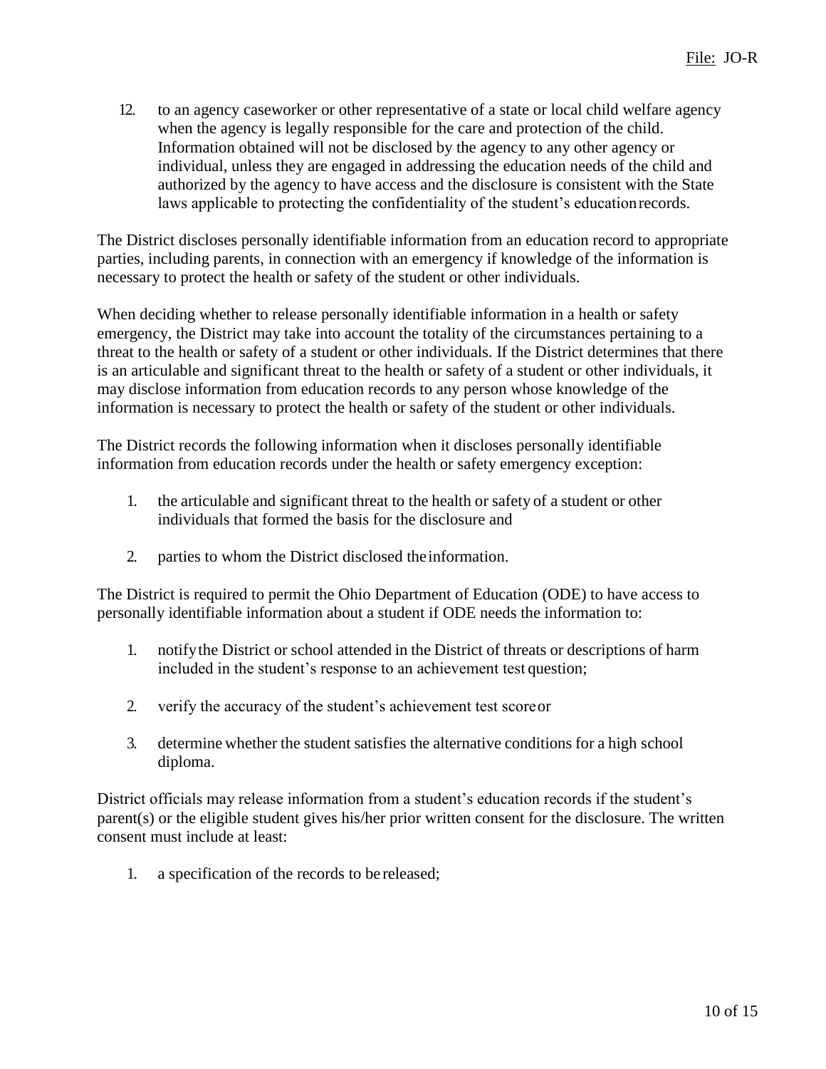12. to an agency caseworker or other representative of a state or local child welfare agency when the agency is legally responsible for the care and protection of the child. Information obtained will not be disclosed by the agency to any other agency or individual, unless they are engaged in addressing the education needs of the child and authorized by the agency to have access and the disclosure is consistent with the State laws applicable to protecting the confidentiality of the student's education records.

The District discloses personally identifiable information from an education record to appropriate parties, including parents, in connection with an emergency if knowledge of the information is necessary to protect the health or safety of the student or other individuals.

When deciding whether to release personally identifiable information in a health or safety emergency, the District may take into account the totality of the circumstances pertaining to a threat to the health or safety of a student or other individuals. If the District determines that there is an articulable and significant threat to the health or safety of a student or other individuals, it may disclose information from education records to any person whose knowledge of the information is necessary to protect the health or safety of the student or other individuals.

The District records the following information when it discloses personally identifiable information from education records under the health or safety emergency exception:

1. the articulable and significant threat to the health or safety of a student or other individuals that formed the basis for the disclosure and
2. parties to whom the District disclosed the information.

The District is required to permit the Ohio Department of Education (ODE) to have access to personally identifiable information about a student if ODE needs the information to:

1. notify the District or school attended in the District of threats or descriptions of harm included in the student's response to an achievement test question;
2. verify the accuracy of the student's achievement test score or
3. determine whether the student satisfies the alternative conditions for a high school diploma.

District officials may release information from a student's education records if the student's parent(s) or the eligible student gives his/her prior written consent for the disclosure. The written consent must include at least:

1. a specification of the records to be released;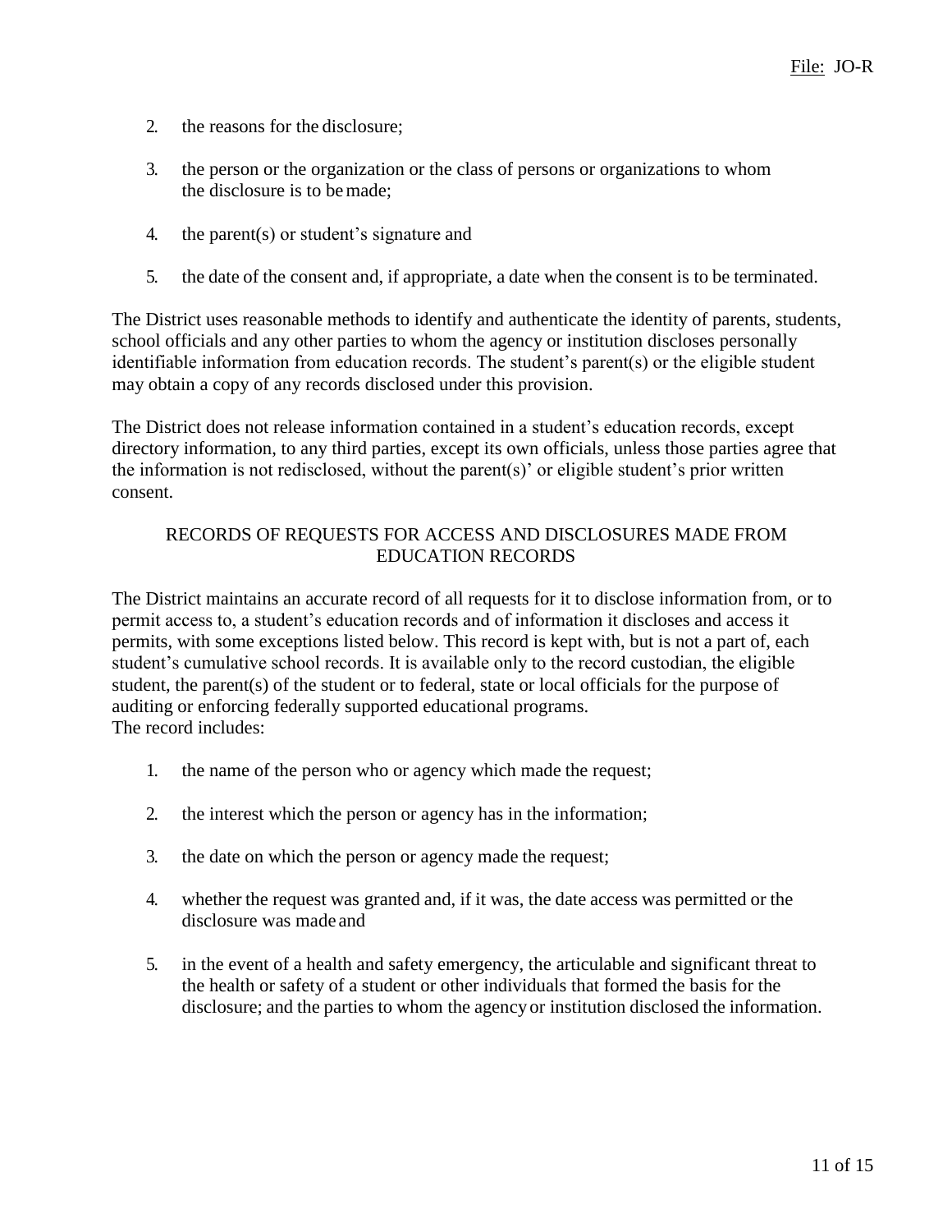2. the reasons for the disclosure;

3. the person or the organization or the class of persons or organizations to whom the disclosure is to be made;

4. the parent(s) or student's signature and

5. the date of the consent and, if appropriate, a date when the consent is to be terminated.

The District uses reasonable methods to identify and authenticate the identity of parents, students, school officials and any other parties to whom the agency or institution discloses personally identifiable information from education records. The student's parent(s) or the eligible student may obtain a copy of any records disclosed under this provision.

The District does not release information contained in a student's education records, except directory information, to any third parties, except its own officials, unless those parties agree that the information is not redisclosed, without the parent(s)' or eligible student's prior written consent.

## RECORDS OF REQUESTS FOR ACCESS AND DISCLOSURES MADE FROM EDUCATION RECORDS

The District maintains an accurate record of all requests for it to disclose information from, or to permit access to, a student's education records and of information it discloses and access it permits, with some exceptions listed below. This record is kept with, but is not a part of, each student's cumulative school records. It is available only to the record custodian, the eligible student, the parent(s) of the student or to federal, state or local officials for the purpose of auditing or enforcing federally supported educational programs.
The record includes:

1. the name of the person who or agency which made the request;

2. the interest which the person or agency has in the information;

3. the date on which the person or agency made the request;

4. whether the request was granted and, if it was, the date access was permitted or the disclosure was made and

5. in the event of a health and safety emergency, the articulable and significant threat to the health or safety of a student or other individuals that formed the basis for the disclosure; and the parties to whom the agency or institution disclosed the information.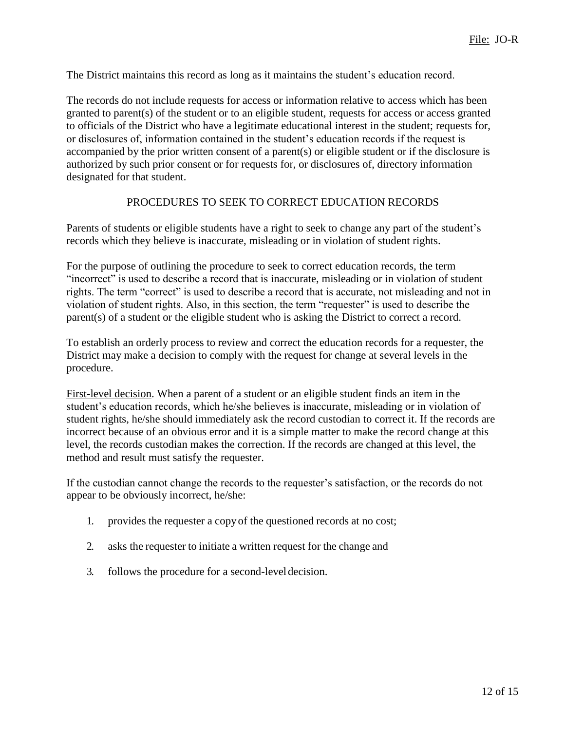The District maintains this record as long as it maintains the student's education record.

The records do not include requests for access or information relative to access which has been granted to parent(s) of the student or to an eligible student, requests for access or access granted to officials of the District who have a legitimate educational interest in the student; requests for, or disclosures of, information contained in the student's education records if the request is accompanied by the prior written consent of a parent(s) or eligible student or if the disclosure is authorized by such prior consent or for requests for, or disclosures of, directory information designated for that student.

## PROCEDURES TO SEEK TO CORRECT EDUCATION RECORDS

Parents of students or eligible students have a right to seek to change any part of the student's records which they believe is inaccurate, misleading or in violation of student rights.

For the purpose of outlining the procedure to seek to correct education records, the term "incorrect" is used to describe a record that is inaccurate, misleading or in violation of student rights. The term "correct" is used to describe a record that is accurate, not misleading and not in violation of student rights. Also, in this section, the term "requester" is used to describe the parent(s) of a student or the eligible student who is asking the District to correct a record.

To establish an orderly process to review and correct the education records for a requester, the District may make a decision to comply with the request for change at several levels in the procedure.

First-level decision. When a parent of a student or an eligible student finds an item in the student's education records, which he/she believes is inaccurate, misleading or in violation of student rights, he/she should immediately ask the record custodian to correct it. If the records are incorrect because of an obvious error and it is a simple matter to make the record change at this level, the records custodian makes the correction. If the records are changed at this level, the method and result must satisfy the requester.

If the custodian cannot change the records to the requester's satisfaction, or the records do not appear to be obviously incorrect, he/she:

1. provides the requester a copy of the questioned records at no cost;
2. asks the requester to initiate a written request for the change and
3. follows the procedure for a second-level decision.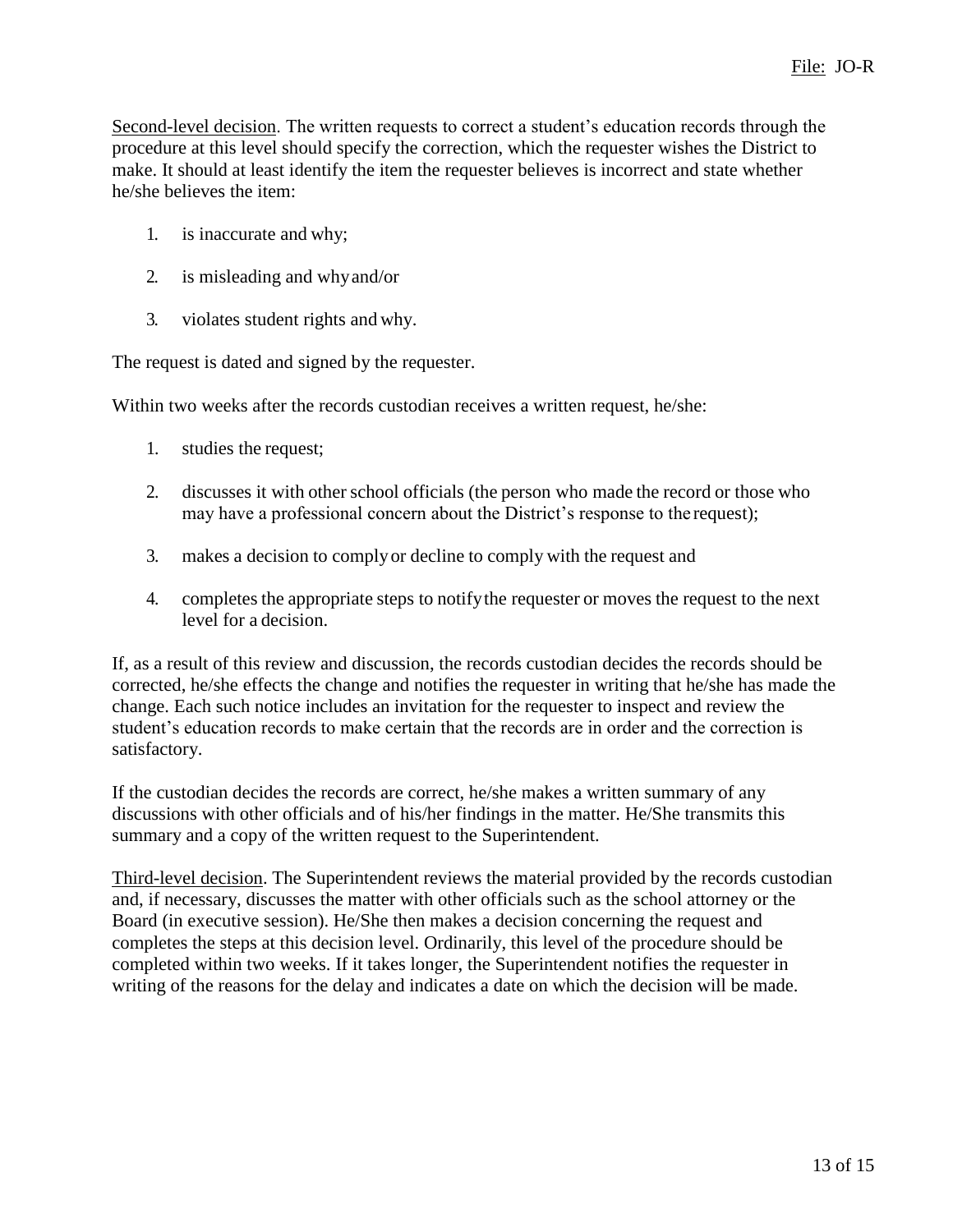Second-level decision. The written requests to correct a student's education records through the procedure at this level should specify the correction, which the requester wishes the District to make. It should at least identify the item the requester believes is incorrect and state whether he/she believes the item:

1. is inaccurate and why;
2. is misleading and why and/or
3. violates student rights and why.

The request is dated and signed by the requester.

Within two weeks after the records custodian receives a written request, he/she:

1. studies the request;
2. discusses it with other school officials (the person who made the record or those who may have a professional concern about the District's response to the request);
3. makes a decision to comply or decline to comply with the request and
4. completes the appropriate steps to notify the requester or moves the request to the next level for a decision.

If, as a result of this review and discussion, the records custodian decides the records should be corrected, he/she effects the change and notifies the requester in writing that he/she has made the change. Each such notice includes an invitation for the requester to inspect and review the student's education records to make certain that the records are in order and the correction is satisfactory.

If the custodian decides the records are correct, he/she makes a written summary of any discussions with other officials and of his/her findings in the matter. He/She transmits this summary and a copy of the written request to the Superintendent.

Third-level decision. The Superintendent reviews the material provided by the records custodian and, if necessary, discusses the matter with other officials such as the school attorney or the Board (in executive session). He/She then makes a decision concerning the request and completes the steps at this decision level. Ordinarily, this level of the procedure should be completed within two weeks. If it takes longer, the Superintendent notifies the requester in writing of the reasons for the delay and indicates a date on which the decision will be made.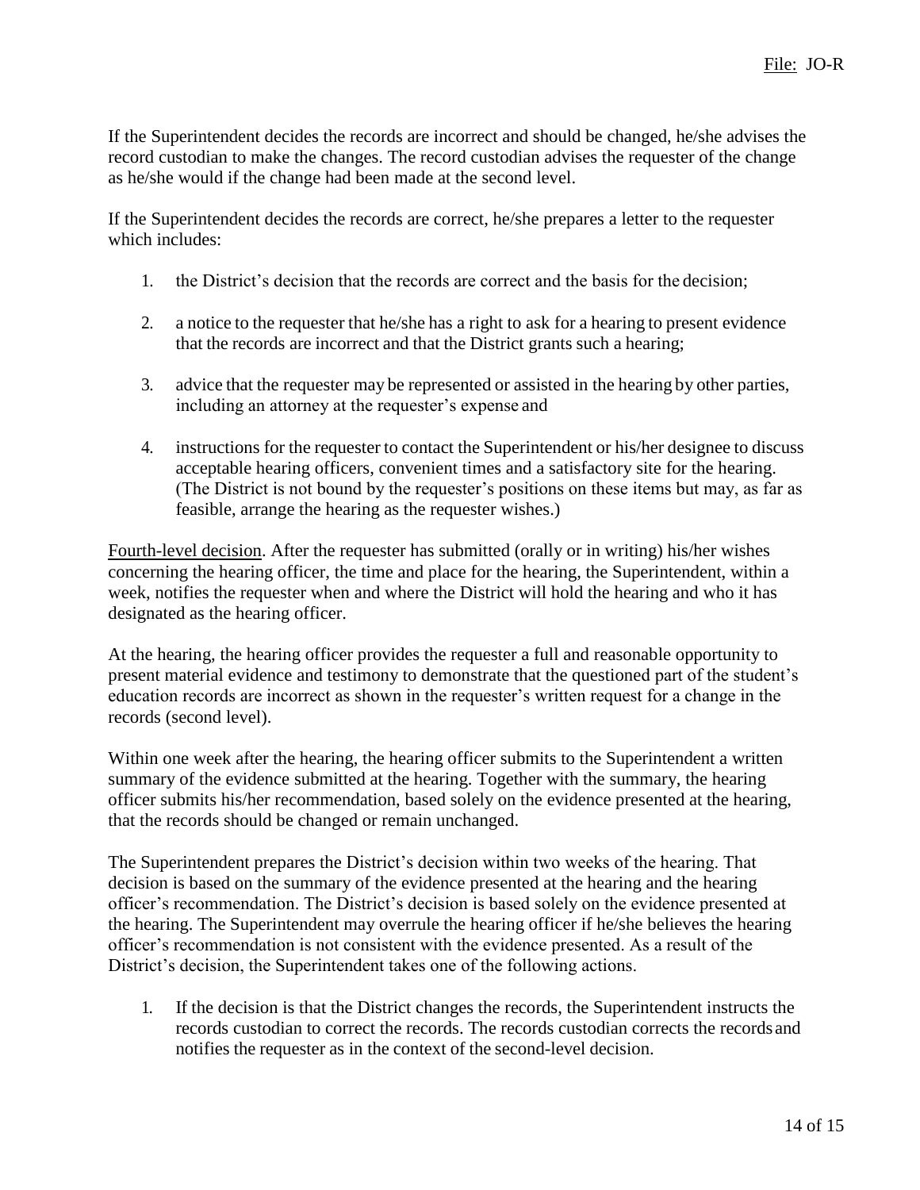If the Superintendent decides the records are incorrect and should be changed, he/she advises the record custodian to make the changes. The record custodian advises the requester of the change as he/she would if the change had been made at the second level.

If the Superintendent decides the records are correct, he/she prepares a letter to the requester which includes:

1. the District's decision that the records are correct and the basis for the decision;

2. a notice to the requester that he/she has a right to ask for a hearing to present evidence that the records are incorrect and that the District grants such a hearing;

3. advice that the requester may be represented or assisted in the hearing by other parties, including an attorney at the requester's expense and

4. instructions for the requester to contact the Superintendent or his/her designee to discuss acceptable hearing officers, convenient times and a satisfactory site for the hearing. (The District is not bound by the requester's positions on these items but may, as far as feasible, arrange the hearing as the requester wishes.)

<u>Fourth-level decision</u>. After the requester has submitted (orally or in writing) his/her wishes concerning the hearing officer, the time and place for the hearing, the Superintendent, within a week, notifies the requester when and where the District will hold the hearing and who it has designated as the hearing officer.

At the hearing, the hearing officer provides the requester a full and reasonable opportunity to present material evidence and testimony to demonstrate that the questioned part of the student's education records are incorrect as shown in the requester's written request for a change in the records (second level).

Within one week after the hearing, the hearing officer submits to the Superintendent a written summary of the evidence submitted at the hearing. Together with the summary, the hearing officer submits his/her recommendation, based solely on the evidence presented at the hearing, that the records should be changed or remain unchanged.

The Superintendent prepares the District's decision within two weeks of the hearing. That decision is based on the summary of the evidence presented at the hearing and the hearing officer's recommendation. The District's decision is based solely on the evidence presented at the hearing. The Superintendent may overrule the hearing officer if he/she believes the hearing officer's recommendation is not consistent with the evidence presented. As a result of the District's decision, the Superintendent takes one of the following actions.

1. If the decision is that the District changes the records, the Superintendent instructs the records custodian to correct the records. The records custodian corrects the records and notifies the requester as in the context of the second-level decision.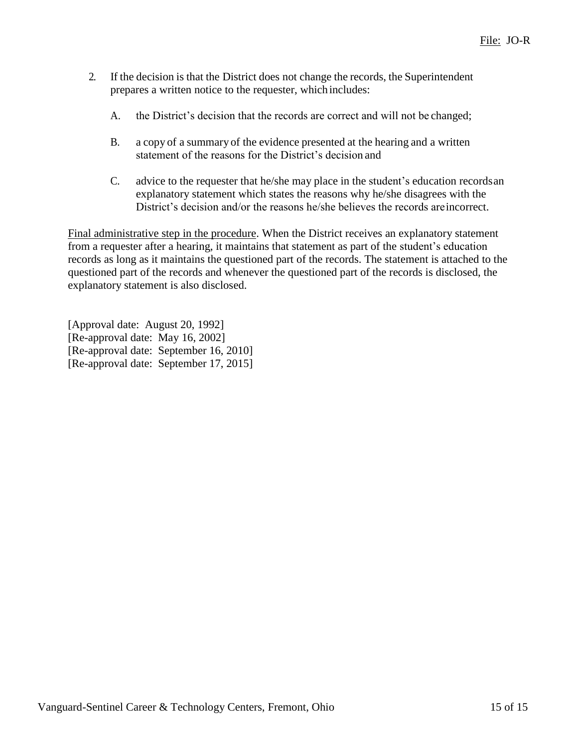2. If the decision is that the District does not change the records, the Superintendent prepares a written notice to the requester, which includes:

   A. the District's decision that the records are correct and will not be changed;

   B. a copy of a summary of the evidence presented at the hearing and a written statement of the reasons for the District's decision and

   C. advice to the requester that he/she may place in the student's education records an explanatory statement which states the reasons why he/she disagrees with the District's decision and/or the reasons he/she believes the records are incorrect.

Final administrative step in the procedure. When the District receives an explanatory statement from a requester after a hearing, it maintains that statement as part of the student's education records as long as it maintains the questioned part of the records. The statement is attached to the questioned part of the records and whenever the questioned part of the records is disclosed, the explanatory statement is also disclosed.

[Approval date: August 20, 1992]
[Re-approval date: May 16, 2002]
[Re-approval date: September 16, 2010]
[Re-approval date: September 17, 2015]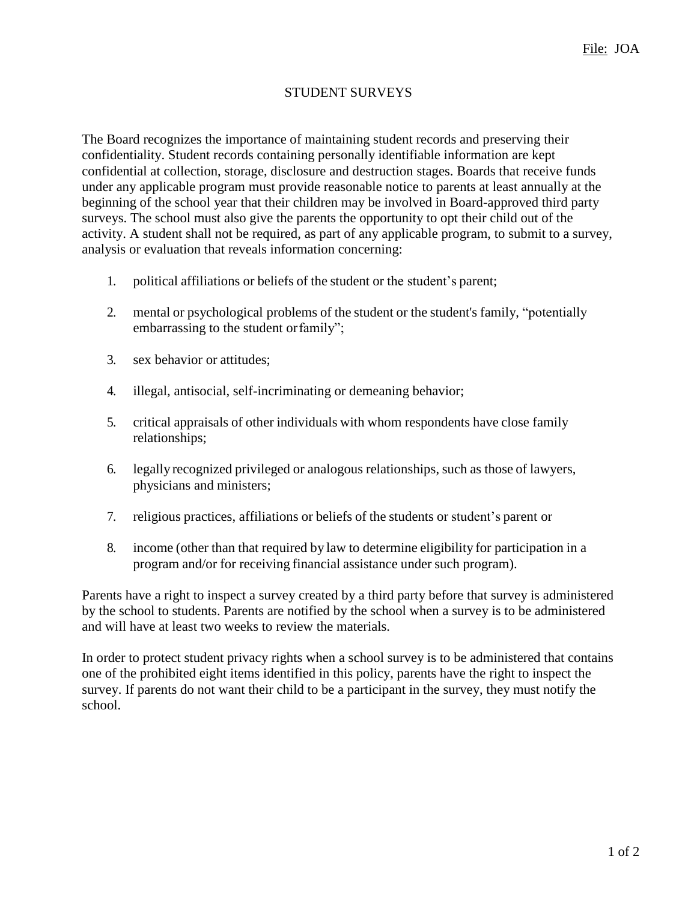File: JOA

# STUDENT SURVEYS

The Board recognizes the importance of maintaining student records and preserving their confidentiality. Student records containing personally identifiable information are kept confidential at collection, storage, disclosure and destruction stages. Boards that receive funds under any applicable program must provide reasonable notice to parents at least annually at the beginning of the school year that their children may be involved in Board-approved third party surveys. The school must also give the parents the opportunity to opt their child out of the activity. A student shall not be required, as part of any applicable program, to submit to a survey, analysis or evaluation that reveals information concerning:

1. political affiliations or beliefs of the student or the student's parent;
2. mental or psychological problems of the student or the student's family, "potentially embarrassing to the student or family";
3. sex behavior or attitudes;
4. illegal, antisocial, self-incriminating or demeaning behavior;
5. critical appraisals of other individuals with whom respondents have close family relationships;
6. legally recognized privileged or analogous relationships, such as those of lawyers, physicians and ministers;
7. religious practices, affiliations or beliefs of the students or student's parent or
8. income (other than that required by law to determine eligibility for participation in a program and/or for receiving financial assistance under such program).

Parents have a right to inspect a survey created by a third party before that survey is administered by the school to students. Parents are notified by the school when a survey is to be administered and will have at least two weeks to review the materials.

In order to protect student privacy rights when a school survey is to be administered that contains one of the prohibited eight items identified in this policy, parents have the right to inspect the survey. If parents do not want their child to be a participant in the survey, they must notify the school.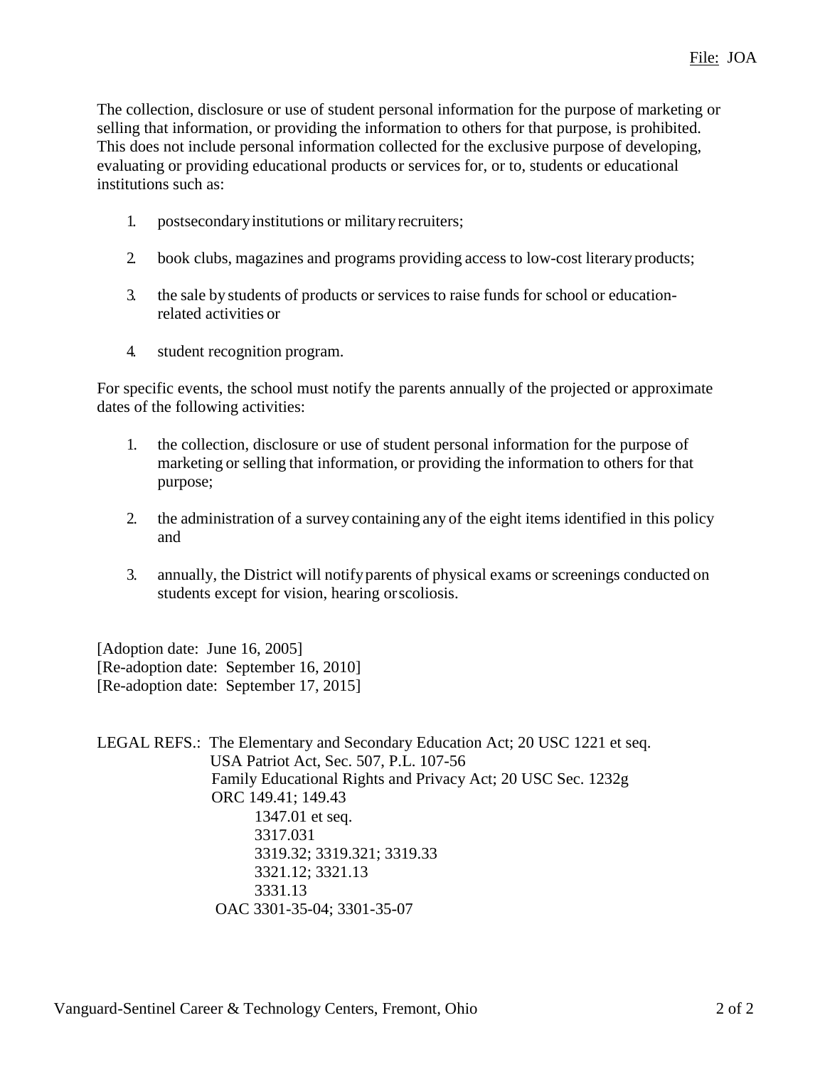The collection, disclosure or use of student personal information for the purpose of marketing or selling that information, or providing the information to others for that purpose, is prohibited. This does not include personal information collected for the exclusive purpose of developing, evaluating or providing educational products or services for, or to, students or educational institutions such as:

1. postsecondary institutions or military recruiters;
2. book clubs, magazines and programs providing access to low-cost literary products;
3. the sale by students of products or services to raise funds for school or education-related activities or
4. student recognition program.

For specific events, the school must notify the parents annually of the projected or approximate dates of the following activities:

1. the collection, disclosure or use of student personal information for the purpose of marketing or selling that information, or providing the information to others for that purpose;
2. the administration of a survey containing any of the eight items identified in this policy and
3. annually, the District will notify parents of physical exams or screenings conducted on students except for vision, hearing or scoliosis.

[Adoption date: June 16, 2005]
[Re-adoption date: September 16, 2010]
[Re-adoption date: September 17, 2015]

LEGAL REFS.: The Elementary and Secondary Education Act; 20 USC 1221 et seq.
USA Patriot Act, Sec. 507, P.L. 107-56
Family Educational Rights and Privacy Act; 20 USC Sec. 1232g
ORC 149.41; 149.43
1347.01 et seq.
3317.031
3319.32; 3319.321; 3319.33
3321.12; 3321.13
3331.13
OAC 3301-35-04; 3301-35-07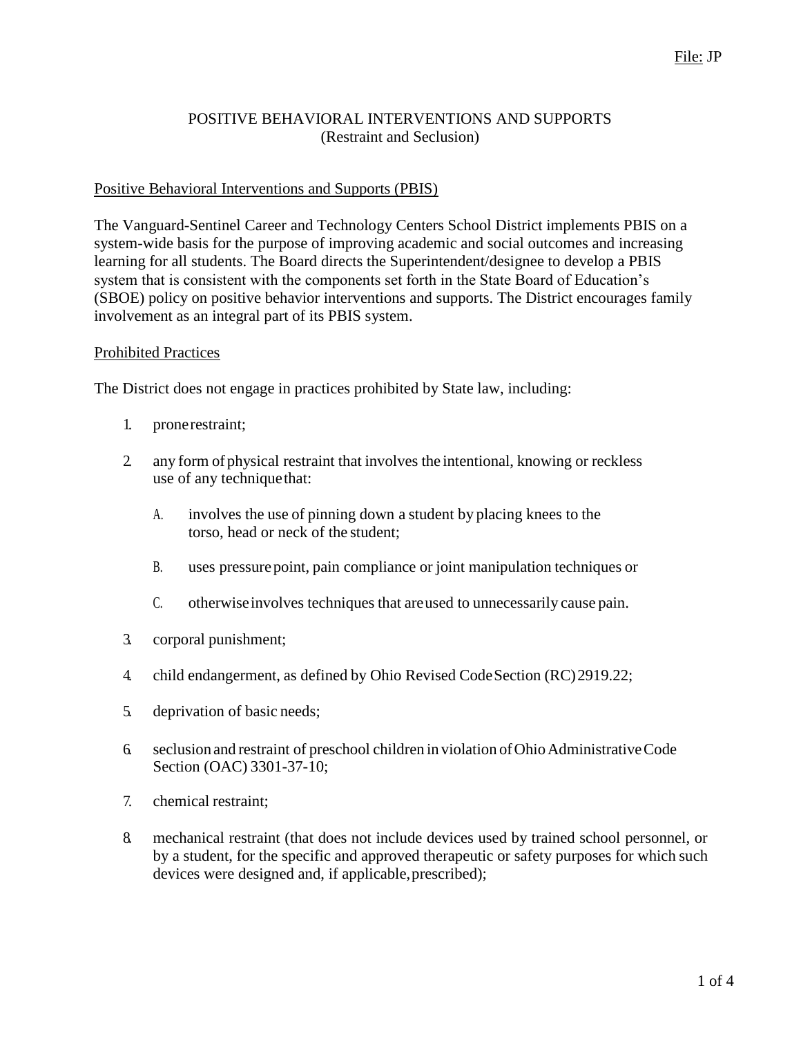File: JP

# POSITIVE BEHAVIORAL INTERVENTIONS AND SUPPORTS
(Restraint and Seclusion)

## Positive Behavioral Interventions and Supports (PBIS)

The Vanguard-Sentinel Career and Technology Centers School District implements PBIS on a system-wide basis for the purpose of improving academic and social outcomes and increasing learning for all students. The Board directs the Superintendent/designee to develop a PBIS system that is consistent with the components set forth in the State Board of Education's (SBOE) policy on positive behavior interventions and supports. The District encourages family involvement as an integral part of its PBIS system.

## Prohibited Practices

The District does not engage in practices prohibited by State law, including:

1. prone restraint;
2. any form of physical restraint that involves the intentional, knowing or reckless use of any technique that:
   A. involves the use of pinning down a student by placing knees to the torso, head or neck of the student;
   B. uses pressure point, pain compliance or joint manipulation techniques or
   C. otherwise involves techniques that are used to unnecessarily cause pain.
3. corporal punishment;
4. child endangerment, as defined by Ohio Revised Code Section (RC) 2919.22;
5. deprivation of basic needs;
6. seclusion and restraint of preschool children in violation of Ohio Administrative Code Section (OAC) 3301-37-10;
7. chemical restraint;
8. mechanical restraint (that does not include devices used by trained school personnel, or by a student, for the specific and approved therapeutic or safety purposes for which such devices were designed and, if applicable, prescribed);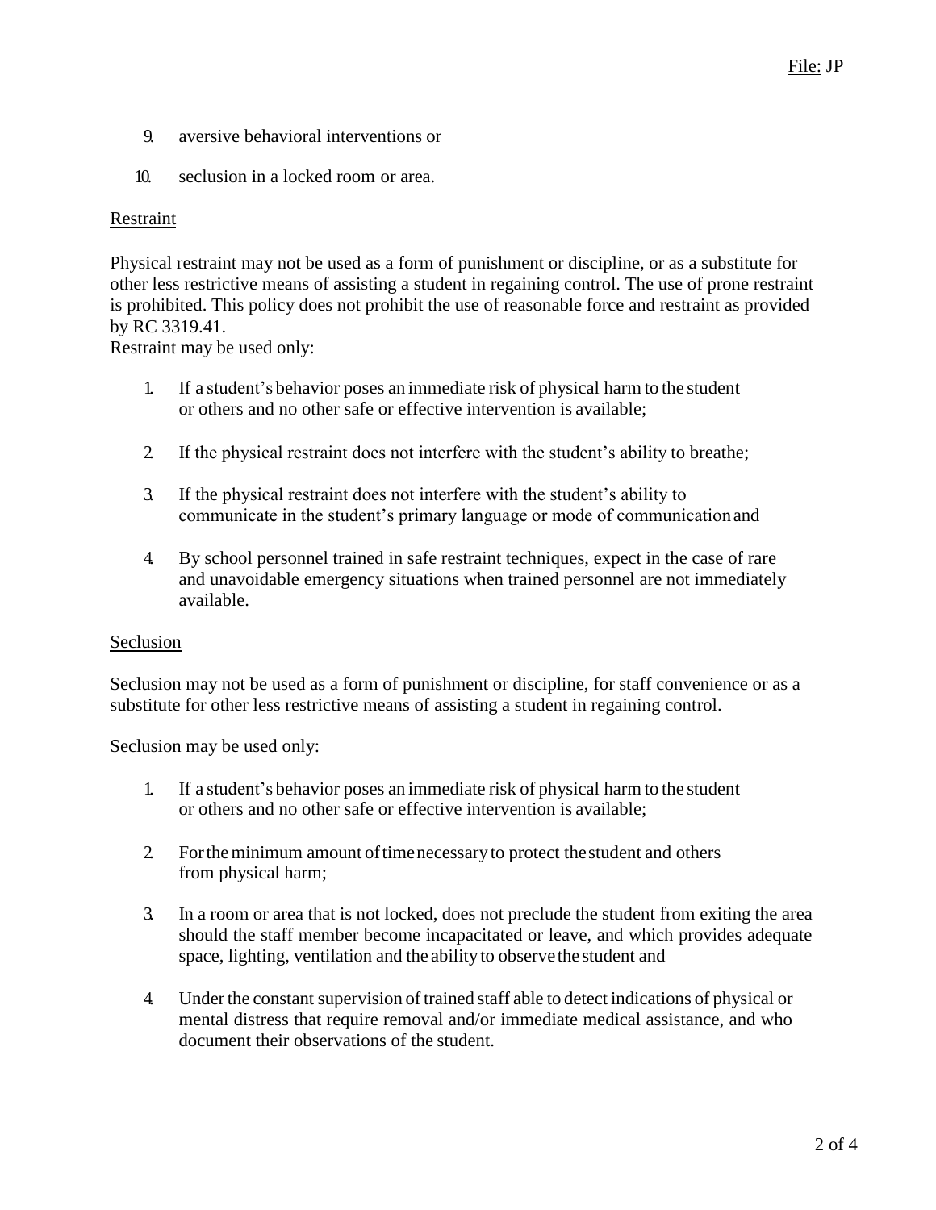9. aversive behavioral interventions or

10. seclusion in a locked room or area.

Restraint

Physical restraint may not be used as a form of punishment or discipline, or as a substitute for other less restrictive means of assisting a student in regaining control. The use of prone restraint is prohibited. This policy does not prohibit the use of reasonable force and restraint as provided by RC 3319.41.

Restraint may be used only:

1. If a student's behavior poses an immediate risk of physical harm to the student or others and no other safe or effective intervention is available;

2. If the physical restraint does not interfere with the student's ability to breathe;

3. If the physical restraint does not interfere with the student's ability to communicate in the student's primary language or mode of communication and

4. By school personnel trained in safe restraint techniques, expect in the case of rare and unavoidable emergency situations when trained personnel are not immediately available.

Seclusion

Seclusion may not be used as a form of punishment or discipline, for staff convenience or as a substitute for other less restrictive means of assisting a student in regaining control.

Seclusion may be used only:

1. If a student's behavior poses an immediate risk of physical harm to the student or others and no other safe or effective intervention is available;

2. For the minimum amount of time necessary to protect the student and others from physical harm;

3. In a room or area that is not locked, does not preclude the student from exiting the area should the staff member become incapacitated or leave, and which provides adequate space, lighting, ventilation and the ability to observe the student and

4. Under the constant supervision of trained staff able to detect indications of physical or mental distress that require removal and/or immediate medical assistance, and who document their observations of the student.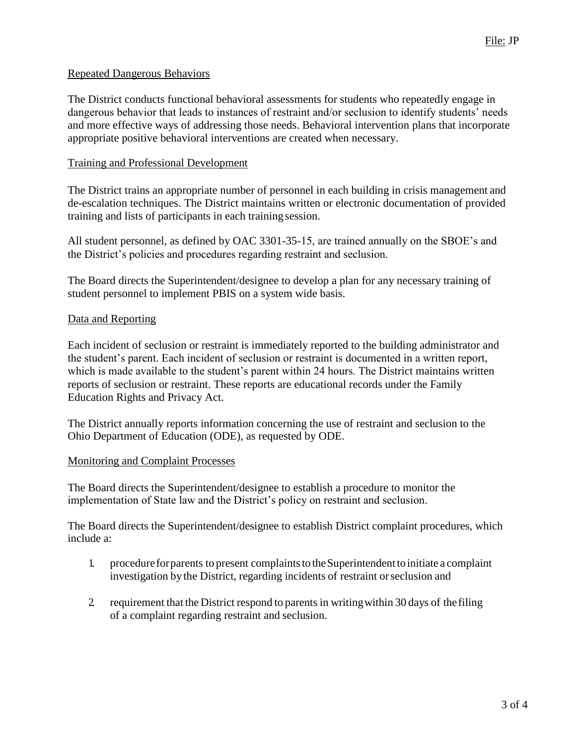## Repeated Dangerous Behaviors

The District conducts functional behavioral assessments for students who repeatedly engage in dangerous behavior that leads to instances of restraint and/or seclusion to identify students' needs and more effective ways of addressing those needs. Behavioral intervention plans that incorporate appropriate positive behavioral interventions are created when necessary.

## Training and Professional Development

The District trains an appropriate number of personnel in each building in crisis management and de-escalation techniques. The District maintains written or electronic documentation of provided training and lists of participants in each training session.

All student personnel, as defined by OAC 3301-35-15, are trained annually on the SBOE's and the District's policies and procedures regarding restraint and seclusion.

The Board directs the Superintendent/designee to develop a plan for any necessary training of student personnel to implement PBIS on a system wide basis.

## Data and Reporting

Each incident of seclusion or restraint is immediately reported to the building administrator and the student's parent. Each incident of seclusion or restraint is documented in a written report, which is made available to the student's parent within 24 hours. The District maintains written reports of seclusion or restraint. These reports are educational records under the Family Education Rights and Privacy Act.

The District annually reports information concerning the use of restraint and seclusion to the Ohio Department of Education (ODE), as requested by ODE.

## Monitoring and Complaint Processes

The Board directs the Superintendent/designee to establish a procedure to monitor the implementation of State law and the District's policy on restraint and seclusion.

The Board directs the Superintendent/designee to establish District complaint procedures, which include a:

1. procedure for parents to present complaints to the Superintendent to initiate a complaint investigation by the District, regarding incidents of restraint or seclusion and
2. requirement that the District respond to parents in writing within 30 days of the filing of a complaint regarding restraint and seclusion.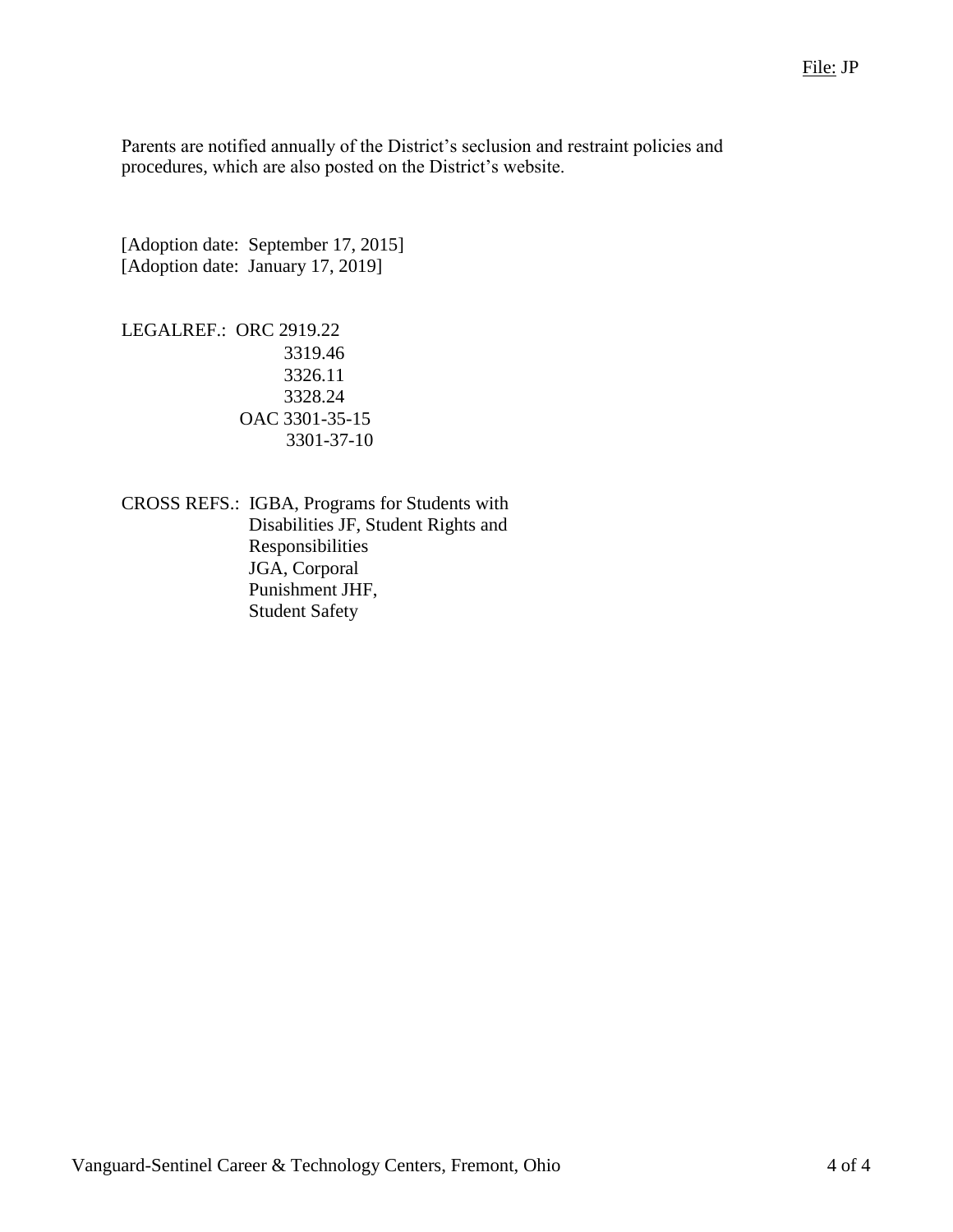Parents are notified annually of the District's seclusion and restraint policies and procedures, which are also posted on the District's website.

[Adoption date: September 17, 2015]
[Adoption date: January 17, 2019]

LEGALREF.: ORC 2919.22
3319.46
3326.11
3328.24
OAC 3301-35-15
3301-37-10

CROSS REFS.: IGBA, Programs for Students with Disabilities JF, Student Rights and Responsibilities
JGA, Corporal Punishment JHF,
Student Safety